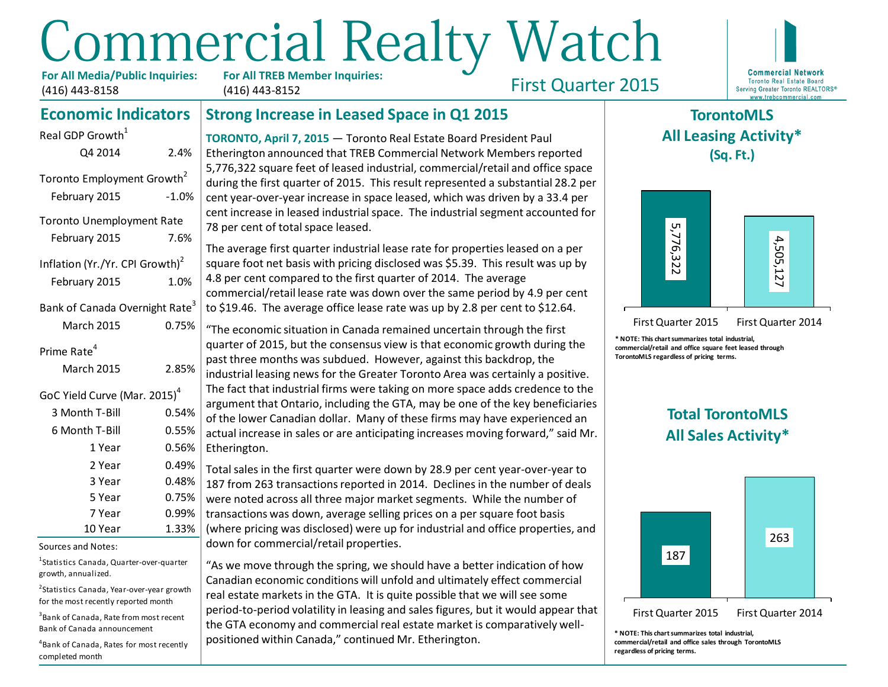# Commercial Realty Watch

**For All Media/Public Inquiries:** (416) 443-8158

**For All TREB Member Inquiries:** (416) 443-8152

First Quarter 2015

Commercial Network
Toronto Real Estate Board
Serving Greater Toronto REALTORS®
www.trebcommercial.com

## Economic Indicators

| Indicator | Value |
| --- | --- |
| **Real GDP Growth[1]** | |
| Q4 2014 | 2.4% |
| **Toronto Employment Growth[2]** | |
| February 2015 | -1.0% |
| **Toronto Unemployment Rate** | |
| February 2015 | 7.6% |
| **Inflation (Yr./Yr. CPI Growth)[2]** | |
| February 2015 | 1.0% |
| **Bank of Canada Overnight Rate[3]** | |
| March 2015 | 0.75% |
| **Prime Rate[4]** | |
| March 2015 | 2.85% |
| **GoC Yield Curve (Mar. 2015)[4]** | |
| 3 Month T-Bill | 0.54% |
| 6 Month T-Bill | 0.55% |
| 1 Year | 0.56% |
| 2 Year | 0.49% |
| 3 Year | 0.48% |
| 5 Year | 0.75% |
| 7 Year | 0.99% |
| 10 Year | 1.33% |

Sources and Notes:

[1] Statistics Canada, Quarter-over-quarter growth, annualized.

[2] Statistics Canada, Year-over-year growth for the most recently reported month

[3] Bank of Canada, Rate from most recent Bank of Canada announcement

[4] Bank of Canada, Rates for most recently completed month

## Strong Increase in Leased Space in Q1 2015

**TORONTO, April 7, 2015** — Toronto Real Estate Board President Paul Etherington announced that TREB Commercial Network Members reported 5,776,322 square feet of leased industrial, commercial/retail and office space during the first quarter of 2015. This result represented a substantial 28.2 per cent year-over-year increase in space leased, which was driven by a 33.4 per cent increase in leased industrial space. The industrial segment accounted for 78 per cent of total space leased.

The average first quarter industrial lease rate for properties leased on a per square foot net basis with pricing disclosed was $5.39. This result was up by 4.8 per cent compared to the first quarter of 2014. The average commercial/retail lease rate was down over the same period by 4.9 per cent to $19.46. The average office lease rate was up by 2.8 per cent to $12.64.

"The economic situation in Canada remained uncertain through the first quarter of 2015, but the consensus view is that economic growth during the past three months was subdued. However, against this backdrop, the industrial leasing news for the Greater Toronto Area was certainly a positive. The fact that industrial firms were taking on more space adds credence to the argument that Ontario, including the GTA, may be one of the key beneficiaries of the lower Canadian dollar. Many of these firms may have experienced an actual increase in sales or are anticipating increases moving forward," said Mr. Etherington.

Total sales in the first quarter were down by 28.9 per cent year-over-year to 187 from 263 transactions reported in 2014. Declines in the number of deals were noted across all three major market segments. While the number of transactions was down, average selling prices on a per square foot basis (where pricing was disclosed) were up for industrial and office properties, and down for commercial/retail properties.

"As we move through the spring, we should have a better indication of how Canadian economic conditions will unfold and ultimately effect commercial real estate markets in the GTA. It is quite possible that we will see some period-to-period volatility in leasing and sales figures, but it would appear that the GTA economy and commercial real estate market is comparatively well-positioned within Canada," continued Mr. Etherington.

### TorontoMLS All Leasing Activity* (Sq. Ft.)

| First Quarter 2015 | First Quarter 2014 |
| --- | --- |
| 5,776,322 | 4,505,127 |

**\* NOTE: This chart summarizes total industrial, commercial/retail and office square feet leased through TorontoMLS regardless of pricing terms.**

### Total TorontoMLS All Sales Activity*

| First Quarter 2015 | First Quarter 2014 |
| --- | --- |
| 187 | 263 |

**\* NOTE: This chart summarizes total industrial, commercial/retail and office sales through TorontoMLS regardless of pricing terms.**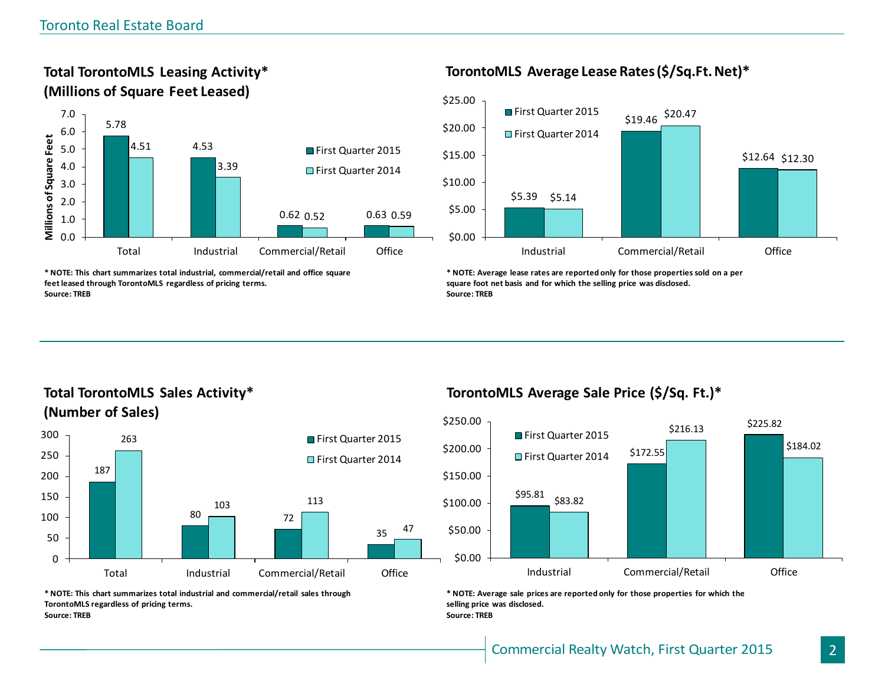## Total TorontoMLS Leasing Activity* (Millions of Square Feet Leased)

| | First Quarter 2015 | First Quarter 2014 |
|---|---|---|
| Total | 5.78 | 4.51 |
| Industrial | 4.53 | 3.39 |
| Commercial/Retail | 0.62 | 0.52 |
| Office | 0.63 | 0.59 |

**\* NOTE: This chart summarizes total industrial, commercial/retail and office square feet leased through TorontoMLS regardless of pricing terms.**
**Source: TREB**

## TorontoMLS Average Lease Rates ($/Sq.Ft. Net)*

| | First Quarter 2015 | First Quarter 2014 |
|---|---|---|
| Industrial | $5.39 | $5.14 |
| Commercial/Retail | $19.46 | $20.47 |
| Office | $12.64 | $12.30 |

**\* NOTE: Average lease rates are reported only for those properties sold on a per square foot net basis and for which the selling price was disclosed.**
**Source: TREB**

## Total TorontoMLS Sales Activity* (Number of Sales)

| | First Quarter 2015 | First Quarter 2014 |
|---|---|---|
| Total | 187 | 263 |
| Industrial | 80 | 103 |
| Commercial/Retail | 72 | 113 |
| Office | 35 | 47 |

**\* NOTE: This chart summarizes total industrial and commercial/retail sales through TorontoMLS regardless of pricing terms.**
**Source: TREB**

## TorontoMLS Average Sale Price ($/Sq. Ft.)*

| | First Quarter 2015 | First Quarter 2014 |
|---|---|---|
| Industrial | $95.81 | $83.82 |
| Commercial/Retail | $172.55 | $216.13 |
| Office | $225.82 | $184.02 |

**\* NOTE: Average sale prices are reported only for those properties for which the selling price was disclosed.**
**Source: TREB**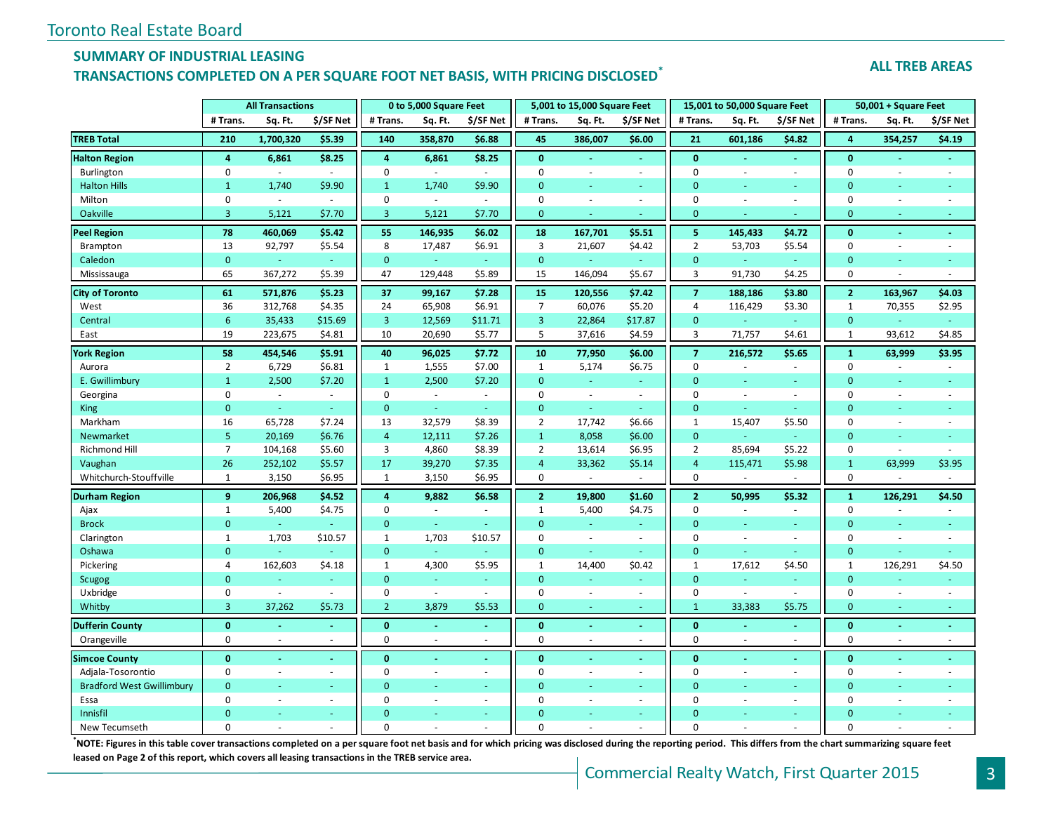Toronto Real Estate Board

## SUMMARY OF INDUSTRIAL LEASING
## TRANSACTIONS COMPLETED ON A PER SQUARE FOOT NET BASIS, WITH PRICING DISCLOSED*

**ALL TREB AREAS**

| | All Transactions | | | 0 to 5,000 Square Feet | | | 5,001 to 15,000 Square Feet | | | 15,001 to 50,000 Square Feet | | | 50,001 + Square Feet | | |
|---|---|---|---|---|---|---|---|---|---|---|---|---|---|---|---|
| | # Trans. | Sq. Ft. | $/SF Net | # Trans. | Sq. Ft. | $/SF Net | # Trans. | Sq. Ft. | $/SF Net | # Trans. | Sq. Ft. | $/SF Net | # Trans. | Sq. Ft. | $/SF Net |
| **TREB Total** | **210** | **1,700,320** | **$5.39** | **140** | **358,870** | **$6.88** | **45** | **386,007** | **$6.00** | **21** | **601,186** | **$4.82** | **4** | **354,257** | **$4.19** |
| **Halton Region** | **4** | **6,861** | **$8.25** | **4** | **6,861** | **$8.25** | **0** | **-** | **-** | **0** | **-** | **-** | **0** | **-** | **-** |
| Burlington | 0 | - | - | 0 | - | - | 0 | - | - | 0 | - | - | 0 | - | - |
| Halton Hills | 1 | 1,740 | $9.90 | 1 | 1,740 | $9.90 | 0 | - | - | 0 | - | - | 0 | - | - |
| Milton | 0 | - | - | 0 | - | - | 0 | - | - | 0 | - | - | 0 | - | - |
| Oakville | 3 | 5,121 | $7.70 | 3 | 5,121 | $7.70 | 0 | - | - | 0 | - | - | 0 | - | - |
| **Peel Region** | **78** | **460,069** | **$5.42** | **55** | **146,935** | **$6.02** | **18** | **167,701** | **$5.51** | **5** | **145,433** | **$4.72** | **0** | **-** | **-** |
| Brampton | 13 | 92,797 | $5.54 | 8 | 17,487 | $6.91 | 3 | 21,607 | $4.42 | 2 | 53,703 | $5.54 | 0 | - | - |
| Caledon | 0 | - | - | 0 | - | - | 0 | - | - | 0 | - | - | 0 | - | - |
| Mississauga | 65 | 367,272 | $5.39 | 47 | 129,448 | $5.89 | 15 | 146,094 | $5.67 | 3 | 91,730 | $4.25 | 0 | - | - |
| **City of Toronto** | **61** | **571,876** | **$5.23** | **37** | **99,167** | **$7.28** | **15** | **120,556** | **$7.42** | **7** | **188,186** | **$3.80** | **2** | **163,967** | **$4.03** |
| West | 36 | 312,768 | $4.35 | 24 | 65,908 | $6.91 | 7 | 60,076 | $5.20 | 4 | 116,429 | $3.30 | 1 | 70,355 | $2.95 |
| Central | 6 | 35,433 | $15.69 | 3 | 12,569 | $11.71 | 3 | 22,864 | $17.87 | 0 | - | - | 0 | - | - |
| East | 19 | 223,675 | $4.81 | 10 | 20,690 | $5.77 | 5 | 37,616 | $4.59 | 3 | 71,757 | $4.61 | 1 | 93,612 | $4.85 |
| **York Region** | **58** | **454,546** | **$5.91** | **40** | **96,025** | **$7.72** | **10** | **77,950** | **$6.00** | **7** | **216,572** | **$5.65** | **1** | **63,999** | **$3.95** |
| Aurora | 2 | 6,729 | $6.81 | 1 | 1,555 | $7.00 | 1 | 5,174 | $6.75 | 0 | - | - | 0 | - | - |
| E. Gwillimbury | 1 | 2,500 | $7.20 | 1 | 2,500 | $7.20 | 0 | - | - | 0 | - | - | 0 | - | - |
| Georgina | 0 | - | - | 0 | - | - | 0 | - | - | 0 | - | - | 0 | - | - |
| King | 0 | - | - | 0 | - | - | 0 | - | - | 0 | - | - | 0 | - | - |
| Markham | 16 | 65,728 | $7.24 | 13 | 32,579 | $8.39 | 2 | 17,742 | $6.66 | 1 | 15,407 | $5.50 | 0 | - | - |
| Newmarket | 5 | 20,169 | $6.76 | 4 | 12,111 | $7.26 | 1 | 8,058 | $6.00 | 0 | - | - | 0 | - | - |
| Richmond Hill | 7 | 104,168 | $5.60 | 3 | 4,860 | $8.39 | 2 | 13,614 | $6.95 | 2 | 85,694 | $5.22 | 0 | - | - |
| Vaughan | 26 | 252,102 | $5.57 | 17 | 39,270 | $7.35 | 4 | 33,362 | $5.14 | 4 | 115,471 | $5.98 | 1 | 63,999 | $3.95 |
| Whitchurch-Stouffville | 1 | 3,150 | $6.95 | 1 | 3,150 | $6.95 | 0 | - | - | 0 | - | - | 0 | - | - |
| **Durham Region** | **9** | **206,968** | **$4.52** | **4** | **9,882** | **$6.58** | **2** | **19,800** | **$1.60** | **2** | **50,995** | **$5.32** | **1** | **126,291** | **$4.50** |
| Ajax | 1 | 5,400 | $4.75 | 0 | - | - | 1 | 5,400 | $4.75 | 0 | - | - | 0 | - | - |
| Brock | 0 | - | - | 0 | - | - | 0 | - | - | 0 | - | - | 0 | - | - |
| Clarington | 1 | 1,703 | $10.57 | 1 | 1,703 | $10.57 | 0 | - | - | 0 | - | - | 0 | - | - |
| Oshawa | 0 | - | - | 0 | - | - | 0 | - | - | 0 | - | - | 0 | - | - |
| Pickering | 4 | 162,603 | $4.18 | 1 | 4,300 | $5.95 | 1 | 14,400 | $0.42 | 1 | 17,612 | $4.50 | 1 | 126,291 | $4.50 |
| Scugog | 0 | - | - | 0 | - | - | 0 | - | - | 0 | - | - | 0 | - | - |
| Uxbridge | 0 | - | - | 0 | - | - | 0 | - | - | 0 | - | - | 0 | - | - |
| Whitby | 3 | 37,262 | $5.73 | 2 | 3,879 | $5.53 | 0 | - | - | 1 | 33,383 | $5.75 | 0 | - | - |
| **Dufferin County** | **0** | **-** | **-** | **0** | **-** | **-** | **0** | **-** | **-** | **0** | **-** | **-** | **0** | **-** | **-** |
| Orangeville | 0 | - | - | 0 | - | - | 0 | - | - | 0 | - | - | 0 | - | - |
| **Simcoe County** | **0** | **-** | **-** | **0** | **-** | **-** | **0** | **-** | **-** | **0** | **-** | **-** | **0** | **-** | **-** |
| Adjala-Tosorontio | 0 | - | - | 0 | - | - | 0 | - | - | 0 | - | - | 0 | - | - |
| Bradford West Gwillimbury | 0 | - | - | 0 | - | - | 0 | - | - | 0 | - | - | 0 | - | - |
| Essa | 0 | - | - | 0 | - | - | 0 | - | - | 0 | - | - | 0 | - | - |
| Innisfil | 0 | - | - | 0 | - | - | 0 | - | - | 0 | - | - | 0 | - | - |
| New Tecumseth | 0 | - | - | 0 | - | - | 0 | - | - | 0 | - | - | 0 | - | - |

**\*NOTE: Figures in this table cover transactions completed on a per square foot net basis and for which pricing was disclosed during the reporting period. This differs from the chart summarizing square feet leased on Page 2 of this report, which covers all leasing transactions in the TREB service area.**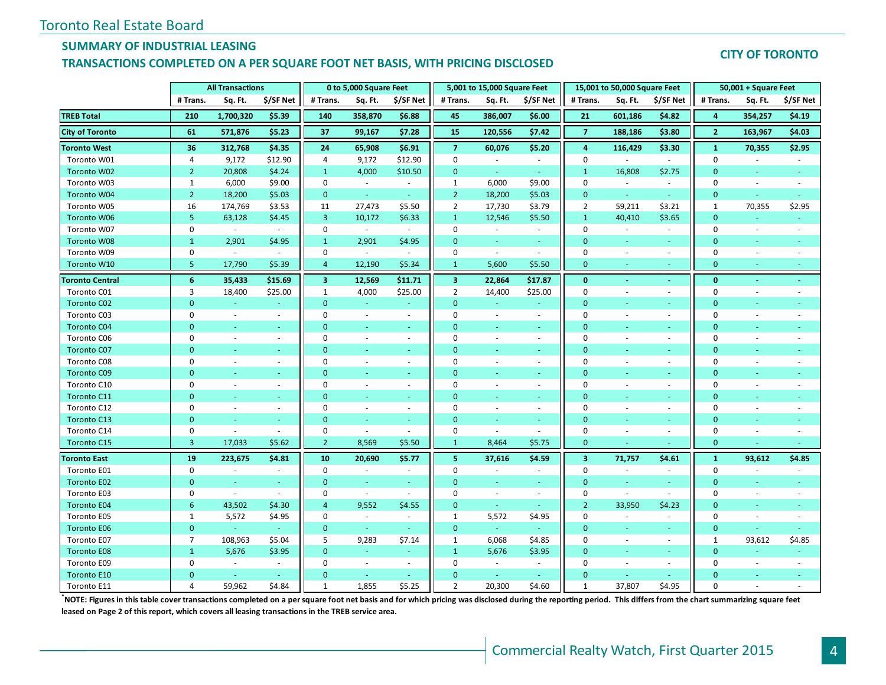## SUMMARY OF INDUSTRIAL LEASING

## TRANSACTIONS COMPLETED ON A PER SQUARE FOOT NET BASIS, WITH PRICING DISCLOSED

**CITY OF TORONTO**

| | All Transactions | | | 0 to 5,000 Square Feet | | | 5,001 to 15,000 Square Feet | | | 15,001 to 50,000 Square Feet | | | 50,001 + Square Feet | | |
|---|---|---|---|---|---|---|---|---|---|---|---|---|---|---|---|
| | # Trans. | Sq. Ft. | $/SF Net | # Trans. | Sq. Ft. | $/SF Net | # Trans. | Sq. Ft. | $/SF Net | # Trans. | Sq. Ft. | $/SF Net | # Trans. | Sq. Ft. | $/SF Net |
| **TREB Total** | **210** | **1,700,320** | **$5.39** | **140** | **358,870** | **$6.88** | **45** | **386,007** | **$6.00** | **21** | **601,186** | **$4.82** | **4** | **354,257** | **$4.19** |
| **City of Toronto** | **61** | **571,876** | **$5.23** | **37** | **99,167** | **$7.28** | **15** | **120,556** | **$7.42** | **7** | **188,186** | **$3.80** | **2** | **163,967** | **$4.03** |
| **Toronto West** | **36** | **312,768** | **$4.35** | **24** | **65,908** | **$6.91** | **7** | **60,076** | **$5.20** | **4** | **116,429** | **$3.30** | **1** | **70,355** | **$2.95** |
| Toronto W01 | 4 | 9,172 | $12.90 | 4 | 9,172 | $12.90 | 0 | - | - | 0 | - | - | 0 | - | - |
| Toronto W02 | 2 | 20,808 | $4.24 | 1 | 4,000 | $10.50 | 0 | - | - | 1 | 16,808 | $2.75 | 0 | - | - |
| Toronto W03 | 1 | 6,000 | $9.00 | 0 | - | - | 1 | 6,000 | $9.00 | 0 | - | - | 0 | - | - |
| Toronto W04 | 2 | 18,200 | $5.03 | 0 | - | - | 2 | 18,200 | $5.03 | 0 | - | - | 0 | - | - |
| Toronto W05 | 16 | 174,769 | $3.53 | 11 | 27,473 | $5.50 | 2 | 17,730 | $3.79 | 2 | 59,211 | $3.21 | 1 | 70,355 | $2.95 |
| Toronto W06 | 5 | 63,128 | $4.45 | 3 | 10,172 | $6.33 | 1 | 12,546 | $5.50 | 1 | 40,410 | $3.65 | 0 | - | - |
| Toronto W07 | 0 | - | - | 0 | - | - | 0 | - | - | 0 | - | - | 0 | - | - |
| Toronto W08 | 1 | 2,901 | $4.95 | 1 | 2,901 | $4.95 | 0 | - | - | 0 | - | - | 0 | - | - |
| Toronto W09 | 0 | - | - | 0 | - | - | 0 | - | - | 0 | - | - | 0 | - | - |
| Toronto W10 | 5 | 17,790 | $5.39 | 4 | 12,190 | $5.34 | 1 | 5,600 | $5.50 | 0 | - | - | 0 | - | - |
| **Toronto Central** | **6** | **35,433** | **$15.69** | **3** | **12,569** | **$11.71** | **3** | **22,864** | **$17.87** | **0** | **-** | **-** | **0** | **-** | **-** |
| Toronto C01 | 3 | 18,400 | $25.00 | 1 | 4,000 | $25.00 | 2 | 14,400 | $25.00 | 0 | - | - | 0 | - | - |
| Toronto C02 | 0 | - | - | 0 | - | - | 0 | - | - | 0 | - | - | 0 | - | - |
| Toronto C03 | 0 | - | - | 0 | - | - | 0 | - | - | 0 | - | - | 0 | - | - |
| Toronto C04 | 0 | - | - | 0 | - | - | 0 | - | - | 0 | - | - | 0 | - | - |
| Toronto C06 | 0 | - | - | 0 | - | - | 0 | - | - | 0 | - | - | 0 | - | - |
| Toronto C07 | 0 | - | - | 0 | - | - | 0 | - | - | 0 | - | - | 0 | - | - |
| Toronto C08 | 0 | - | - | 0 | - | - | 0 | - | - | 0 | - | - | 0 | - | - |
| Toronto C09 | 0 | - | - | 0 | - | - | 0 | - | - | 0 | - | - | 0 | - | - |
| Toronto C10 | 0 | - | - | 0 | - | - | 0 | - | - | 0 | - | - | 0 | - | - |
| Toronto C11 | 0 | - | - | 0 | - | - | 0 | - | - | 0 | - | - | 0 | - | - |
| Toronto C12 | 0 | - | - | 0 | - | - | 0 | - | - | 0 | - | - | 0 | - | - |
| Toronto C13 | 0 | - | - | 0 | - | - | 0 | - | - | 0 | - | - | 0 | - | - |
| Toronto C14 | 0 | - | - | 0 | - | - | 0 | - | - | 0 | - | - | 0 | - | - |
| Toronto C15 | 3 | 17,033 | $5.62 | 2 | 8,569 | $5.50 | 1 | 8,464 | $5.75 | 0 | - | - | 0 | - | - |
| **Toronto East** | **19** | **223,675** | **$4.81** | **10** | **20,690** | **$5.77** | **5** | **37,616** | **$4.59** | **3** | **71,757** | **$4.61** | **1** | **93,612** | **$4.85** |
| Toronto E01 | 0 | - | - | 0 | - | - | 0 | - | - | 0 | - | - | 0 | - | - |
| Toronto E02 | 0 | - | - | 0 | - | - | 0 | - | - | 0 | - | - | 0 | - | - |
| Toronto E03 | 0 | - | - | 0 | - | - | 0 | - | - | 0 | - | - | 0 | - | - |
| Toronto E04 | 6 | 43,502 | $4.30 | 4 | 9,552 | $4.55 | 0 | - | - | 2 | 33,950 | $4.23 | 0 | - | - |
| Toronto E05 | 1 | 5,572 | $4.95 | 0 | - | - | 1 | 5,572 | $4.95 | 0 | - | - | 0 | - | - |
| Toronto E06 | 0 | - | - | 0 | - | - | 0 | - | - | 0 | - | - | 0 | - | - |
| Toronto E07 | 7 | 108,963 | $5.04 | 5 | 9,283 | $7.14 | 1 | 6,068 | $4.85 | 0 | - | - | 1 | 93,612 | $4.85 |
| Toronto E08 | 1 | 5,676 | $3.95 | 0 | - | - | 1 | 5,676 | $3.95 | 0 | - | - | 0 | - | - |
| Toronto E09 | 0 | - | - | 0 | - | - | 0 | - | - | 0 | - | - | 0 | - | - |
| Toronto E10 | 0 | - | - | 0 | - | - | 0 | - | - | 0 | - | - | 0 | - | - |
| Toronto E11 | 4 | 59,962 | $4.84 | 1 | 1,855 | $5.25 | 2 | 20,300 | $4.60 | 1 | 37,807 | $4.95 | 0 | - | - |

**\*NOTE: Figures in this table cover transactions completed on a per square foot net basis and for which pricing was disclosed during the reporting period. This differs from the chart summarizing square feet leased on Page 2 of this report, which covers all leasing transactions in the TREB service area.**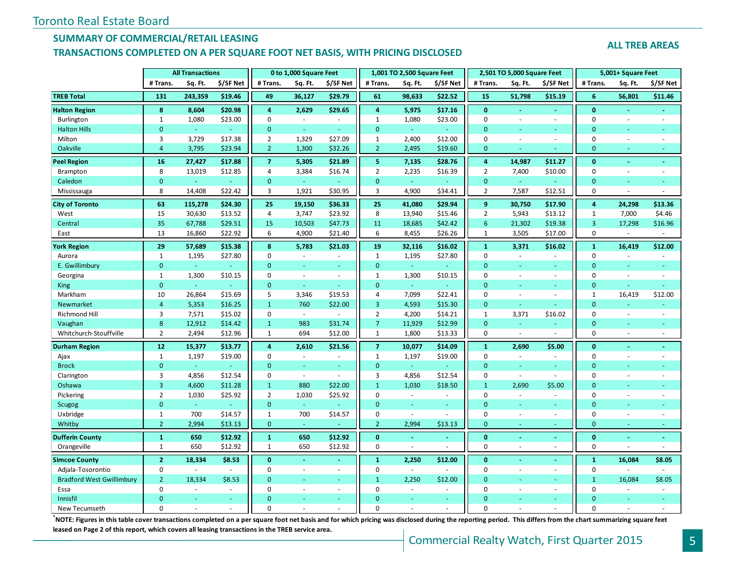Toronto Real Estate Board

## SUMMARY OF COMMERCIAL/RETAIL LEASING
## TRANSACTIONS COMPLETED ON A PER SQUARE FOOT NET BASIS, WITH PRICING DISCLOSED

**ALL TREB AREAS**

| | All Transactions | | | 0 to 1,000 Square Feet | | | 1,001 TO 2,500 Square Feet | | | 2,501 TO 5,000 Square Feet | | | 5,001+ Square Feet | | |
|---|---|---|---|---|---|---|---|---|---|---|---|---|---|---|---|
| | # Trans. | Sq. Ft. | $/SF Net | # Trans. | Sq. Ft. | $/SF Net | # Trans. | Sq. Ft. | $/SF Net | # Trans. | Sq. Ft. | $/SF Net | # Trans. | Sq. Ft. | $/SF Net |
| **TREB Total** | **131** | **243,359** | **$19.46** | **49** | **36,127** | **$29.79** | **61** | **98,633** | **$22.52** | **15** | **51,798** | **$15.19** | **6** | **56,801** | **$11.46** |
| **Halton Region** | **8** | **8,604** | **$20.98** | **4** | **2,629** | **$29.65** | **4** | **5,975** | **$17.16** | **0** | **-** | **-** | **0** | **-** | **-** |
| Burlington | 1 | 1,080 | $23.00 | 0 | - | - | 1 | 1,080 | $23.00 | 0 | - | - | 0 | - | - |
| Halton Hills | 0 | - | - | 0 | - | - | 0 | - | - | 0 | - | - | 0 | - | - |
| Milton | 3 | 3,729 | $17.38 | 2 | 1,329 | $27.09 | 1 | 2,400 | $12.00 | 0 | - | - | 0 | - | - |
| Oakville | 4 | 3,795 | $23.94 | 2 | 1,300 | $32.26 | 2 | 2,495 | $19.60 | 0 | - | - | 0 | - | - |
| **Peel Region** | **16** | **27,427** | **$17.88** | **7** | **5,305** | **$21.89** | **5** | **7,135** | **$28.76** | **4** | **14,987** | **$11.27** | **0** | **-** | **-** |
| Brampton | 8 | 13,019 | $12.85 | 4 | 3,384 | $16.74 | 2 | 2,235 | $16.39 | 2 | 7,400 | $10.00 | 0 | - | - |
| Caledon | 0 | - | - | 0 | - | - | 0 | - | - | 0 | - | - | 0 | - | - |
| Mississauga | 8 | 14,408 | $22.42 | 3 | 1,921 | $30.95 | 3 | 4,900 | $34.41 | 2 | 7,587 | $12.51 | 0 | - | - |
| **City of Toronto** | **63** | **115,278** | **$24.30** | **25** | **19,150** | **$36.33** | **25** | **41,080** | **$29.94** | **9** | **30,750** | **$17.90** | **4** | **24,298** | **$13.36** |
| West | 15 | 30,630 | $13.52 | 4 | 3,747 | $23.92 | 8 | 13,940 | $15.46 | 2 | 5,943 | $13.12 | 1 | 7,000 | $4.46 |
| Central | 35 | 67,788 | $29.51 | 15 | 10,503 | $47.73 | 11 | 18,685 | $42.42 | 6 | 21,302 | $19.38 | 3 | 17,298 | $16.96 |
| East | 13 | 16,860 | $22.92 | 6 | 4,900 | $21.40 | 6 | 8,455 | $26.26 | 1 | 3,505 | $17.00 | 0 | - | - |
| **York Region** | **29** | **57,689** | **$15.38** | **8** | **5,783** | **$21.03** | **19** | **32,116** | **$16.02** | **1** | **3,371** | **$16.02** | **1** | **16,419** | **$12.00** |
| Aurora | 1 | 1,195 | $27.80 | 0 | - | - | 1 | 1,195 | $27.80 | 0 | - | - | 0 | - | - |
| E. Gwillimbury | 0 | - | - | 0 | - | - | 0 | - | - | 0 | - | - | 0 | - | - |
| Georgina | 1 | 1,300 | $10.15 | 0 | - | - | 1 | 1,300 | $10.15 | 0 | - | - | 0 | - | - |
| King | 0 | - | - | 0 | - | - | 0 | - | - | 0 | - | - | 0 | - | - |
| Markham | 10 | 26,864 | $15.69 | 5 | 3,346 | $19.53 | 4 | 7,099 | $22.41 | 0 | - | - | 1 | 16,419 | $12.00 |
| Newmarket | 4 | 5,353 | $16.25 | 1 | 760 | $22.00 | 3 | 4,593 | $15.30 | 0 | - | - | 0 | - | - |
| Richmond Hill | 3 | 7,571 | $15.02 | 0 | - | - | 2 | 4,200 | $14.21 | 1 | 3,371 | $16.02 | 0 | - | - |
| Vaughan | 8 | 12,912 | $14.42 | 1 | 983 | $31.74 | 7 | 11,929 | $12.99 | 0 | - | - | 0 | - | - |
| Whitchurch-Stouffville | 2 | 2,494 | $12.96 | 1 | 694 | $12.00 | 1 | 1,800 | $13.33 | 0 | - | - | 0 | - | - |
| **Durham Region** | **12** | **15,377** | **$13.77** | **4** | **2,610** | **$21.56** | **7** | **10,077** | **$14.09** | **1** | **2,690** | **$5.00** | **0** | **-** | **-** |
| Ajax | 1 | 1,197 | $19.00 | 0 | - | - | 1 | 1,197 | $19.00 | 0 | - | - | 0 | - | - |
| Brock | 0 | - | - | 0 | - | - | 0 | - | - | 0 | - | - | 0 | - | - |
| Clarington | 3 | 4,856 | $12.54 | 0 | - | - | 3 | 4,856 | $12.54 | 0 | - | - | 0 | - | - |
| Oshawa | 3 | 4,600 | $11.28 | 1 | 880 | $22.00 | 1 | 1,030 | $18.50 | 1 | 2,690 | $5.00 | 0 | - | - |
| Pickering | 2 | 1,030 | $25.92 | 2 | 1,030 | $25.92 | 0 | - | - | 0 | - | - | 0 | - | - |
| Scugog | 0 | - | - | 0 | - | - | 0 | - | - | 0 | - | - | 0 | - | - |
| Uxbridge | 1 | 700 | $14.57 | 1 | 700 | $14.57 | 0 | - | - | 0 | - | - | 0 | - | - |
| Whitby | 2 | 2,994 | $13.13 | 0 | - | - | 2 | 2,994 | $13.13 | 0 | - | - | 0 | - | - |
| **Dufferin County** | **1** | **650** | **$12.92** | **1** | **650** | **$12.92** | **0** | **-** | **-** | **0** | **-** | **-** | **0** | **-** | **-** |
| Orangeville | 1 | 650 | $12.92 | 1 | 650 | $12.92 | 0 | - | - | 0 | - | - | 0 | - | - |
| **Simcoe County** | **2** | **18,334** | **$8.53** | **0** | **-** | **-** | **1** | **2,250** | **$12.00** | **0** | **-** | **-** | **1** | **16,084** | **$8.05** |
| Adjala-Tosorontio | 0 | - | - | 0 | - | - | 0 | - | - | 0 | - | - | 0 | - | - |
| Bradford West Gwillimbury | 2 | 18,334 | $8.53 | 0 | - | - | 1 | 2,250 | $12.00 | 0 | - | - | 1 | 16,084 | $8.05 |
| Essa | 0 | - | - | 0 | - | - | 0 | - | - | 0 | - | - | 0 | - | - |
| Innisfil | 0 | - | - | 0 | - | - | 0 | - | - | 0 | - | - | 0 | - | - |
| New Tecumseth | 0 | - | - | 0 | - | - | 0 | - | - | 0 | - | - | 0 | - | - |

**\*NOTE: Figures in this table cover transactions completed on a per square foot net basis and for which pricing was disclosed during the reporting period. This differs from the chart summarizing square feet leased on Page 2 of this report, which covers all leasing transactions in the TREB service area.**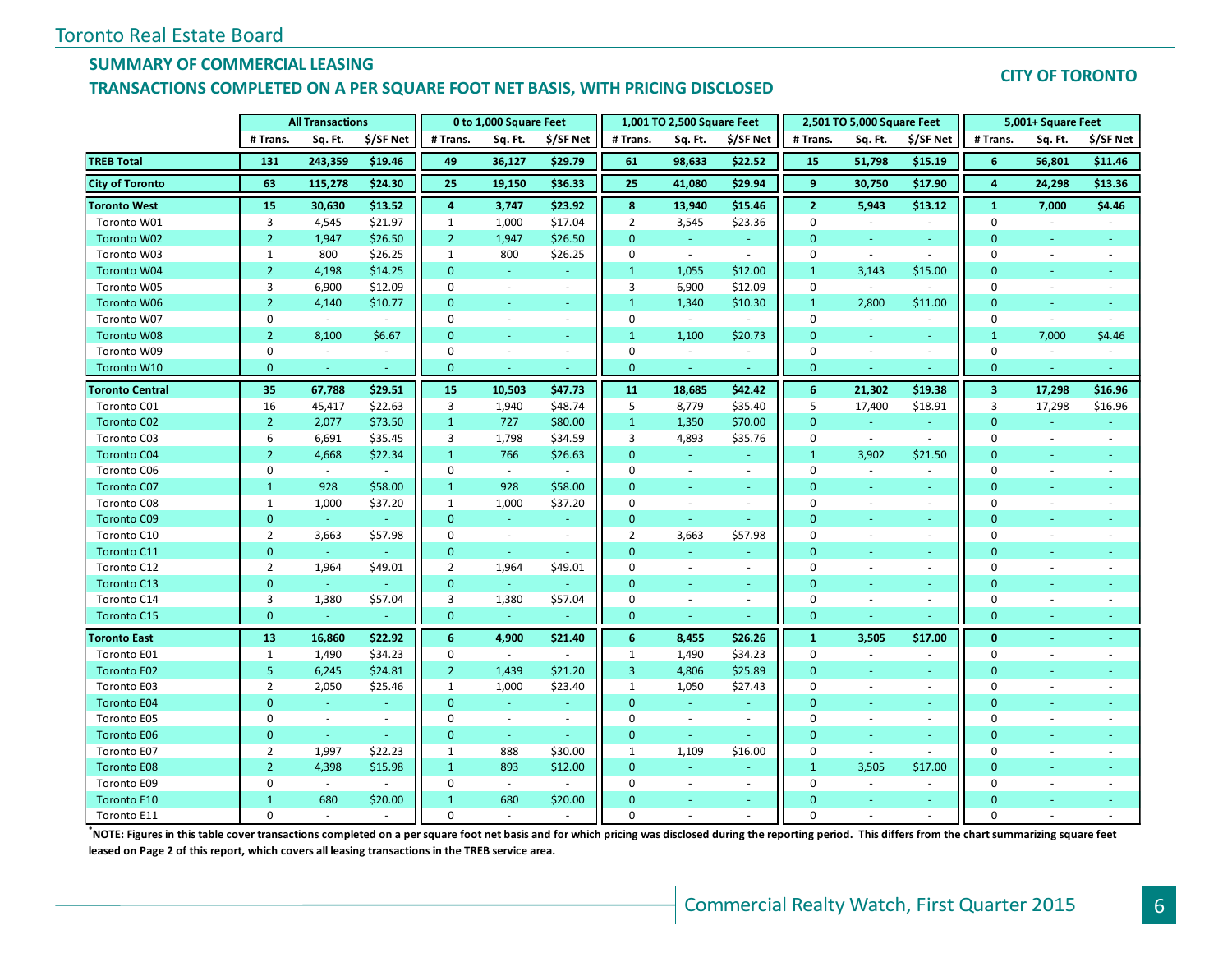Toronto Real Estate Board

## SUMMARY OF COMMERCIAL LEASING

## TRANSACTIONS COMPLETED ON A PER SQUARE FOOT NET BASIS, WITH PRICING DISCLOSED

**CITY OF TORONTO**

| | All Transactions | | | 0 to 1,000 Square Feet | | | 1,001 TO 2,500 Square Feet | | | 2,501 TO 5,000 Square Feet | | | 5,001+ Square Feet | | |
|---|---|---|---|---|---|---|---|---|---|---|---|---|---|---|---|
| | # Trans. | Sq. Ft. | $/SF Net | # Trans. | Sq. Ft. | $/SF Net | # Trans. | Sq. Ft. | $/SF Net | # Trans. | Sq. Ft. | $/SF Net | # Trans. | Sq. Ft. | $/SF Net |
| **TREB Total** | **131** | **243,359** | **$19.46** | **49** | **36,127** | **$29.79** | **61** | **98,633** | **$22.52** | **15** | **51,798** | **$15.19** | **6** | **56,801** | **$11.46** |
| **City of Toronto** | **63** | **115,278** | **$24.30** | **25** | **19,150** | **$36.33** | **25** | **41,080** | **$29.94** | **9** | **30,750** | **$17.90** | **4** | **24,298** | **$13.36** |
| **Toronto West** | **15** | **30,630** | **$13.52** | **4** | **3,747** | **$23.92** | **8** | **13,940** | **$15.46** | **2** | **5,943** | **$13.12** | **1** | **7,000** | **$4.46** |
| Toronto W01 | 3 | 4,545 | $21.97 | 1 | 1,000 | $17.04 | 2 | 3,545 | $23.36 | 0 | - | - | 0 | - | - |
| Toronto W02 | 2 | 1,947 | $26.50 | 2 | 1,947 | $26.50 | 0 | - | - | 0 | - | - | 0 | - | - |
| Toronto W03 | 1 | 800 | $26.25 | 1 | 800 | $26.25 | 0 | - | - | 0 | - | - | 0 | - | - |
| Toronto W04 | 2 | 4,198 | $14.25 | 0 | - | - | 1 | 1,055 | $12.00 | 1 | 3,143 | $15.00 | 0 | - | - |
| Toronto W05 | 3 | 6,900 | $12.09 | 0 | - | - | 3 | 6,900 | $12.09 | 0 | - | - | 0 | - | - |
| Toronto W06 | 2 | 4,140 | $10.77 | 0 | - | - | 1 | 1,340 | $10.30 | 1 | 2,800 | $11.00 | 0 | - | - |
| Toronto W07 | 0 | - | - | 0 | - | - | 0 | - | - | 0 | - | - | 0 | - | - |
| Toronto W08 | 2 | 8,100 | $6.67 | 0 | - | - | 1 | 1,100 | $20.73 | 0 | - | - | 1 | 7,000 | $4.46 |
| Toronto W09 | 0 | - | - | 0 | - | - | 0 | - | - | 0 | - | - | 0 | - | - |
| Toronto W10 | 0 | - | - | 0 | - | - | 0 | - | - | 0 | - | - | 0 | - | - |
| **Toronto Central** | **35** | **67,788** | **$29.51** | **15** | **10,503** | **$47.73** | **11** | **18,685** | **$42.42** | **6** | **21,302** | **$19.38** | **3** | **17,298** | **$16.96** |
| Toronto C01 | 16 | 45,417 | $22.63 | 3 | 1,940 | $48.74 | 5 | 8,779 | $35.40 | 5 | 17,400 | $18.91 | 3 | 17,298 | $16.96 |
| Toronto C02 | 2 | 2,077 | $73.50 | 1 | 727 | $80.00 | 1 | 1,350 | $70.00 | 0 | - | - | 0 | - | - |
| Toronto C03 | 6 | 6,691 | $35.45 | 3 | 1,798 | $34.59 | 3 | 4,893 | $35.76 | 0 | - | - | 0 | - | - |
| Toronto C04 | 2 | 4,668 | $22.34 | 1 | 766 | $26.63 | 0 | - | - | 1 | 3,902 | $21.50 | 0 | - | - |
| Toronto C06 | 0 | - | - | 0 | - | - | 0 | - | - | 0 | - | - | 0 | - | - |
| Toronto C07 | 1 | 928 | $58.00 | 1 | 928 | $58.00 | 0 | - | - | 0 | - | - | 0 | - | - |
| Toronto C08 | 1 | 1,000 | $37.20 | 1 | 1,000 | $37.20 | 0 | - | - | 0 | - | - | 0 | - | - |
| Toronto C09 | 0 | - | - | 0 | - | - | 0 | - | - | 0 | - | - | 0 | - | - |
| Toronto C10 | 2 | 3,663 | $57.98 | 0 | - | - | 2 | 3,663 | $57.98 | 0 | - | - | 0 | - | - |
| Toronto C11 | 0 | - | - | 0 | - | - | 0 | - | - | 0 | - | - | 0 | - | - |
| Toronto C12 | 2 | 1,964 | $49.01 | 2 | 1,964 | $49.01 | 0 | - | - | 0 | - | - | 0 | - | - |
| Toronto C13 | 0 | - | - | 0 | - | - | 0 | - | - | 0 | - | - | 0 | - | - |
| Toronto C14 | 3 | 1,380 | $57.04 | 3 | 1,380 | $57.04 | 0 | - | - | 0 | - | - | 0 | - | - |
| Toronto C15 | 0 | - | - | 0 | - | - | 0 | - | - | 0 | - | - | 0 | - | - |
| **Toronto East** | **13** | **16,860** | **$22.92** | **6** | **4,900** | **$21.40** | **6** | **8,455** | **$26.26** | **1** | **3,505** | **$17.00** | **0** | **-** | **-** |
| Toronto E01 | 1 | 1,490 | $34.23 | 0 | - | - | 1 | 1,490 | $34.23 | 0 | - | - | 0 | - | - |
| Toronto E02 | 5 | 6,245 | $24.81 | 2 | 1,439 | $21.20 | 3 | 4,806 | $25.89 | 0 | - | - | 0 | - | - |
| Toronto E03 | 2 | 2,050 | $25.46 | 1 | 1,000 | $23.40 | 1 | 1,050 | $27.43 | 0 | - | - | 0 | - | - |
| Toronto E04 | 0 | - | - | 0 | - | - | 0 | - | - | 0 | - | - | 0 | - | - |
| Toronto E05 | 0 | - | - | 0 | - | - | 0 | - | - | 0 | - | - | 0 | - | - |
| Toronto E06 | 0 | - | - | 0 | - | - | 0 | - | - | 0 | - | - | 0 | - | - |
| Toronto E07 | 2 | 1,997 | $22.23 | 1 | 888 | $30.00 | 1 | 1,109 | $16.00 | 0 | - | - | 0 | - | - |
| Toronto E08 | 2 | 4,398 | $15.98 | 1 | 893 | $12.00 | 0 | - | - | 1 | 3,505 | $17.00 | 0 | - | - |
| Toronto E09 | 0 | - | - | 0 | - | - | 0 | - | - | 0 | - | - | 0 | - | - |
| Toronto E10 | 1 | 680 | $20.00 | 1 | 680 | $20.00 | 0 | - | - | 0 | - | - | 0 | - | - |
| Toronto E11 | 0 | - | - | 0 | - | - | 0 | - | - | 0 | - | - | 0 | - | - |

**\*NOTE: Figures in this table cover transactions completed on a per square foot net basis and for which pricing was disclosed during the reporting period. This differs from the chart summarizing square feet leased on Page 2 of this report, which covers all leasing transactions in the TREB service area.**

Commercial Realty Watch, First Quarter 2015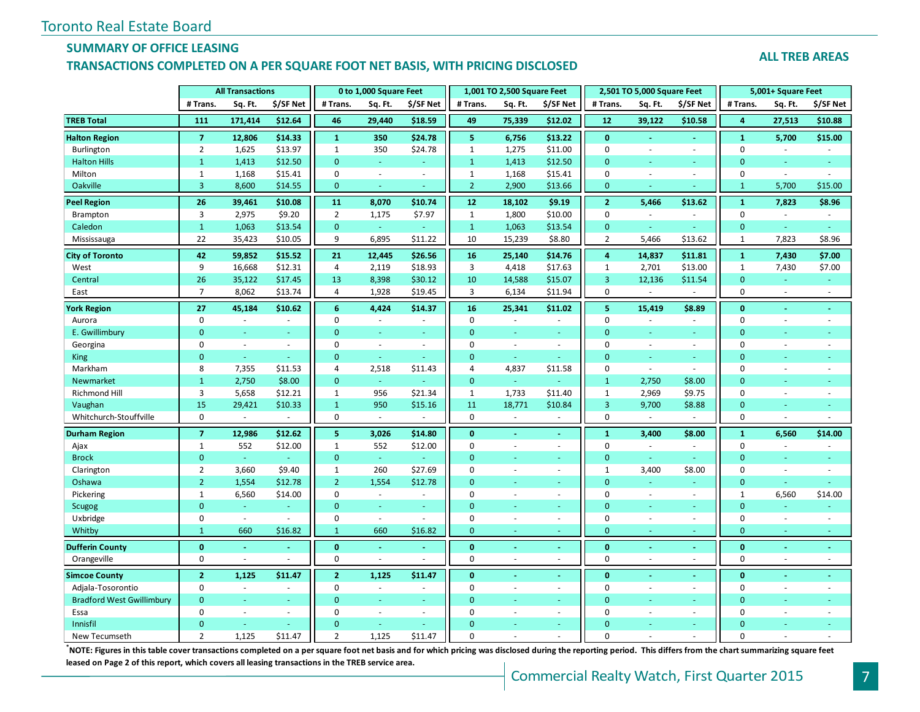Toronto Real Estate Board

## SUMMARY OF OFFICE LEASING

## TRANSACTIONS COMPLETED ON A PER SQUARE FOOT NET BASIS, WITH PRICING DISCLOSED

**ALL TREB AREAS**

| | All Transactions | | | 0 to 1,000 Square Feet | | | 1,001 TO 2,500 Square Feet | | | 2,501 TO 5,000 Square Feet | | | 5,001+ Square Feet | | |
|---|---|---|---|---|---|---|---|---|---|---|---|---|---|---|---|
| | # Trans. | Sq. Ft. | $/SF Net | # Trans. | Sq. Ft. | $/SF Net | # Trans. | Sq. Ft. | $/SF Net | # Trans. | Sq. Ft. | $/SF Net | # Trans. | Sq. Ft. | $/SF Net |
| **TREB Total** | **111** | **171,414** | **$12.64** | **46** | **29,440** | **$18.59** | **49** | **75,339** | **$12.02** | **12** | **39,122** | **$10.58** | **4** | **27,513** | **$10.88** |
| **Halton Region** | **7** | **12,806** | **$14.33** | **1** | **350** | **$24.78** | **5** | **6,756** | **$13.22** | **0** | **-** | **-** | **1** | **5,700** | **$15.00** |
| Burlington | 2 | 1,625 | $13.97 | 1 | 350 | $24.78 | 1 | 1,275 | $11.00 | 0 | - | - | 0 | - | - |
| Halton Hills | 1 | 1,413 | $12.50 | 0 | - | - | 1 | 1,413 | $12.50 | 0 | - | - | 0 | - | - |
| Milton | 1 | 1,168 | $15.41 | 0 | - | - | 1 | 1,168 | $15.41 | 0 | - | - | 0 | - | - |
| Oakville | 3 | 8,600 | $14.55 | 0 | - | - | 2 | 2,900 | $13.66 | 0 | - | - | 1 | 5,700 | $15.00 |
| **Peel Region** | **26** | **39,461** | **$10.08** | **11** | **8,070** | **$10.74** | **12** | **18,102** | **$9.19** | **2** | **5,466** | **$13.62** | **1** | **7,823** | **$8.96** |
| Brampton | 3 | 2,975 | $9.20 | 2 | 1,175 | $7.97 | 1 | 1,800 | $10.00 | 0 | - | - | 0 | - | - |
| Caledon | 1 | 1,063 | $13.54 | 0 | - | - | 1 | 1,063 | $13.54 | 0 | - | - | 0 | - | - |
| Mississauga | 22 | 35,423 | $10.05 | 9 | 6,895 | $11.22 | 10 | 15,239 | $8.80 | 2 | 5,466 | $13.62 | 1 | 7,823 | $8.96 |
| **City of Toronto** | **42** | **59,852** | **$15.52** | **21** | **12,445** | **$26.56** | **16** | **25,140** | **$14.76** | **4** | **14,837** | **$11.81** | **1** | **7,430** | **$7.00** |
| West | 9 | 16,668 | $12.31 | 4 | 2,119 | $18.93 | 3 | 4,418 | $17.63 | 1 | 2,701 | $13.00 | 1 | 7,430 | $7.00 |
| Central | 26 | 35,122 | $17.45 | 13 | 8,398 | $30.12 | 10 | 14,588 | $15.07 | 3 | 12,136 | $11.54 | 0 | - | - |
| East | 7 | 8,062 | $13.74 | 4 | 1,928 | $19.45 | 3 | 6,134 | $11.94 | 0 | - | - | 0 | - | - |
| **York Region** | **27** | **45,184** | **$10.62** | **6** | **4,424** | **$14.37** | **16** | **25,341** | **$11.02** | **5** | **15,419** | **$8.89** | **0** | **-** | **-** |
| Aurora | 0 | - | - | 0 | - | - | 0 | - | - | 0 | - | - | 0 | - | - |
| E. Gwillimbury | 0 | - | - | 0 | - | - | 0 | - | - | 0 | - | - | 0 | - | - |
| Georgina | 0 | - | - | 0 | - | - | 0 | - | - | 0 | - | - | 0 | - | - |
| King | 0 | - | - | 0 | - | - | 0 | - | - | 0 | - | - | 0 | - | - |
| Markham | 8 | 7,355 | $11.53 | 4 | 2,518 | $11.43 | 4 | 4,837 | $11.58 | 0 | - | - | 0 | - | - |
| Newmarket | 1 | 2,750 | $8.00 | 0 | - | - | 0 | - | - | 1 | 2,750 | $8.00 | 0 | - | - |
| Richmond Hill | 3 | 5,658 | $12.21 | 1 | 956 | $21.34 | 1 | 1,733 | $11.40 | 1 | 2,969 | $9.75 | 0 | - | - |
| Vaughan | 15 | 29,421 | $10.33 | 1 | 950 | $15.16 | 11 | 18,771 | $10.84 | 3 | 9,700 | $8.88 | 0 | - | - |
| Whitchurch-Stouffville | 0 | - | - | 0 | - | - | 0 | - | - | 0 | - | - | 0 | - | - |
| **Durham Region** | **7** | **12,986** | **$12.62** | **5** | **3,026** | **$14.80** | **0** | **-** | **-** | **1** | **3,400** | **$8.00** | **1** | **6,560** | **$14.00** |
| Ajax | 1 | 552 | $12.00 | 1 | 552 | $12.00 | 0 | - | - | 0 | - | - | 0 | - | - |
| Brock | 0 | - | - | 0 | - | - | 0 | - | - | 0 | - | - | 0 | - | - |
| Clarington | 2 | 3,660 | $9.40 | 1 | 260 | $27.69 | 0 | - | - | 1 | 3,400 | $8.00 | 0 | - | - |
| Oshawa | 2 | 1,554 | $12.78 | 2 | 1,554 | $12.78 | 0 | - | - | 0 | - | - | 0 | - | - |
| Pickering | 1 | 6,560 | $14.00 | 0 | - | - | 0 | - | - | 0 | - | - | 1 | 6,560 | $14.00 |
| Scugog | 0 | - | - | 0 | - | - | 0 | - | - | 0 | - | - | 0 | - | - |
| Uxbridge | 0 | - | - | 0 | - | - | 0 | - | - | 0 | - | - | 0 | - | - |
| Whitby | 1 | 660 | $16.82 | 1 | 660 | $16.82 | 0 | - | - | 0 | - | - | 0 | - | - |
| **Dufferin County** | **0** | **-** | **-** | **0** | **-** | **-** | **0** | **-** | **-** | **0** | **-** | **-** | **0** | **-** | **-** |
| Orangeville | 0 | - | - | 0 | - | - | 0 | - | - | 0 | - | - | 0 | - | - |
| **Simcoe County** | **2** | **1,125** | **$11.47** | **2** | **1,125** | **$11.47** | **0** | **-** | **-** | **0** | **-** | **-** | **0** | **-** | **-** |
| Adjala-Tosorontio | 0 | - | - | 0 | - | - | 0 | - | - | 0 | - | - | 0 | - | - |
| Bradford West Gwillimbury | 0 | - | - | 0 | - | - | 0 | - | - | 0 | - | - | 0 | - | - |
| Essa | 0 | - | - | 0 | - | - | 0 | - | - | 0 | - | - | 0 | - | - |
| Innisfil | 0 | - | - | 0 | - | - | 0 | - | - | 0 | - | - | 0 | - | - |
| New Tecumseth | 2 | 1,125 | $11.47 | 2 | 1,125 | $11.47 | 0 | - | - | 0 | - | - | 0 | - | - |

***NOTE: Figures in this table cover transactions completed on a per square foot net basis and for which pricing was disclosed during the reporting period. This differs from the chart summarizing square feet leased on Page 2 of this report, which covers all leasing transactions in the TREB service area.**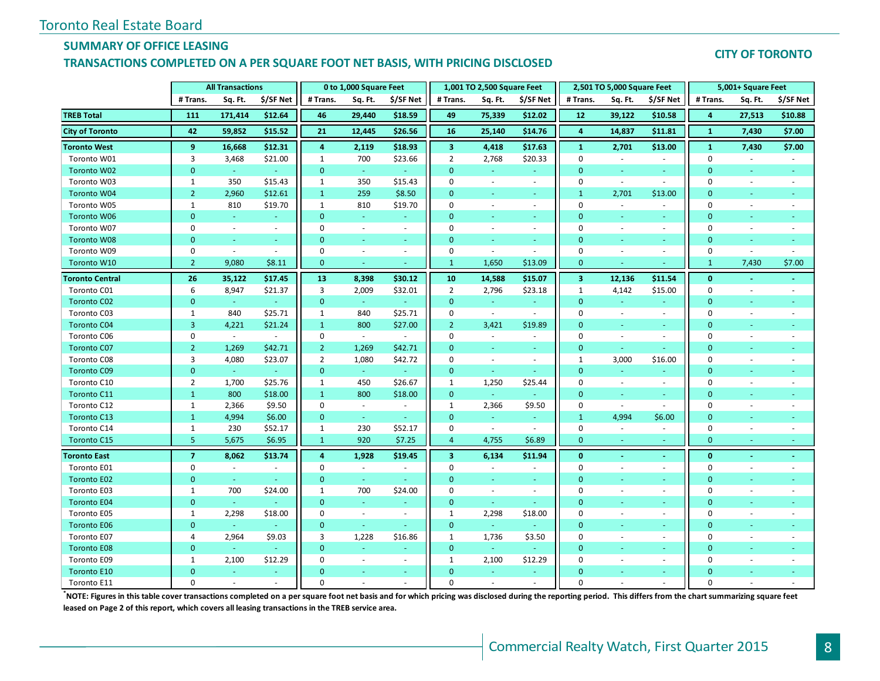Toronto Real Estate Board

## SUMMARY OF OFFICE LEASING

## TRANSACTIONS COMPLETED ON A PER SQUARE FOOT NET BASIS, WITH PRICING DISCLOSED

**CITY OF TORONTO**

| | All Transactions | | | 0 to 1,000 Square Feet | | | 1,001 TO 2,500 Square Feet | | | 2,501 TO 5,000 Square Feet | | | 5,001+ Square Feet | | |
|---|---|---|---|---|---|---|---|---|---|---|---|---|---|---|---|
| | # Trans. | Sq. Ft. | $/SF Net | # Trans. | Sq. Ft. | $/SF Net | # Trans. | Sq. Ft. | $/SF Net | # Trans. | Sq. Ft. | $/SF Net | # Trans. | Sq. Ft. | $/SF Net |
| **TREB Total** | **111** | **171,414** | **$12.64** | **46** | **29,440** | **$18.59** | **49** | **75,339** | **$12.02** | **12** | **39,122** | **$10.58** | **4** | **27,513** | **$10.88** |
| **City of Toronto** | **42** | **59,852** | **$15.52** | **21** | **12,445** | **$26.56** | **16** | **25,140** | **$14.76** | **4** | **14,837** | **$11.81** | **1** | **7,430** | **$7.00** |
| **Toronto West** | **9** | **16,668** | **$12.31** | **4** | **2,119** | **$18.93** | **3** | **4,418** | **$17.63** | **1** | **2,701** | **$13.00** | **1** | **7,430** | **$7.00** |
| Toronto W01 | 3 | 3,468 | $21.00 | 1 | 700 | $23.66 | 2 | 2,768 | $20.33 | 0 | - | - | 0 | - | - |
| Toronto W02 | 0 | - | - | 0 | - | - | 0 | - | - | 0 | - | - | 0 | - | - |
| Toronto W03 | 1 | 350 | $15.43 | 1 | 350 | $15.43 | 0 | - | - | 0 | - | - | 0 | - | - |
| Toronto W04 | 2 | 2,960 | $12.61 | 1 | 259 | $8.50 | 0 | - | - | 1 | 2,701 | $13.00 | 0 | - | - |
| Toronto W05 | 1 | 810 | $19.70 | 1 | 810 | $19.70 | 0 | - | - | 0 | - | - | 0 | - | - |
| Toronto W06 | 0 | - | - | 0 | - | - | 0 | - | - | 0 | - | - | 0 | - | - |
| Toronto W07 | 0 | - | - | 0 | - | - | 0 | - | - | 0 | - | - | 0 | - | - |
| Toronto W08 | 0 | - | - | 0 | - | - | 0 | - | - | 0 | - | - | 0 | - | - |
| Toronto W09 | 0 | - | - | 0 | - | - | 0 | - | - | 0 | - | - | 0 | - | - |
| Toronto W10 | 2 | 9,080 | $8.11 | 0 | - | - | 1 | 1,650 | $13.09 | 0 | - | - | 1 | 7,430 | $7.00 |
| **Toronto Central** | **26** | **35,122** | **$17.45** | **13** | **8,398** | **$30.12** | **10** | **14,588** | **$15.07** | **3** | **12,136** | **$11.54** | **0** | **-** | **-** |
| Toronto C01 | 6 | 8,947 | $21.37 | 3 | 2,009 | $32.01 | 2 | 2,796 | $23.18 | 1 | 4,142 | $15.00 | 0 | - | - |
| Toronto C02 | 0 | - | - | 0 | - | - | 0 | - | - | 0 | - | - | 0 | - | - |
| Toronto C03 | 1 | 840 | $25.71 | 1 | 840 | $25.71 | 0 | - | - | 0 | - | - | 0 | - | - |
| Toronto C04 | 3 | 4,221 | $21.24 | 1 | 800 | $27.00 | 2 | 3,421 | $19.89 | 0 | - | - | 0 | - | - |
| Toronto C06 | 0 | - | - | 0 | - | - | 0 | - | - | 0 | - | - | 0 | - | - |
| Toronto C07 | 2 | 1,269 | $42.71 | 2 | 1,269 | $42.71 | 0 | - | - | 0 | - | - | 0 | - | - |
| Toronto C08 | 3 | 4,080 | $23.07 | 2 | 1,080 | $42.72 | 0 | - | - | 1 | 3,000 | $16.00 | 0 | - | - |
| Toronto C09 | 0 | - | - | 0 | - | - | 0 | - | - | 0 | - | - | 0 | - | - |
| Toronto C10 | 2 | 1,700 | $25.76 | 1 | 450 | $26.67 | 1 | 1,250 | $25.44 | 0 | - | - | 0 | - | - |
| Toronto C11 | 1 | 800 | $18.00 | 1 | 800 | $18.00 | 0 | - | - | 0 | - | - | 0 | - | - |
| Toronto C12 | 1 | 2,366 | $9.50 | 0 | - | - | 1 | 2,366 | $9.50 | 0 | - | - | 0 | - | - |
| Toronto C13 | 1 | 4,994 | $6.00 | 0 | - | - | 0 | - | - | 1 | 4,994 | $6.00 | 0 | - | - |
| Toronto C14 | 1 | 230 | $52.17 | 1 | 230 | $52.17 | 0 | - | - | 0 | - | - | 0 | - | - |
| Toronto C15 | 5 | 5,675 | $6.95 | 1 | 920 | $7.25 | 4 | 4,755 | $6.89 | 0 | - | - | 0 | - | - |
| **Toronto East** | **7** | **8,062** | **$13.74** | **4** | **1,928** | **$19.45** | **3** | **6,134** | **$11.94** | **0** | **-** | **-** | **0** | **-** | **-** |
| Toronto E01 | 0 | - | - | 0 | - | - | 0 | - | - | 0 | - | - | 0 | - | - |
| Toronto E02 | 0 | - | - | 0 | - | - | 0 | - | - | 0 | - | - | 0 | - | - |
| Toronto E03 | 1 | 700 | $24.00 | 1 | 700 | $24.00 | 0 | - | - | 0 | - | - | 0 | - | - |
| Toronto E04 | 0 | - | - | 0 | - | - | 0 | - | - | 0 | - | - | 0 | - | - |
| Toronto E05 | 1 | 2,298 | $18.00 | 0 | - | - | 1 | 2,298 | $18.00 | 0 | - | - | 0 | - | - |
| Toronto E06 | 0 | - | - | 0 | - | - | 0 | - | - | 0 | - | - | 0 | - | - |
| Toronto E07 | 4 | 2,964 | $9.03 | 3 | 1,228 | $16.86 | 1 | 1,736 | $3.50 | 0 | - | - | 0 | - | - |
| Toronto E08 | 0 | - | - | 0 | - | - | 0 | - | - | 0 | - | - | 0 | - | - |
| Toronto E09 | 1 | 2,100 | $12.29 | 0 | - | - | 1 | 2,100 | $12.29 | 0 | - | - | 0 | - | - |
| Toronto E10 | 0 | - | - | 0 | - | - | 0 | - | - | 0 | - | - | 0 | - | - |
| Toronto E11 | 0 | - | - | 0 | - | - | 0 | - | - | 0 | - | - | 0 | - | - |

**[*]NOTE: Figures in this table cover transactions completed on a per square foot net basis and for which pricing was disclosed during the reporting period. This differs from the chart summarizing square feet leased on Page 2 of this report, which covers all leasing transactions in the TREB service area.**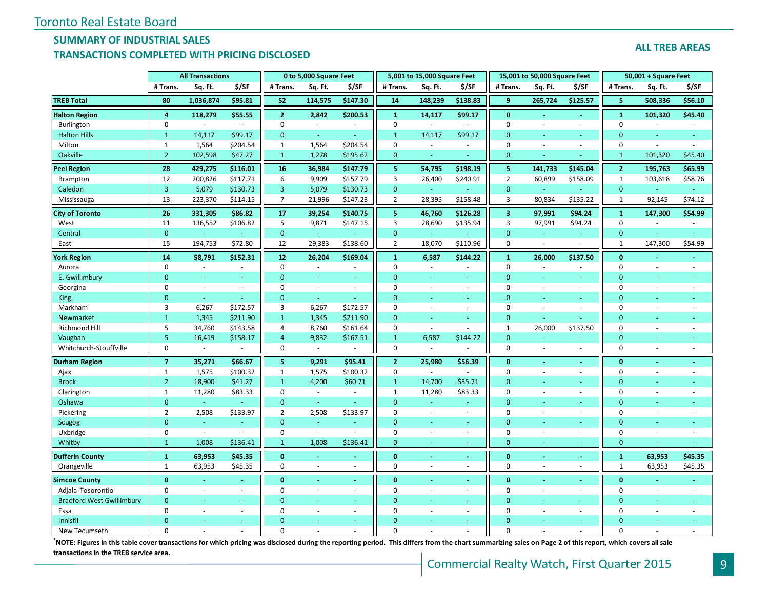Toronto Real Estate Board

## SUMMARY OF INDUSTRIAL SALES
## TRANSACTIONS COMPLETED WITH PRICING DISCLOSED

**ALL TREB AREAS**

| | All Transactions | | | 0 to 5,000 Square Feet | | | 5,001 to 15,000 Square Feet | | | 15,001 to 50,000 Square Feet | | | 50,001 + Square Feet | | |
|---|---|---|---|---|---|---|---|---|---|---|---|---|---|---|---|
| | # Trans. | Sq. Ft. | $/SF | # Trans. | Sq. Ft. | $/SF | # Trans. | Sq. Ft. | $/SF | # Trans. | Sq. Ft. | $/SF | # Trans. | Sq. Ft. | $/SF |
| **TREB Total** | **80** | **1,036,874** | **$95.81** | **52** | **114,575** | **$147.30** | **14** | **148,239** | **$138.83** | **9** | **265,724** | **$125.57** | **5** | **508,336** | **$56.10** |
| **Halton Region** | **4** | **118,279** | **$55.55** | **2** | **2,842** | **$200.53** | **1** | **14,117** | **$99.17** | **0** | **-** | **-** | **1** | **101,320** | **$45.40** |
| Burlington | 0 | - | - | 0 | - | - | 0 | - | - | 0 | - | - | 0 | - | - |
| Halton Hills | 1 | 14,117 | $99.17 | 0 | - | - | 1 | 14,117 | $99.17 | 0 | - | - | 0 | - | - |
| Milton | 1 | 1,564 | $204.54 | 1 | 1,564 | $204.54 | 0 | - | - | 0 | - | - | 0 | - | - |
| Oakville | 2 | 102,598 | $47.27 | 1 | 1,278 | $195.62 | 0 | - | - | 0 | - | - | 1 | 101,320 | $45.40 |
| **Peel Region** | **28** | **429,275** | **$116.01** | **16** | **36,984** | **$147.79** | **5** | **54,795** | **$198.19** | **5** | **141,733** | **$145.04** | **2** | **195,763** | **$65.99** |
| Brampton | 12 | 200,826 | $117.71 | 6 | 9,909 | $157.79 | 3 | 26,400 | $240.91 | 2 | 60,899 | $158.09 | 1 | 103,618 | $58.76 |
| Caledon | 3 | 5,079 | $130.73 | 3 | 5,079 | $130.73 | 0 | - | - | 0 | - | - | 0 | - | - |
| Mississauga | 13 | 223,370 | $114.15 | 7 | 21,996 | $147.23 | 2 | 28,395 | $158.48 | 3 | 80,834 | $135.22 | 1 | 92,145 | $74.12 |
| **City of Toronto** | **26** | **331,305** | **$86.82** | **17** | **39,254** | **$140.75** | **5** | **46,760** | **$126.28** | **3** | **97,991** | **$94.24** | **1** | **147,300** | **$54.99** |
| West | 11 | 136,552 | $106.82 | 5 | 9,871 | $147.15 | 3 | 28,690 | $135.94 | 3 | 97,991 | $94.24 | 0 | - | - |
| Central | 0 | - | - | 0 | - | - | 0 | - | - | 0 | - | - | 0 | - | - |
| East | 15 | 194,753 | $72.80 | 12 | 29,383 | $138.60 | 2 | 18,070 | $110.96 | 0 | - | - | 1 | 147,300 | $54.99 |
| **York Region** | **14** | **58,791** | **$152.31** | **12** | **26,204** | **$169.04** | **1** | **6,587** | **$144.22** | **1** | **26,000** | **$137.50** | **0** | **-** | **-** |
| Aurora | 0 | - | - | 0 | - | - | 0 | - | - | 0 | - | - | 0 | - | - |
| E. Gwillimbury | 0 | - | - | 0 | - | - | 0 | - | - | 0 | - | - | 0 | - | - |
| Georgina | 0 | - | - | 0 | - | - | 0 | - | - | 0 | - | - | 0 | - | - |
| King | 0 | - | - | 0 | - | - | 0 | - | - | 0 | - | - | 0 | - | - |
| Markham | 3 | 6,267 | $172.57 | 3 | 6,267 | $172.57 | 0 | - | - | 0 | - | - | 0 | - | - |
| Newmarket | 1 | 1,345 | $211.90 | 1 | 1,345 | $211.90 | 0 | - | - | 0 | - | - | 0 | - | - |
| Richmond Hill | 5 | 34,760 | $143.58 | 4 | 8,760 | $161.64 | 0 | - | - | 1 | 26,000 | $137.50 | 0 | - | - |
| Vaughan | 5 | 16,419 | $158.17 | 4 | 9,832 | $167.51 | 1 | 6,587 | $144.22 | 0 | - | - | 0 | - | - |
| Whitchurch-Stouffville | 0 | - | - | 0 | - | - | 0 | - | - | 0 | - | - | 0 | - | - |
| **Durham Region** | **7** | **35,271** | **$66.67** | **5** | **9,291** | **$95.41** | **2** | **25,980** | **$56.39** | **0** | **-** | **-** | **0** | **-** | **-** |
| Ajax | 1 | 1,575 | $100.32 | 1 | 1,575 | $100.32 | 0 | - | - | 0 | - | - | 0 | - | - |
| Brock | 2 | 18,900 | $41.27 | 1 | 4,200 | $60.71 | 1 | 14,700 | $35.71 | 0 | - | - | 0 | - | - |
| Clarington | 1 | 11,280 | $83.33 | 0 | - | - | 1 | 11,280 | $83.33 | 0 | - | - | 0 | - | - |
| Oshawa | 0 | - | - | 0 | - | - | 0 | - | - | 0 | - | - | 0 | - | - |
| Pickering | 2 | 2,508 | $133.97 | 2 | 2,508 | $133.97 | 0 | - | - | 0 | - | - | 0 | - | - |
| Scugog | 0 | - | - | 0 | - | - | 0 | - | - | 0 | - | - | 0 | - | - |
| Uxbridge | 0 | - | - | 0 | - | - | 0 | - | - | 0 | - | - | 0 | - | - |
| Whitby | 1 | 1,008 | $136.41 | 1 | 1,008 | $136.41 | 0 | - | - | 0 | - | - | 0 | - | - |
| **Dufferin County** | **1** | **63,953** | **$45.35** | **0** | **-** | **-** | **0** | **-** | **-** | **0** | **-** | **-** | **1** | **63,953** | **$45.35** |
| Orangeville | 1 | 63,953 | $45.35 | 0 | - | - | 0 | - | - | 0 | - | - | 1 | 63,953 | $45.35 |
| **Simcoe County** | **0** | **-** | **-** | **0** | **-** | **-** | **0** | **-** | **-** | **0** | **-** | **-** | **0** | **-** | **-** |
| Adjala-Tosorontio | 0 | - | - | 0 | - | - | 0 | - | - | 0 | - | - | 0 | - | - |
| Bradford West Gwillimbury | 0 | - | - | 0 | - | - | 0 | - | - | 0 | - | - | 0 | - | - |
| Essa | 0 | - | - | 0 | - | - | 0 | - | - | 0 | - | - | 0 | - | - |
| Innisfil | 0 | - | - | 0 | - | - | 0 | - | - | 0 | - | - | 0 | - | - |
| New Tecumseth | 0 | - | - | 0 | - | - | 0 | - | - | 0 | - | - | 0 | - | - |

**\*NOTE: Figures in this table cover transactions for which pricing was disclosed during the reporting period. This differs from the chart summarizing sales on Page 2 of this report, which covers all sale transactions in the TREB service area.**

Commercial Realty Watch, First Quarter 2015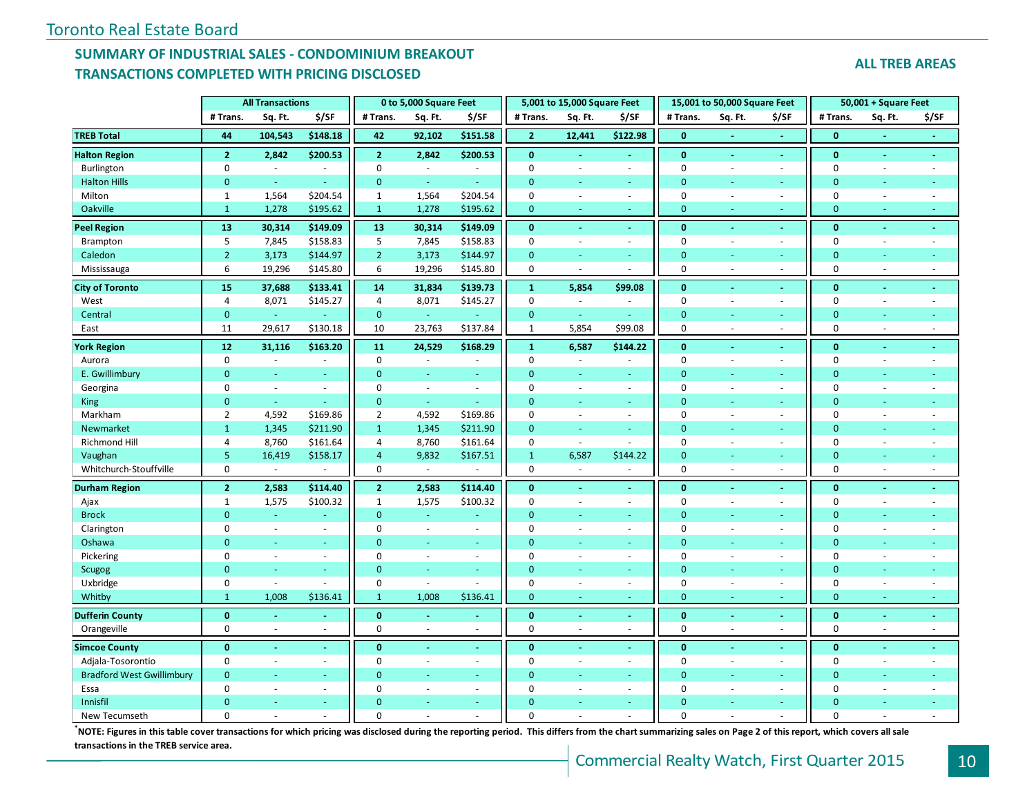Toronto Real Estate Board

## SUMMARY OF INDUSTRIAL SALES - CONDOMINIUM BREAKOUT
## TRANSACTIONS COMPLETED WITH PRICING DISCLOSED

**ALL TREB AREAS**

| | All Transactions | | | 0 to 5,000 Square Feet | | | 5,001 to 15,000 Square Feet | | | 15,001 to 50,000 Square Feet | | | 50,001 + Square Feet | | |
|---|---|---|---|---|---|---|---|---|---|---|---|---|---|---|---|
| | # Trans. | Sq. Ft. | $/SF | # Trans. | Sq. Ft. | $/SF | # Trans. | Sq. Ft. | $/SF | # Trans. | Sq. Ft. | $/SF | # Trans. | Sq. Ft. | $/SF |
| **TREB Total** | **44** | **104,543** | **$148.18** | **42** | **92,102** | **$151.58** | **2** | **12,441** | **$122.98** | **0** | **-** | **-** | **0** | **-** | **-** |
| **Halton Region** | **2** | **2,842** | **$200.53** | **2** | **2,842** | **$200.53** | **0** | **-** | **-** | **0** | **-** | **-** | **0** | **-** | **-** |
| Burlington | 0 | - | - | 0 | - | - | 0 | - | - | 0 | - | - | 0 | - | - |
| Halton Hills | 0 | - | - | 0 | - | - | 0 | - | - | 0 | - | - | 0 | - | - |
| Milton | 1 | 1,564 | $204.54 | 1 | 1,564 | $204.54 | 0 | - | - | 0 | - | - | 0 | - | - |
| Oakville | 1 | 1,278 | $195.62 | 1 | 1,278 | $195.62 | 0 | - | - | 0 | - | - | 0 | - | - |
| **Peel Region** | **13** | **30,314** | **$149.09** | **13** | **30,314** | **$149.09** | **0** | **-** | **-** | **0** | **-** | **-** | **0** | **-** | **-** |
| Brampton | 5 | 7,845 | $158.83 | 5 | 7,845 | $158.83 | 0 | - | - | 0 | - | - | 0 | - | - |
| Caledon | 2 | 3,173 | $144.97 | 2 | 3,173 | $144.97 | 0 | - | - | 0 | - | - | 0 | - | - |
| Mississauga | 6 | 19,296 | $145.80 | 6 | 19,296 | $145.80 | 0 | - | - | 0 | - | - | 0 | - | - |
| **City of Toronto** | **15** | **37,688** | **$133.41** | **14** | **31,834** | **$139.73** | **1** | **5,854** | **$99.08** | **0** | **-** | **-** | **0** | **-** | **-** |
| West | 4 | 8,071 | $145.27 | 4 | 8,071 | $145.27 | 0 | - | - | 0 | - | - | 0 | - | - |
| Central | 0 | - | - | 0 | - | - | 0 | - | - | 0 | - | - | 0 | - | - |
| East | 11 | 29,617 | $130.18 | 10 | 23,763 | $137.84 | 1 | 5,854 | $99.08 | 0 | - | - | 0 | - | - |
| **York Region** | **12** | **31,116** | **$163.20** | **11** | **24,529** | **$168.29** | **1** | **6,587** | **$144.22** | **0** | **-** | **-** | **0** | **-** | **-** |
| Aurora | 0 | - | - | 0 | - | - | 0 | - | - | 0 | - | - | 0 | - | - |
| E. Gwillimbury | 0 | - | - | 0 | - | - | 0 | - | - | 0 | - | - | 0 | - | - |
| Georgina | 0 | - | - | 0 | - | - | 0 | - | - | 0 | - | - | 0 | - | - |
| King | 0 | - | - | 0 | - | - | 0 | - | - | 0 | - | - | 0 | - | - |
| Markham | 2 | 4,592 | $169.86 | 2 | 4,592 | $169.86 | 0 | - | - | 0 | - | - | 0 | - | - |
| Newmarket | 1 | 1,345 | $211.90 | 1 | 1,345 | $211.90 | 0 | - | - | 0 | - | - | 0 | - | - |
| Richmond Hill | 4 | 8,760 | $161.64 | 4 | 8,760 | $161.64 | 0 | - | - | 0 | - | - | 0 | - | - |
| Vaughan | 5 | 16,419 | $158.17 | 4 | 9,832 | $167.51 | 1 | 6,587 | $144.22 | 0 | - | - | 0 | - | - |
| Whitchurch-Stouffville | 0 | - | - | 0 | - | - | 0 | - | - | 0 | - | - | 0 | - | - |
| **Durham Region** | **2** | **2,583** | **$114.40** | **2** | **2,583** | **$114.40** | **0** | **-** | **-** | **0** | **-** | **-** | **0** | **-** | **-** |
| Ajax | 1 | 1,575 | $100.32 | 1 | 1,575 | $100.32 | 0 | - | - | 0 | - | - | 0 | - | - |
| Brock | 0 | - | - | 0 | - | - | 0 | - | - | 0 | - | - | 0 | - | - |
| Clarington | 0 | - | - | 0 | - | - | 0 | - | - | 0 | - | - | 0 | - | - |
| Oshawa | 0 | - | - | 0 | - | - | 0 | - | - | 0 | - | - | 0 | - | - |
| Pickering | 0 | - | - | 0 | - | - | 0 | - | - | 0 | - | - | 0 | - | - |
| Scugog | 0 | - | - | 0 | - | - | 0 | - | - | 0 | - | - | 0 | - | - |
| Uxbridge | 0 | - | - | 0 | - | - | 0 | - | - | 0 | - | - | 0 | - | - |
| Whitby | 1 | 1,008 | $136.41 | 1 | 1,008 | $136.41 | 0 | - | - | 0 | - | - | 0 | - | - |
| **Dufferin County** | **0** | **-** | **-** | **0** | **-** | **-** | **0** | **-** | **-** | **0** | **-** | **-** | **0** | **-** | **-** |
| Orangeville | 0 | - | - | 0 | - | - | 0 | - | - | 0 | - | - | 0 | - | - |
| **Simcoe County** | **0** | **-** | **-** | **0** | **-** | **-** | **0** | **-** | **-** | **0** | **-** | **-** | **0** | **-** | **-** |
| Adjala-Tosorontio | 0 | - | - | 0 | - | - | 0 | - | - | 0 | - | - | 0 | - | - |
| Bradford West Gwillimbury | 0 | - | - | 0 | - | - | 0 | - | - | 0 | - | - | 0 | - | - |
| Essa | 0 | - | - | 0 | - | - | 0 | - | - | 0 | - | - | 0 | - | - |
| Innisfil | 0 | - | - | 0 | - | - | 0 | - | - | 0 | - | - | 0 | - | - |
| New Tecumseth | 0 | - | - | 0 | - | - | 0 | - | - | 0 | - | - | 0 | - | - |

***NOTE: Figures in this table cover transactions for which pricing was disclosed during the reporting period. This differs from the chart summarizing sales on Page 2 of this report, which covers all sale transactions in the TREB service area.**

Commercial Realty Watch, First Quarter 2015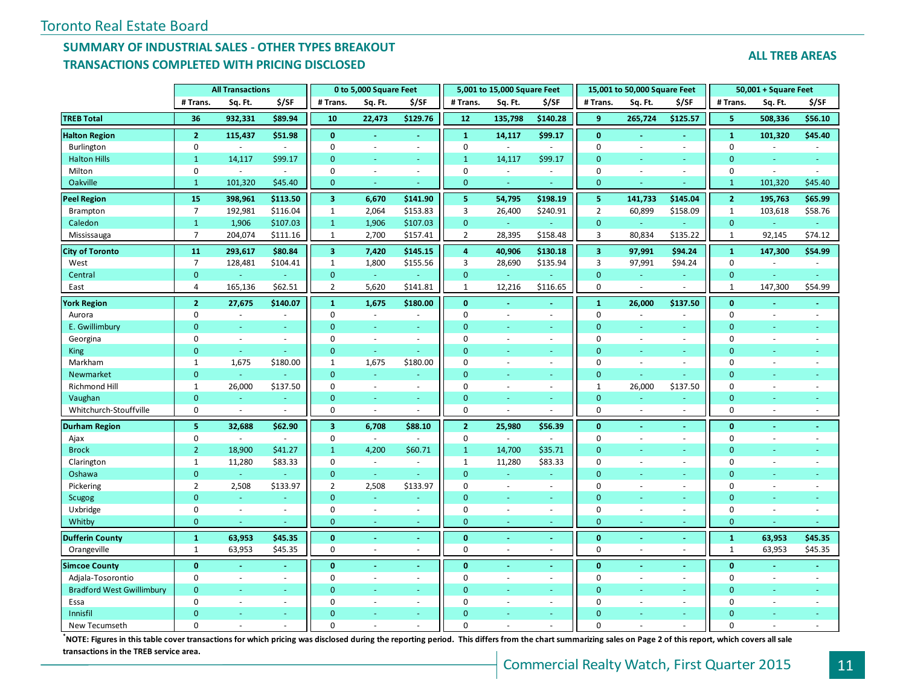Toronto Real Estate Board

## SUMMARY OF INDUSTRIAL SALES - OTHER TYPES BREAKOUT
## TRANSACTIONS COMPLETED WITH PRICING DISCLOSED

**ALL TREB AREAS**

| | All Transactions | | | 0 to 5,000 Square Feet | | | 5,001 to 15,000 Square Feet | | | 15,001 to 50,000 Square Feet | | | 50,001 + Square Feet | | |
|---|---|---|---|---|---|---|---|---|---|---|---|---|---|---|---|
| | # Trans. | Sq. Ft. | $/SF | # Trans. | Sq. Ft. | $/SF | # Trans. | Sq. Ft. | $/SF | # Trans. | Sq. Ft. | $/SF | # Trans. | Sq. Ft. | $/SF |
| **TREB Total** | **36** | **932,331** | **$89.94** | **10** | **22,473** | **$129.76** | **12** | **135,798** | **$140.28** | **9** | **265,724** | **$125.57** | **5** | **508,336** | **$56.10** |
| **Halton Region** | **2** | **115,437** | **$51.98** | **0** | **-** | **-** | **1** | **14,117** | **$99.17** | **0** | **-** | **-** | **1** | **101,320** | **$45.40** |
| Burlington | 0 | - | - | 0 | - | - | 0 | - | - | 0 | - | - | 0 | - | - |
| Halton Hills | 1 | 14,117 | $99.17 | 0 | - | - | 1 | 14,117 | $99.17 | 0 | - | - | 0 | - | - |
| Milton | 0 | - | - | 0 | - | - | 0 | - | - | 0 | - | - | 0 | - | - |
| Oakville | 1 | 101,320 | $45.40 | 0 | - | - | 0 | - | - | 0 | - | - | 1 | 101,320 | $45.40 |
| **Peel Region** | **15** | **398,961** | **$113.50** | **3** | **6,670** | **$141.90** | **5** | **54,795** | **$198.19** | **5** | **141,733** | **$145.04** | **2** | **195,763** | **$65.99** |
| Brampton | 7 | 192,981 | $116.04 | 1 | 2,064 | $153.83 | 3 | 26,400 | $240.91 | 2 | 60,899 | $158.09 | 1 | 103,618 | $58.76 |
| Caledon | 1 | 1,906 | $107.03 | 1 | 1,906 | $107.03 | 0 | - | - | 0 | - | - | 0 | - | - |
| Mississauga | 7 | 204,074 | $111.16 | 1 | 2,700 | $157.41 | 2 | 28,395 | $158.48 | 3 | 80,834 | $135.22 | 1 | 92,145 | $74.12 |
| **City of Toronto** | **11** | **293,617** | **$80.84** | **3** | **7,420** | **$145.15** | **4** | **40,906** | **$130.18** | **3** | **97,991** | **$94.24** | **1** | **147,300** | **$54.99** |
| West | 7 | 128,481 | $104.41 | 1 | 1,800 | $155.56 | 3 | 28,690 | $135.94 | 3 | 97,991 | $94.24 | 0 | - | - |
| Central | 0 | - | - | 0 | - | - | 0 | - | - | 0 | - | - | 0 | - | - |
| East | 4 | 165,136 | $62.51 | 2 | 5,620 | $141.81 | 1 | 12,216 | $116.65 | 0 | - | - | 1 | 147,300 | $54.99 |
| **York Region** | **2** | **27,675** | **$140.07** | **1** | **1,675** | **$180.00** | **0** | **-** | **-** | **1** | **26,000** | **$137.50** | **0** | **-** | **-** |
| Aurora | 0 | - | - | 0 | - | - | 0 | - | - | 0 | - | - | 0 | - | - |
| E. Gwillimbury | 0 | - | - | 0 | - | - | 0 | - | - | 0 | - | - | 0 | - | - |
| Georgina | 0 | - | - | 0 | - | - | 0 | - | - | 0 | - | - | 0 | - | - |
| King | 0 | - | - | 0 | - | - | 0 | - | - | 0 | - | - | 0 | - | - |
| Markham | 1 | 1,675 | $180.00 | 1 | 1,675 | $180.00 | 0 | - | - | 0 | - | - | 0 | - | - |
| Newmarket | 0 | - | - | 0 | - | - | 0 | - | - | 0 | - | - | 0 | - | - |
| Richmond Hill | 1 | 26,000 | $137.50 | 0 | - | - | 0 | - | - | 1 | 26,000 | $137.50 | 0 | - | - |
| Vaughan | 0 | - | - | 0 | - | - | 0 | - | - | 0 | - | - | 0 | - | - |
| Whitchurch-Stouffville | 0 | - | - | 0 | - | - | 0 | - | - | 0 | - | - | 0 | - | - |
| **Durham Region** | **5** | **32,688** | **$62.90** | **3** | **6,708** | **$88.10** | **2** | **25,980** | **$56.39** | **0** | **-** | **-** | **0** | **-** | **-** |
| Ajax | 0 | - | - | 0 | - | - | 0 | - | - | 0 | - | - | 0 | - | - |
| Brock | 2 | 18,900 | $41.27 | 1 | 4,200 | $60.71 | 1 | 14,700 | $35.71 | 0 | - | - | 0 | - | - |
| Clarington | 1 | 11,280 | $83.33 | 0 | - | - | 1 | 11,280 | $83.33 | 0 | - | - | 0 | - | - |
| Oshawa | 0 | - | - | 0 | - | - | 0 | - | - | 0 | - | - | 0 | - | - |
| Pickering | 2 | 2,508 | $133.97 | 2 | 2,508 | $133.97 | 0 | - | - | 0 | - | - | 0 | - | - |
| Scugog | 0 | - | - | 0 | - | - | 0 | - | - | 0 | - | - | 0 | - | - |
| Uxbridge | 0 | - | - | 0 | - | - | 0 | - | - | 0 | - | - | 0 | - | - |
| Whitby | 0 | - | - | 0 | - | - | 0 | - | - | 0 | - | - | 0 | - | - |
| **Dufferin County** | **1** | **63,953** | **$45.35** | **0** | **-** | **-** | **0** | **-** | **-** | **0** | **-** | **-** | **1** | **63,953** | **$45.35** |
| Orangeville | 1 | 63,953 | $45.35 | 0 | - | - | 0 | - | - | 0 | - | - | 1 | 63,953 | $45.35 |
| **Simcoe County** | **0** | **-** | **-** | **0** | **-** | **-** | **0** | **-** | **-** | **0** | **-** | **-** | **0** | **-** | **-** |
| Adjala-Tosorontio | 0 | - | - | 0 | - | - | 0 | - | - | 0 | - | - | 0 | - | - |
| Bradford West Gwillimbury | 0 | - | - | 0 | - | - | 0 | - | - | 0 | - | - | 0 | - | - |
| Essa | 0 | - | - | 0 | - | - | 0 | - | - | 0 | - | - | 0 | - | - |
| Innisfil | 0 | - | - | 0 | - | - | 0 | - | - | 0 | - | - | 0 | - | - |
| New Tecumseth | 0 | - | - | 0 | - | - | 0 | - | - | 0 | - | - | 0 | - | - |

**[*]NOTE: Figures in this table cover transactions for which pricing was disclosed during the reporting period. This differs from the chart summarizing sales on Page 2 of this report, which covers all sale transactions in the TREB service area.**

Commercial Realty Watch, First Quarter 2015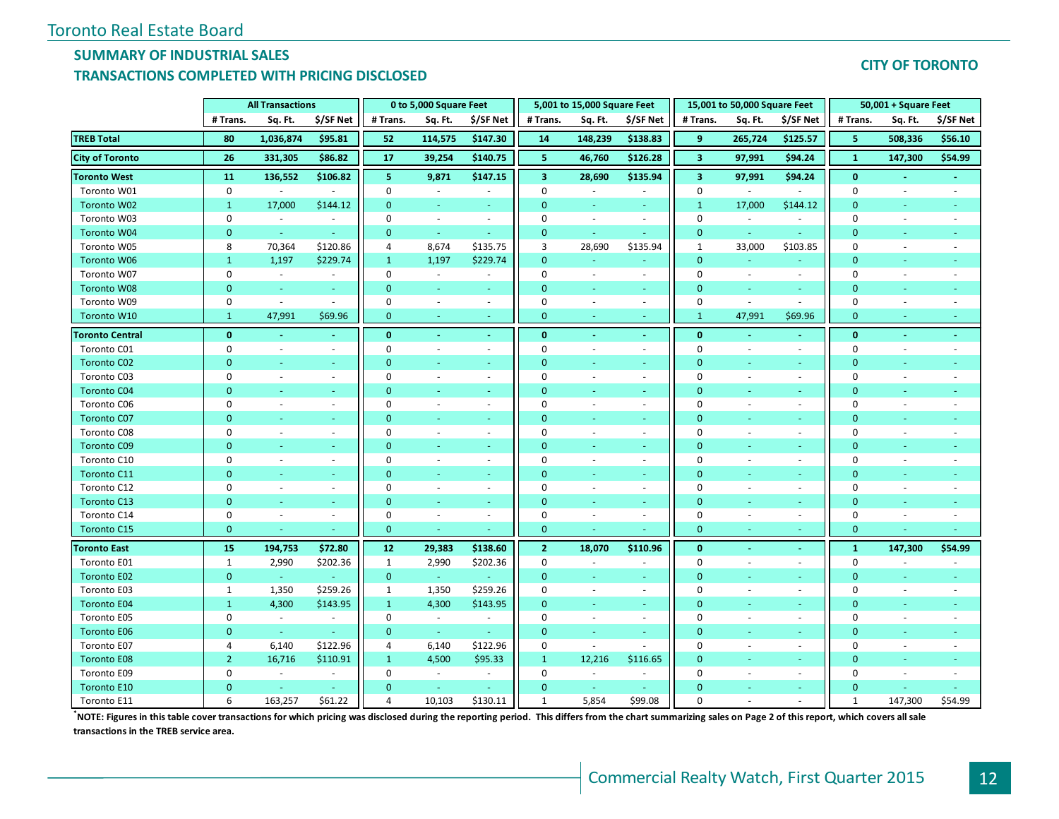## SUMMARY OF INDUSTRIAL SALES
## TRANSACTIONS COMPLETED WITH PRICING DISCLOSED

**CITY OF TORONTO**

| | All Transactions | | | 0 to 5,000 Square Feet | | | 5,001 to 15,000 Square Feet | | | 15,001 to 50,000 Square Feet | | | 50,001 + Square Feet | | |
|---|---|---|---|---|---|---|---|---|---|---|---|---|---|---|---|
| | # Trans. | Sq. Ft. | $/SF Net | # Trans. | Sq. Ft. | $/SF Net | # Trans. | Sq. Ft. | $/SF Net | # Trans. | Sq. Ft. | $/SF Net | # Trans. | Sq. Ft. | $/SF Net |
| **TREB Total** | **80** | **1,036,874** | **$95.81** | **52** | **114,575** | **$147.30** | **14** | **148,239** | **$138.83** | **9** | **265,724** | **$125.57** | **5** | **508,336** | **$56.10** |
| **City of Toronto** | **26** | **331,305** | **$86.82** | **17** | **39,254** | **$140.75** | **5** | **46,760** | **$126.28** | **3** | **97,991** | **$94.24** | **1** | **147,300** | **$54.99** |
| **Toronto West** | **11** | **136,552** | **$106.82** | **5** | **9,871** | **$147.15** | **3** | **28,690** | **$135.94** | **3** | **97,991** | **$94.24** | **0** | **-** | **-** |
| Toronto W01 | 0 | - | - | 0 | - | - | 0 | - | - | 0 | - | - | 0 | - | - |
| Toronto W02 | 1 | 17,000 | $144.12 | 0 | - | - | 0 | - | - | 1 | 17,000 | $144.12 | 0 | - | - |
| Toronto W03 | 0 | - | - | 0 | - | - | 0 | - | - | 0 | - | - | 0 | - | - |
| Toronto W04 | 0 | - | - | 0 | - | - | 0 | - | - | 0 | - | - | 0 | - | - |
| Toronto W05 | 8 | 70,364 | $120.86 | 4 | 8,674 | $135.75 | 3 | 28,690 | $135.94 | 1 | 33,000 | $103.85 | 0 | - | - |
| Toronto W06 | 1 | 1,197 | $229.74 | 1 | 1,197 | $229.74 | 0 | - | - | 0 | - | - | 0 | - | - |
| Toronto W07 | 0 | - | - | 0 | - | - | 0 | - | - | 0 | - | - | 0 | - | - |
| Toronto W08 | 0 | - | - | 0 | - | - | 0 | - | - | 0 | - | - | 0 | - | - |
| Toronto W09 | 0 | - | - | 0 | - | - | 0 | - | - | 0 | - | - | 0 | - | - |
| Toronto W10 | 1 | 47,991 | $69.96 | 0 | - | - | 0 | - | - | 1 | 47,991 | $69.96 | 0 | - | - |
| **Toronto Central** | **0** | **-** | **-** | **0** | **-** | **-** | **0** | **-** | **-** | **0** | **-** | **-** | **0** | **-** | **-** |
| Toronto C01 | 0 | - | - | 0 | - | - | 0 | - | - | 0 | - | - | 0 | - | - |
| Toronto C02 | 0 | - | - | 0 | - | - | 0 | - | - | 0 | - | - | 0 | - | - |
| Toronto C03 | 0 | - | - | 0 | - | - | 0 | - | - | 0 | - | - | 0 | - | - |
| Toronto C04 | 0 | - | - | 0 | - | - | 0 | - | - | 0 | - | - | 0 | - | - |
| Toronto C06 | 0 | - | - | 0 | - | - | 0 | - | - | 0 | - | - | 0 | - | - |
| Toronto C07 | 0 | - | - | 0 | - | - | 0 | - | - | 0 | - | - | 0 | - | - |
| Toronto C08 | 0 | - | - | 0 | - | - | 0 | - | - | 0 | - | - | 0 | - | - |
| Toronto C09 | 0 | - | - | 0 | - | - | 0 | - | - | 0 | - | - | 0 | - | - |
| Toronto C10 | 0 | - | - | 0 | - | - | 0 | - | - | 0 | - | - | 0 | - | - |
| Toronto C11 | 0 | - | - | 0 | - | - | 0 | - | - | 0 | - | - | 0 | - | - |
| Toronto C12 | 0 | - | - | 0 | - | - | 0 | - | - | 0 | - | - | 0 | - | - |
| Toronto C13 | 0 | - | - | 0 | - | - | 0 | - | - | 0 | - | - | 0 | - | - |
| Toronto C14 | 0 | - | - | 0 | - | - | 0 | - | - | 0 | - | - | 0 | - | - |
| Toronto C15 | 0 | - | - | 0 | - | - | 0 | - | - | 0 | - | - | 0 | - | - |
| **Toronto East** | **15** | **194,753** | **$72.80** | **12** | **29,383** | **$138.60** | **2** | **18,070** | **$110.96** | **0** | **-** | **-** | **1** | **147,300** | **$54.99** |
| Toronto E01 | 1 | 2,990 | $202.36 | 1 | 2,990 | $202.36 | 0 | - | - | 0 | - | - | 0 | - | - |
| Toronto E02 | 0 | - | - | 0 | - | - | 0 | - | - | 0 | - | - | 0 | - | - |
| Toronto E03 | 1 | 1,350 | $259.26 | 1 | 1,350 | $259.26 | 0 | - | - | 0 | - | - | 0 | - | - |
| Toronto E04 | 1 | 4,300 | $143.95 | 1 | 4,300 | $143.95 | 0 | - | - | 0 | - | - | 0 | - | - |
| Toronto E05 | 0 | - | - | 0 | - | - | 0 | - | - | 0 | - | - | 0 | - | - |
| Toronto E06 | 0 | - | - | 0 | - | - | 0 | - | - | 0 | - | - | 0 | - | - |
| Toronto E07 | 4 | 6,140 | $122.96 | 4 | 6,140 | $122.96 | 0 | - | - | 0 | - | - | 0 | - | - |
| Toronto E08 | 2 | 16,716 | $110.91 | 1 | 4,500 | $95.33 | 1 | 12,216 | $116.65 | 0 | - | - | 0 | - | - |
| Toronto E09 | 0 | - | - | 0 | - | - | 0 | - | - | 0 | - | - | 0 | - | - |
| Toronto E10 | 0 | - | - | 0 | - | - | 0 | - | - | 0 | - | - | 0 | - | - |
| Toronto E11 | 6 | 163,257 | $61.22 | 4 | 10,103 | $130.11 | 1 | 5,854 | $99.08 | 0 | - | - | 1 | 147,300 | $54.99 |

***NOTE: Figures in this table cover transactions for which pricing was disclosed during the reporting period. This differs from the chart summarizing sales on Page 2 of this report, which covers all sale transactions in the TREB service area.**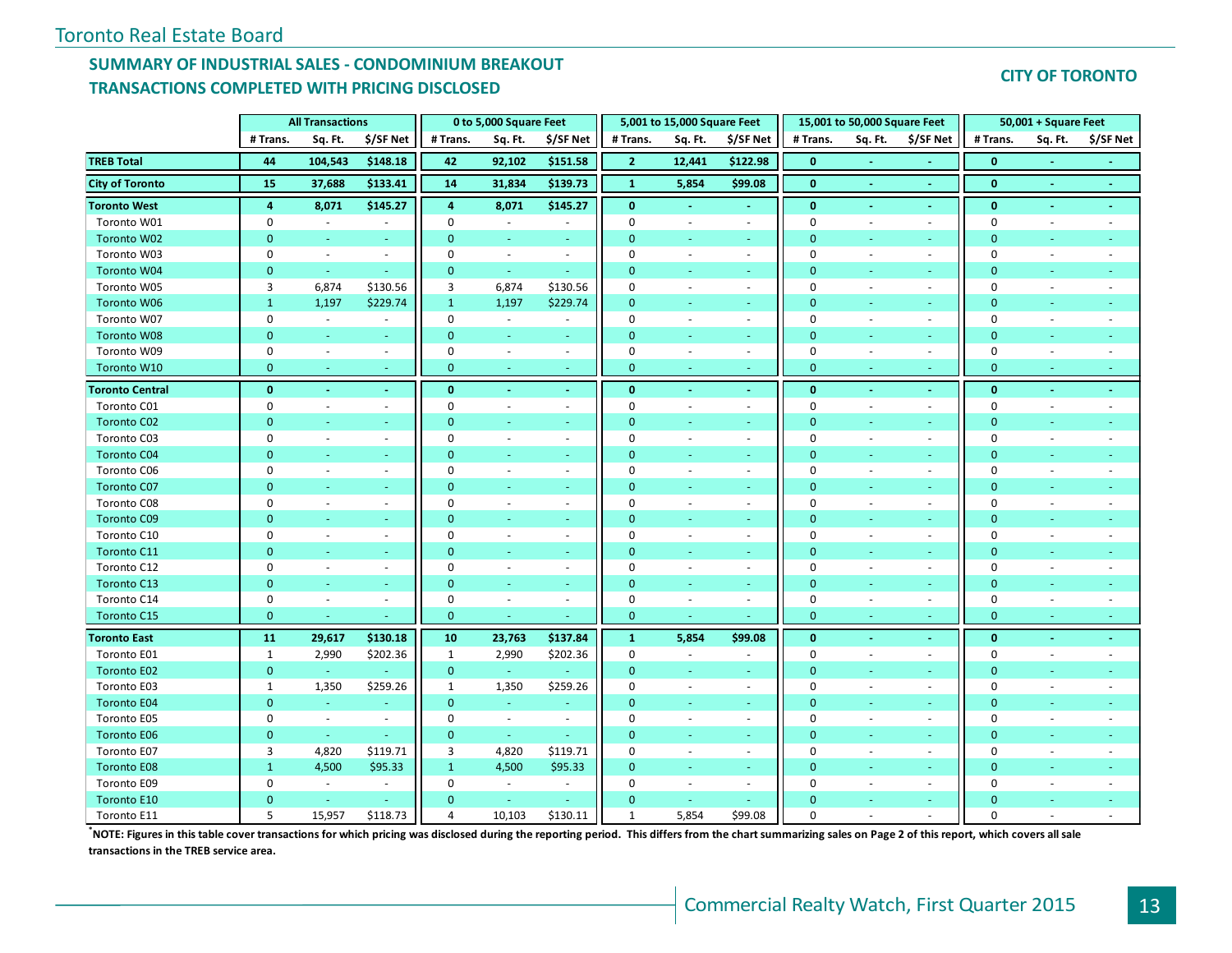Toronto Real Estate Board

## SUMMARY OF INDUSTRIAL SALES - CONDOMINIUM BREAKOUT
## TRANSACTIONS COMPLETED WITH PRICING DISCLOSED

**CITY OF TORONTO**

| | All Transactions | | | 0 to 5,000 Square Feet | | | 5,001 to 15,000 Square Feet | | | 15,001 to 50,000 Square Feet | | | 50,001 + Square Feet | | |
|---|---|---|---|---|---|---|---|---|---|---|---|---|---|---|---|
| | # Trans. | Sq. Ft. | $/SF Net | # Trans. | Sq. Ft. | $/SF Net | # Trans. | Sq. Ft. | $/SF Net | # Trans. | Sq. Ft. | $/SF Net | # Trans. | Sq. Ft. | $/SF Net |
| **TREB Total** | **44** | **104,543** | **$148.18** | **42** | **92,102** | **$151.58** | **2** | **12,441** | **$122.98** | **0** | **-** | **-** | **0** | **-** | **-** |
| **City of Toronto** | **15** | **37,688** | **$133.41** | **14** | **31,834** | **$139.73** | **1** | **5,854** | **$99.08** | **0** | **-** | **-** | **0** | **-** | **-** |
| **Toronto West** | **4** | **8,071** | **$145.27** | **4** | **8,071** | **$145.27** | **0** | **-** | **-** | **0** | **-** | **-** | **0** | **-** | **-** |
| Toronto W01 | 0 | - | - | 0 | - | - | 0 | - | - | 0 | - | - | 0 | - | - |
| Toronto W02 | 0 | - | - | 0 | - | - | 0 | - | - | 0 | - | - | 0 | - | - |
| Toronto W03 | 0 | - | - | 0 | - | - | 0 | - | - | 0 | - | - | 0 | - | - |
| Toronto W04 | 0 | - | - | 0 | - | - | 0 | - | - | 0 | - | - | 0 | - | - |
| Toronto W05 | 3 | 6,874 | $130.56 | 3 | 6,874 | $130.56 | 0 | - | - | 0 | - | - | 0 | - | - |
| Toronto W06 | 1 | 1,197 | $229.74 | 1 | 1,197 | $229.74 | 0 | - | - | 0 | - | - | 0 | - | - |
| Toronto W07 | 0 | - | - | 0 | - | - | 0 | - | - | 0 | - | - | 0 | - | - |
| Toronto W08 | 0 | - | - | 0 | - | - | 0 | - | - | 0 | - | - | 0 | - | - |
| Toronto W09 | 0 | - | - | 0 | - | - | 0 | - | - | 0 | - | - | 0 | - | - |
| Toronto W10 | 0 | - | - | 0 | - | - | 0 | - | - | 0 | - | - | 0 | - | - |
| **Toronto Central** | **0** | **-** | **-** | **0** | **-** | **-** | **0** | **-** | **-** | **0** | **-** | **-** | **0** | **-** | **-** |
| Toronto C01 | 0 | - | - | 0 | - | - | 0 | - | - | 0 | - | - | 0 | - | - |
| Toronto C02 | 0 | - | - | 0 | - | - | 0 | - | - | 0 | - | - | 0 | - | - |
| Toronto C03 | 0 | - | - | 0 | - | - | 0 | - | - | 0 | - | - | 0 | - | - |
| Toronto C04 | 0 | - | - | 0 | - | - | 0 | - | - | 0 | - | - | 0 | - | - |
| Toronto C06 | 0 | - | - | 0 | - | - | 0 | - | - | 0 | - | - | 0 | - | - |
| Toronto C07 | 0 | - | - | 0 | - | - | 0 | - | - | 0 | - | - | 0 | - | - |
| Toronto C08 | 0 | - | - | 0 | - | - | 0 | - | - | 0 | - | - | 0 | - | - |
| Toronto C09 | 0 | - | - | 0 | - | - | 0 | - | - | 0 | - | - | 0 | - | - |
| Toronto C10 | 0 | - | - | 0 | - | - | 0 | - | - | 0 | - | - | 0 | - | - |
| Toronto C11 | 0 | - | - | 0 | - | - | 0 | - | - | 0 | - | - | 0 | - | - |
| Toronto C12 | 0 | - | - | 0 | - | - | 0 | - | - | 0 | - | - | 0 | - | - |
| Toronto C13 | 0 | - | - | 0 | - | - | 0 | - | - | 0 | - | - | 0 | - | - |
| Toronto C14 | 0 | - | - | 0 | - | - | 0 | - | - | 0 | - | - | 0 | - | - |
| Toronto C15 | 0 | - | - | 0 | - | - | 0 | - | - | 0 | - | - | 0 | - | - |
| **Toronto East** | **11** | **29,617** | **$130.18** | **10** | **23,763** | **$137.84** | **1** | **5,854** | **$99.08** | **0** | **-** | **-** | **0** | **-** | **-** |
| Toronto E01 | 1 | 2,990 | $202.36 | 1 | 2,990 | $202.36 | 0 | - | - | 0 | - | - | 0 | - | - |
| Toronto E02 | 0 | - | - | 0 | - | - | 0 | - | - | 0 | - | - | 0 | - | - |
| Toronto E03 | 1 | 1,350 | $259.26 | 1 | 1,350 | $259.26 | 0 | - | - | 0 | - | - | 0 | - | - |
| Toronto E04 | 0 | - | - | 0 | - | - | 0 | - | - | 0 | - | - | 0 | - | - |
| Toronto E05 | 0 | - | - | 0 | - | - | 0 | - | - | 0 | - | - | 0 | - | - |
| Toronto E06 | 0 | - | - | 0 | - | - | 0 | - | - | 0 | - | - | 0 | - | - |
| Toronto E07 | 3 | 4,820 | $119.71 | 3 | 4,820 | $119.71 | 0 | - | - | 0 | - | - | 0 | - | - |
| Toronto E08 | 1 | 4,500 | $95.33 | 1 | 4,500 | $95.33 | 0 | - | - | 0 | - | - | 0 | - | - |
| Toronto E09 | 0 | - | - | 0 | - | - | 0 | - | - | 0 | - | - | 0 | - | - |
| Toronto E10 | 0 | - | - | 0 | - | - | 0 | - | - | 0 | - | - | 0 | - | - |
| Toronto E11 | 5 | 15,957 | $118.73 | 4 | 10,103 | $130.11 | 1 | 5,854 | $99.08 | 0 | - | - | 0 | - | - |

**\*NOTE: Figures in this table cover transactions for which pricing was disclosed during the reporting period. This differs from the chart summarizing sales on Page 2 of this report, which covers all sale transactions in the TREB service area.**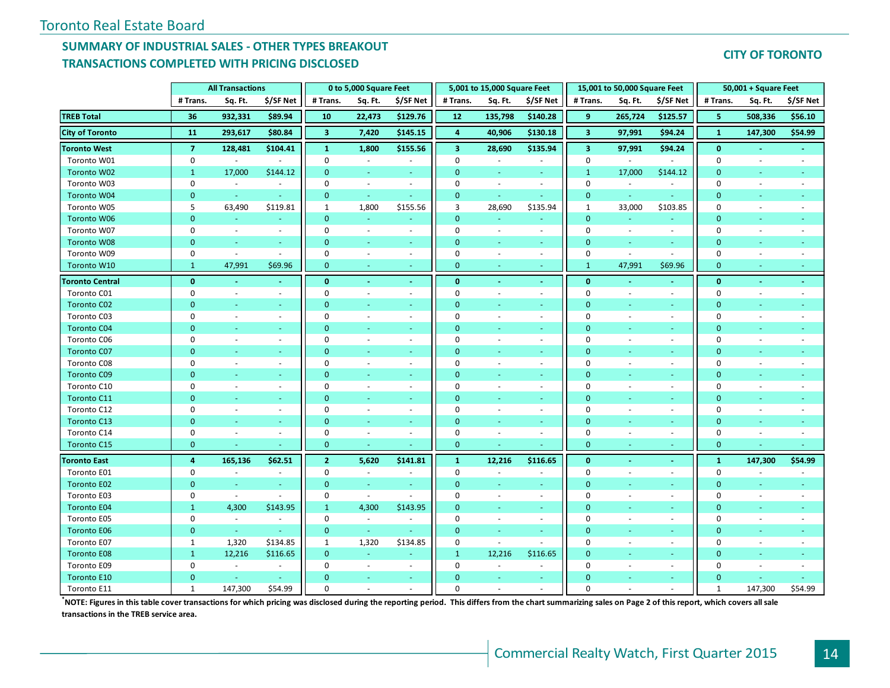Toronto Real Estate Board

## SUMMARY OF INDUSTRIAL SALES - OTHER TYPES BREAKOUT
## TRANSACTIONS COMPLETED WITH PRICING DISCLOSED

**CITY OF TORONTO**

| | All Transactions | | | 0 to 5,000 Square Feet | | | 5,001 to 15,000 Square Feet | | | 15,001 to 50,000 Square Feet | | | 50,001 + Square Feet | | |
|---|---|---|---|---|---|---|---|---|---|---|---|---|---|---|---|
| | # Trans. | Sq. Ft. | $/SF Net | # Trans. | Sq. Ft. | $/SF Net | # Trans. | Sq. Ft. | $/SF Net | # Trans. | Sq. Ft. | $/SF Net | # Trans. | Sq. Ft. | $/SF Net |
| **TREB Total** | **36** | **932,331** | **$89.94** | **10** | **22,473** | **$129.76** | **12** | **135,798** | **$140.28** | **9** | **265,724** | **$125.57** | **5** | **508,336** | **$56.10** |
| **City of Toronto** | **11** | **293,617** | **$80.84** | **3** | **7,420** | **$145.15** | **4** | **40,906** | **$130.18** | **3** | **97,991** | **$94.24** | **1** | **147,300** | **$54.99** |
| **Toronto West** | **7** | **128,481** | **$104.41** | **1** | **1,800** | **$155.56** | **3** | **28,690** | **$135.94** | **3** | **97,991** | **$94.24** | **0** | **-** | **-** |
| Toronto W01 | 0 | - | - | 0 | - | - | 0 | - | - | 0 | - | - | 0 | - | - |
| Toronto W02 | 1 | 17,000 | $144.12 | 0 | - | - | 0 | - | - | 1 | 17,000 | $144.12 | 0 | - | - |
| Toronto W03 | 0 | - | - | 0 | - | - | 0 | - | - | 0 | - | - | 0 | - | - |
| Toronto W04 | 0 | - | - | 0 | - | - | 0 | - | - | 0 | - | - | 0 | - | - |
| Toronto W05 | 5 | 63,490 | $119.81 | 1 | 1,800 | $155.56 | 3 | 28,690 | $135.94 | 1 | 33,000 | $103.85 | 0 | - | - |
| Toronto W06 | 0 | - | - | 0 | - | - | 0 | - | - | 0 | - | - | 0 | - | - |
| Toronto W07 | 0 | - | - | 0 | - | - | 0 | - | - | 0 | - | - | 0 | - | - |
| Toronto W08 | 0 | - | - | 0 | - | - | 0 | - | - | 0 | - | - | 0 | - | - |
| Toronto W09 | 0 | - | - | 0 | - | - | 0 | - | - | 0 | - | - | 0 | - | - |
| Toronto W10 | 1 | 47,991 | $69.96 | 0 | - | - | 0 | - | - | 1 | 47,991 | $69.96 | 0 | - | - |
| **Toronto Central** | **0** | **-** | **-** | **0** | **-** | **-** | **0** | **-** | **-** | **0** | **-** | **-** | **0** | **-** | **-** |
| Toronto C01 | 0 | - | - | 0 | - | - | 0 | - | - | 0 | - | - | 0 | - | - |
| Toronto C02 | 0 | - | - | 0 | - | - | 0 | - | - | 0 | - | - | 0 | - | - |
| Toronto C03 | 0 | - | - | 0 | - | - | 0 | - | - | 0 | - | - | 0 | - | - |
| Toronto C04 | 0 | - | - | 0 | - | - | 0 | - | - | 0 | - | - | 0 | - | - |
| Toronto C06 | 0 | - | - | 0 | - | - | 0 | - | - | 0 | - | - | 0 | - | - |
| Toronto C07 | 0 | - | - | 0 | - | - | 0 | - | - | 0 | - | - | 0 | - | - |
| Toronto C08 | 0 | - | - | 0 | - | - | 0 | - | - | 0 | - | - | 0 | - | - |
| Toronto C09 | 0 | - | - | 0 | - | - | 0 | - | - | 0 | - | - | 0 | - | - |
| Toronto C10 | 0 | - | - | 0 | - | - | 0 | - | - | 0 | - | - | 0 | - | - |
| Toronto C11 | 0 | - | - | 0 | - | - | 0 | - | - | 0 | - | - | 0 | - | - |
| Toronto C12 | 0 | - | - | 0 | - | - | 0 | - | - | 0 | - | - | 0 | - | - |
| Toronto C13 | 0 | - | - | 0 | - | - | 0 | - | - | 0 | - | - | 0 | - | - |
| Toronto C14 | 0 | - | - | 0 | - | - | 0 | - | - | 0 | - | - | 0 | - | - |
| Toronto C15 | 0 | - | - | 0 | - | - | 0 | - | - | 0 | - | - | 0 | - | - |
| **Toronto East** | **4** | **165,136** | **$62.51** | **2** | **5,620** | **$141.81** | **1** | **12,216** | **$116.65** | **0** | **-** | **-** | **1** | **147,300** | **$54.99** |
| Toronto E01 | 0 | - | - | 0 | - | - | 0 | - | - | 0 | - | - | 0 | - | - |
| Toronto E02 | 0 | - | - | 0 | - | - | 0 | - | - | 0 | - | - | 0 | - | - |
| Toronto E03 | 0 | - | - | 0 | - | - | 0 | - | - | 0 | - | - | 0 | - | - |
| Toronto E04 | 1 | 4,300 | $143.95 | 1 | 4,300 | $143.95 | 0 | - | - | 0 | - | - | 0 | - | - |
| Toronto E05 | 0 | - | - | 0 | - | - | 0 | - | - | 0 | - | - | 0 | - | - |
| Toronto E06 | 0 | - | - | 0 | - | - | 0 | - | - | 0 | - | - | 0 | - | - |
| Toronto E07 | 1 | 1,320 | $134.85 | 1 | 1,320 | $134.85 | 0 | - | - | 0 | - | - | 0 | - | - |
| Toronto E08 | 1 | 12,216 | $116.65 | 0 | - | - | 1 | 12,216 | $116.65 | 0 | - | - | 0 | - | - |
| Toronto E09 | 0 | - | - | 0 | - | - | 0 | - | - | 0 | - | - | 0 | - | - |
| Toronto E10 | 0 | - | - | 0 | - | - | 0 | - | - | 0 | - | - | 0 | - | - |
| Toronto E11 | 1 | 147,300 | $54.99 | 0 | - | - | 0 | - | - | 0 | - | - | 1 | 147,300 | $54.99 |

***NOTE: Figures in this table cover transactions for which pricing was disclosed during the reporting period. This differs from the chart summarizing sales on Page 2 of this report, which covers all sale transactions in the TREB service area.**

Commercial Realty Watch, First Quarter 2015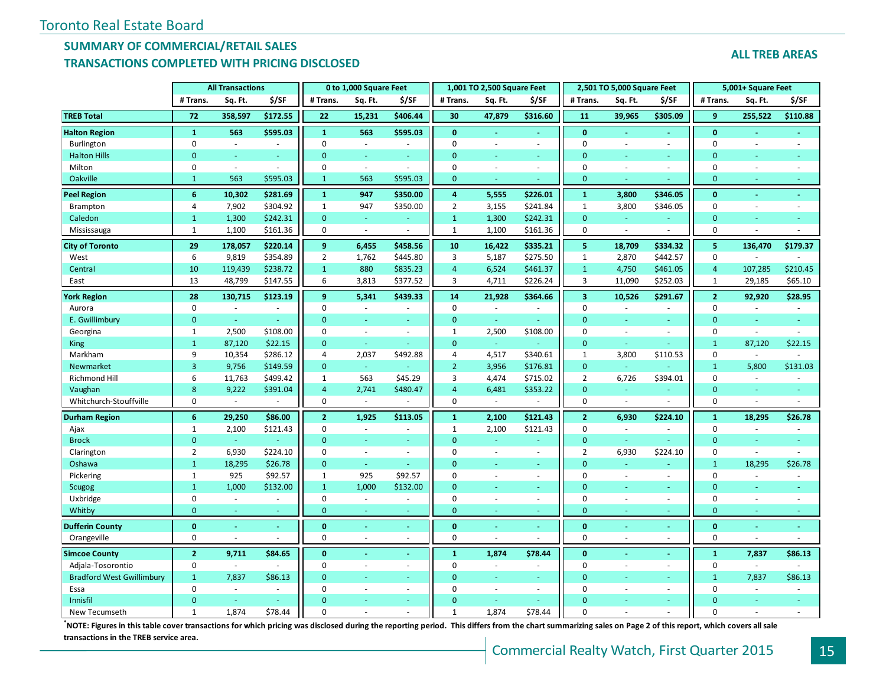Toronto Real Estate Board

## SUMMARY OF COMMERCIAL/RETAIL SALES
## TRANSACTIONS COMPLETED WITH PRICING DISCLOSED

**ALL TREB AREAS**

| | All Transactions | | | 0 to 1,000 Square Feet | | | 1,001 TO 2,500 Square Feet | | | 2,501 TO 5,000 Square Feet | | | 5,001+ Square Feet | | |
|---|---|---|---|---|---|---|---|---|---|---|---|---|---|---|---|
| | # Trans. | Sq. Ft. | $/SF | # Trans. | Sq. Ft. | $/SF | # Trans. | Sq. Ft. | $/SF | # Trans. | Sq. Ft. | $/SF | # Trans. | Sq. Ft. | $/SF |
| **TREB Total** | **72** | **358,597** | **$172.55** | **22** | **15,231** | **$406.44** | **30** | **47,879** | **$316.60** | **11** | **39,965** | **$305.09** | **9** | **255,522** | **$110.88** |
| **Halton Region** | **1** | **563** | **$595.03** | **1** | **563** | **$595.03** | **0** | **-** | **-** | **0** | **-** | **-** | **0** | **-** | **-** |
| Burlington | 0 | - | - | 0 | - | - | 0 | - | - | 0 | - | - | 0 | - | - |
| Halton Hills | 0 | - | - | 0 | - | - | 0 | - | - | 0 | - | - | 0 | - | - |
| Milton | 0 | - | - | 0 | - | - | 0 | - | - | 0 | - | - | 0 | - | - |
| Oakville | 1 | 563 | $595.03 | 1 | 563 | $595.03 | 0 | - | - | 0 | - | - | 0 | - | - |
| **Peel Region** | **6** | **10,302** | **$281.69** | **1** | **947** | **$350.00** | **4** | **5,555** | **$226.01** | **1** | **3,800** | **$346.05** | **0** | **-** | **-** |
| Brampton | 4 | 7,902 | $304.92 | 1 | 947 | $350.00 | 2 | 3,155 | $241.84 | 1 | 3,800 | $346.05 | 0 | - | - |
| Caledon | 1 | 1,300 | $242.31 | 0 | - | - | 1 | 1,300 | $242.31 | 0 | - | - | 0 | - | - |
| Mississauga | 1 | 1,100 | $161.36 | 0 | - | - | 1 | 1,100 | $161.36 | 0 | - | - | 0 | - | - |
| **City of Toronto** | **29** | **178,057** | **$220.14** | **9** | **6,455** | **$458.56** | **10** | **16,422** | **$335.21** | **5** | **18,709** | **$334.32** | **5** | **136,470** | **$179.37** |
| West | 6 | 9,819 | $354.89 | 2 | 1,762 | $445.80 | 3 | 5,187 | $275.50 | 1 | 2,870 | $442.57 | 0 | - | - |
| Central | 10 | 119,439 | $238.72 | 1 | 880 | $835.23 | 4 | 6,524 | $461.37 | 1 | 4,750 | $461.05 | 4 | 107,285 | $210.45 |
| East | 13 | 48,799 | $147.55 | 6 | 3,813 | $377.52 | 3 | 4,711 | $226.24 | 3 | 11,090 | $252.03 | 1 | 29,185 | $65.10 |
| **York Region** | **28** | **130,715** | **$123.19** | **9** | **5,341** | **$439.33** | **14** | **21,928** | **$364.66** | **3** | **10,526** | **$291.67** | **2** | **92,920** | **$28.95** |
| Aurora | 0 | - | - | 0 | - | - | 0 | - | - | 0 | - | - | 0 | - | - |
| E. Gwillimbury | 0 | - | - | 0 | - | - | 0 | - | - | 0 | - | - | 0 | - | - |
| Georgina | 1 | 2,500 | $108.00 | 0 | - | - | 1 | 2,500 | $108.00 | 0 | - | - | 0 | - | - |
| King | 1 | 87,120 | $22.15 | 0 | - | - | 0 | - | - | 0 | - | - | 1 | 87,120 | $22.15 |
| Markham | 9 | 10,354 | $286.12 | 4 | 2,037 | $492.88 | 4 | 4,517 | $340.61 | 1 | 3,800 | $110.53 | 0 | - | - |
| Newmarket | 3 | 9,756 | $149.59 | 0 | - | - | 2 | 3,956 | $176.81 | 0 | - | - | 1 | 5,800 | $131.03 |
| Richmond Hill | 6 | 11,763 | $499.42 | 1 | 563 | $45.29 | 3 | 4,474 | $715.02 | 2 | 6,726 | $394.01 | 0 | - | - |
| Vaughan | 8 | 9,222 | $391.04 | 4 | 2,741 | $480.47 | 4 | 6,481 | $353.22 | 0 | - | - | 0 | - | - |
| Whitchurch-Stouffville | 0 | - | - | 0 | - | - | 0 | - | - | 0 | - | - | 0 | - | - |
| **Durham Region** | **6** | **29,250** | **$86.00** | **2** | **1,925** | **$113.05** | **1** | **2,100** | **$121.43** | **2** | **6,930** | **$224.10** | **1** | **18,295** | **$26.78** |
| Ajax | 1 | 2,100 | $121.43 | 0 | - | - | 1 | 2,100 | $121.43 | 0 | - | - | 0 | - | - |
| Brock | 0 | - | - | 0 | - | - | 0 | - | - | 0 | - | - | 0 | - | - |
| Clarington | 2 | 6,930 | $224.10 | 0 | - | - | 0 | - | - | 2 | 6,930 | $224.10 | 0 | - | - |
| Oshawa | 1 | 18,295 | $26.78 | 0 | - | - | 0 | - | - | 0 | - | - | 1 | 18,295 | $26.78 |
| Pickering | 1 | 925 | $92.57 | 1 | 925 | $92.57 | 0 | - | - | 0 | - | - | 0 | - | - |
| Scugog | 1 | 1,000 | $132.00 | 1 | 1,000 | $132.00 | 0 | - | - | 0 | - | - | 0 | - | - |
| Uxbridge | 0 | - | - | 0 | - | - | 0 | - | - | 0 | - | - | 0 | - | - |
| Whitby | 0 | - | - | 0 | - | - | 0 | - | - | 0 | - | - | 0 | - | - |
| **Dufferin County** | **0** | **-** | **-** | **0** | **-** | **-** | **0** | **-** | **-** | **0** | **-** | **-** | **0** | **-** | **-** |
| Orangeville | 0 | - | - | 0 | - | - | 0 | - | - | 0 | - | - | 0 | - | - |
| **Simcoe County** | **2** | **9,711** | **$84.65** | **0** | **-** | **-** | **1** | **1,874** | **$78.44** | **0** | **-** | **-** | **1** | **7,837** | **$86.13** |
| Adjala-Tosorontio | 0 | - | - | 0 | - | - | 0 | - | - | 0 | - | - | 0 | - | - |
| Bradford West Gwillimbury | 1 | 7,837 | $86.13 | 0 | - | - | 0 | - | - | 0 | - | - | 1 | 7,837 | $86.13 |
| Essa | 0 | - | - | 0 | - | - | 0 | - | - | 0 | - | - | 0 | - | - |
| Innisfil | 0 | - | - | 0 | - | - | 0 | - | - | 0 | - | - | 0 | - | - |
| New Tecumseth | 1 | 1,874 | $78.44 | 0 | - | - | 1 | 1,874 | $78.44 | 0 | - | - | 0 | - | - |

**\*NOTE: Figures in this table cover transactions for which pricing was disclosed during the reporting period. This differs from the chart summarizing sales on Page 2 of this report, which covers all sale transactions in the TREB service area.**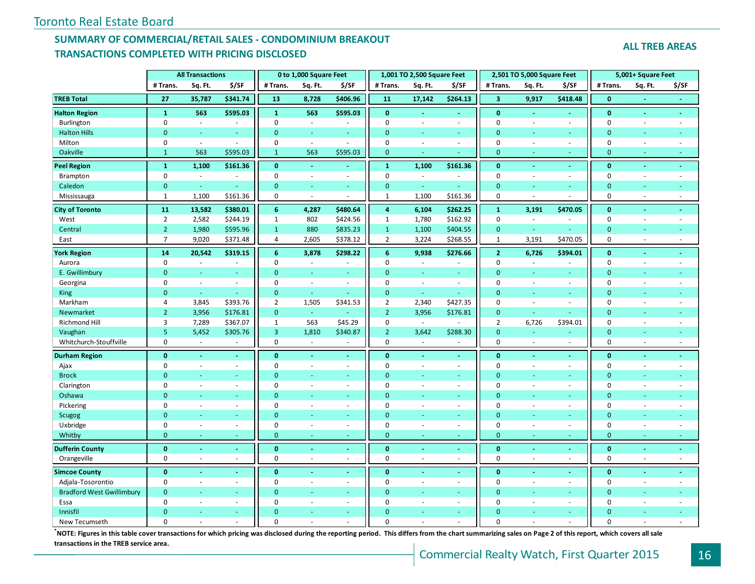Toronto Real Estate Board

## SUMMARY OF COMMERCIAL/RETAIL SALES - CONDOMINIUM BREAKOUT
## TRANSACTIONS COMPLETED WITH PRICING DISCLOSED

**ALL TREB AREAS**

| | All Transactions | | | 0 to 1,000 Square Feet | | | 1,001 TO 2,500 Square Feet | | | 2,501 TO 5,000 Square Feet | | | 5,001+ Square Feet | | |
|---|---|---|---|---|---|---|---|---|---|---|---|---|---|---|---|
| | # Trans. | Sq. Ft. | $/SF | # Trans. | Sq. Ft. | $/SF | # Trans. | Sq. Ft. | $/SF | # Trans. | Sq. Ft. | $/SF | # Trans. | Sq. Ft. | $/SF |
| **TREB Total** | **27** | **35,787** | **$341.74** | **13** | **8,728** | **$406.96** | **11** | **17,142** | **$264.13** | **3** | **9,917** | **$418.48** | **0** | **-** | **-** |
| **Halton Region** | **1** | **563** | **$595.03** | **1** | **563** | **$595.03** | **0** | **-** | **-** | **0** | **-** | **-** | **0** | **-** | **-** |
| Burlington | 0 | - | - | 0 | - | - | 0 | - | - | 0 | - | - | 0 | - | - |
| Halton Hills | 0 | - | - | 0 | - | - | 0 | - | - | 0 | - | - | 0 | - | - |
| Milton | 0 | - | - | 0 | - | - | 0 | - | - | 0 | - | - | 0 | - | - |
| Oakville | 1 | 563 | $595.03 | 1 | 563 | $595.03 | 0 | - | - | 0 | - | - | 0 | - | - |
| **Peel Region** | **1** | **1,100** | **$161.36** | **0** | **-** | **-** | **1** | **1,100** | **$161.36** | **0** | **-** | **-** | **0** | **-** | **-** |
| Brampton | 0 | - | - | 0 | - | - | 0 | - | - | 0 | - | - | 0 | - | - |
| Caledon | 0 | - | - | 0 | - | - | 0 | - | - | 0 | - | - | 0 | - | - |
| Mississauga | 1 | 1,100 | $161.36 | 0 | - | - | 1 | 1,100 | $161.36 | 0 | - | - | 0 | - | - |
| **City of Toronto** | **11** | **13,582** | **$380.01** | **6** | **4,287** | **$480.64** | **4** | **6,104** | **$262.25** | **1** | **3,191** | **$470.05** | **0** | **-** | **-** |
| West | 2 | 2,582 | $244.19 | 1 | 802 | $424.56 | 1 | 1,780 | $162.92 | 0 | - | - | 0 | - | - |
| Central | 2 | 1,980 | $595.96 | 1 | 880 | $835.23 | 1 | 1,100 | $404.55 | 0 | - | - | 0 | - | - |
| East | 7 | 9,020 | $371.48 | 4 | 2,605 | $378.12 | 2 | 3,224 | $268.55 | 1 | 3,191 | $470.05 | 0 | - | - |
| **York Region** | **14** | **20,542** | **$319.15** | **6** | **3,878** | **$298.22** | **6** | **9,938** | **$276.66** | **2** | **6,726** | **$394.01** | **0** | **-** | **-** |
| Aurora | 0 | - | - | 0 | - | - | 0 | - | - | 0 | - | - | 0 | - | - |
| E. Gwillimbury | 0 | - | - | 0 | - | - | 0 | - | - | 0 | - | - | 0 | - | - |
| Georgina | 0 | - | - | 0 | - | - | 0 | - | - | 0 | - | - | 0 | - | - |
| King | 0 | - | - | 0 | - | - | 0 | - | - | 0 | - | - | 0 | - | - |
| Markham | 4 | 3,845 | $393.76 | 2 | 1,505 | $341.53 | 2 | 2,340 | $427.35 | 0 | - | - | 0 | - | - |
| Newmarket | 2 | 3,956 | $176.81 | 0 | - | - | 2 | 3,956 | $176.81 | 0 | - | - | 0 | - | - |
| Richmond Hill | 3 | 7,289 | $367.07 | 1 | 563 | $45.29 | 0 | - | - | 2 | 6,726 | $394.01 | 0 | - | - |
| Vaughan | 5 | 5,452 | $305.76 | 3 | 1,810 | $340.87 | 2 | 3,642 | $288.30 | 0 | - | - | 0 | - | - |
| Whitchurch-Stouffville | 0 | - | - | 0 | - | - | 0 | - | - | 0 | - | - | 0 | - | - |
| **Durham Region** | **0** | **-** | **-** | **0** | **-** | **-** | **0** | **-** | **-** | **0** | **-** | **-** | **0** | **-** | **-** |
| Ajax | 0 | - | - | 0 | - | - | 0 | - | - | 0 | - | - | 0 | - | - |
| Brock | 0 | - | - | 0 | - | - | 0 | - | - | 0 | - | - | 0 | - | - |
| Clarington | 0 | - | - | 0 | - | - | 0 | - | - | 0 | - | - | 0 | - | - |
| Oshawa | 0 | - | - | 0 | - | - | 0 | - | - | 0 | - | - | 0 | - | - |
| Pickering | 0 | - | - | 0 | - | - | 0 | - | - | 0 | - | - | 0 | - | - |
| Scugog | 0 | - | - | 0 | - | - | 0 | - | - | 0 | - | - | 0 | - | - |
| Uxbridge | 0 | - | - | 0 | - | - | 0 | - | - | 0 | - | - | 0 | - | - |
| Whitby | 0 | - | - | 0 | - | - | 0 | - | - | 0 | - | - | 0 | - | - |
| **Dufferin County** | **0** | **-** | **-** | **0** | **-** | **-** | **0** | **-** | **-** | **0** | **-** | **-** | **0** | **-** | **-** |
| Orangeville | 0 | - | - | 0 | - | - | 0 | - | - | 0 | - | - | 0 | - | - |
| **Simcoe County** | **0** | **-** | **-** | **0** | **-** | **-** | **0** | **-** | **-** | **0** | **-** | **-** | **0** | **-** | **-** |
| Adjala-Tosorontio | 0 | - | - | 0 | - | - | 0 | - | - | 0 | - | - | 0 | - | - |
| Bradford West Gwillimbury | 0 | - | - | 0 | - | - | 0 | - | - | 0 | - | - | 0 | - | - |
| Essa | 0 | - | - | 0 | - | - | 0 | - | - | 0 | - | - | 0 | - | - |
| Innisfil | 0 | - | - | 0 | - | - | 0 | - | - | 0 | - | - | 0 | - | - |
| New Tecumseth | 0 | - | - | 0 | - | - | 0 | - | - | 0 | - | - | 0 | - | - |

**\*NOTE: Figures in this table cover transactions for which pricing was disclosed during the reporting period. This differs from the chart summarizing sales on Page 2 of this report, which covers all sale transactions in the TREB service area.**

Commercial Realty Watch, First Quarter 2015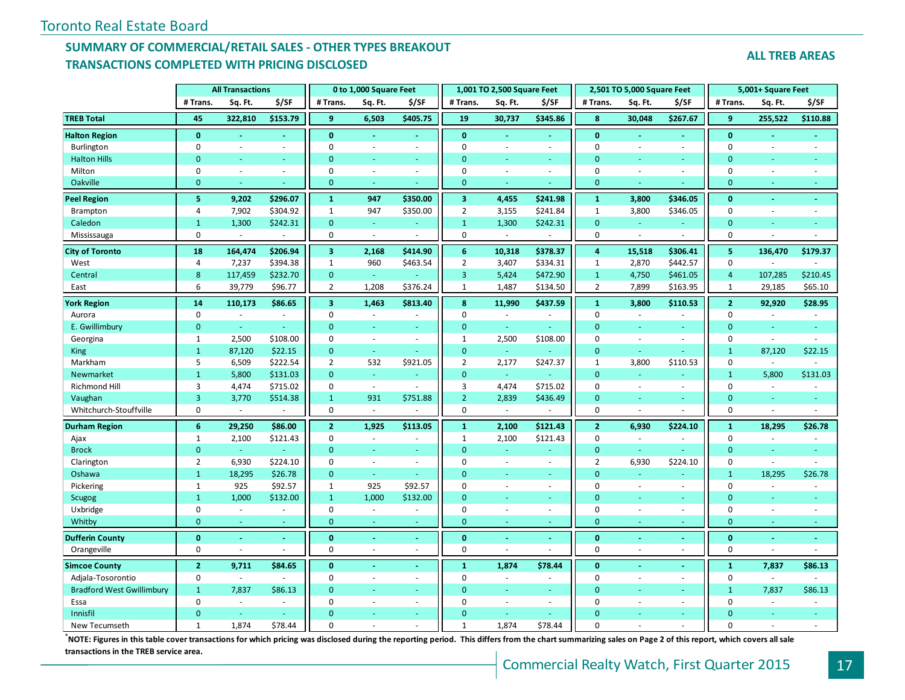Toronto Real Estate Board

## SUMMARY OF COMMERCIAL/RETAIL SALES - OTHER TYPES BREAKOUT
## TRANSACTIONS COMPLETED WITH PRICING DISCLOSED

**ALL TREB AREAS**

| | All Transactions | | | 0 to 1,000 Square Feet | | | 1,001 TO 2,500 Square Feet | | | 2,501 TO 5,000 Square Feet | | | 5,001+ Square Feet | | |
|---|---|---|---|---|---|---|---|---|---|---|---|---|---|---|---|
| | # Trans. | Sq. Ft. | $/SF | # Trans. | Sq. Ft. | $/SF | # Trans. | Sq. Ft. | $/SF | # Trans. | Sq. Ft. | $/SF | # Trans. | Sq. Ft. | $/SF |
| **TREB Total** | **45** | **322,810** | **$153.79** | **9** | **6,503** | **$405.75** | **19** | **30,737** | **$345.86** | **8** | **30,048** | **$267.67** | **9** | **255,522** | **$110.88** |
| **Halton Region** | **0** | **-** | **-** | **0** | **-** | **-** | **0** | **-** | **-** | **0** | **-** | **-** | **0** | **-** | **-** |
| Burlington | 0 | - | - | 0 | - | - | 0 | - | - | 0 | - | - | 0 | - | - |
| Halton Hills | 0 | - | - | 0 | - | - | 0 | - | - | 0 | - | - | 0 | - | - |
| Milton | 0 | - | - | 0 | - | - | 0 | - | - | 0 | - | - | 0 | - | - |
| Oakville | 0 | - | - | 0 | - | - | 0 | - | - | 0 | - | - | 0 | - | - |
| **Peel Region** | **5** | **9,202** | **$296.07** | **1** | **947** | **$350.00** | **3** | **4,455** | **$241.98** | **1** | **3,800** | **$346.05** | **0** | **-** | **-** |
| Brampton | 4 | 7,902 | $304.92 | 1 | 947 | $350.00 | 2 | 3,155 | $241.84 | 1 | 3,800 | $346.05 | 0 | - | - |
| Caledon | 1 | 1,300 | $242.31 | 0 | - | - | 1 | 1,300 | $242.31 | 0 | - | - | 0 | - | - |
| Mississauga | 0 | - | - | 0 | - | - | 0 | - | - | 0 | - | - | 0 | - | - |
| **City of Toronto** | **18** | **164,474** | **$206.94** | **3** | **2,168** | **$414.90** | **6** | **10,318** | **$378.37** | **4** | **15,518** | **$306.41** | **5** | **136,470** | **$179.37** |
| West | 4 | 7,237 | $394.38 | 1 | 960 | $463.54 | 2 | 3,407 | $334.31 | 1 | 2,870 | $442.57 | 0 | - | - |
| Central | 8 | 117,459 | $232.70 | 0 | - | - | 3 | 5,424 | $472.90 | 1 | 4,750 | $461.05 | 4 | 107,285 | $210.45 |
| East | 6 | 39,779 | $96.77 | 2 | 1,208 | $376.24 | 1 | 1,487 | $134.50 | 2 | 7,899 | $163.95 | 1 | 29,185 | $65.10 |
| **York Region** | **14** | **110,173** | **$86.65** | **3** | **1,463** | **$813.40** | **8** | **11,990** | **$437.59** | **1** | **3,800** | **$110.53** | **2** | **92,920** | **$28.95** |
| Aurora | 0 | - | - | 0 | - | - | 0 | - | - | 0 | - | - | 0 | - | - |
| E. Gwillimbury | 0 | - | - | 0 | - | - | 0 | - | - | 0 | - | - | 0 | - | - |
| Georgina | 1 | 2,500 | $108.00 | 0 | - | - | 1 | 2,500 | $108.00 | 0 | - | - | 0 | - | - |
| King | 1 | 87,120 | $22.15 | 0 | - | - | 0 | - | - | 0 | - | - | 1 | 87,120 | $22.15 |
| Markham | 5 | 6,509 | $222.54 | 2 | 532 | $921.05 | 2 | 2,177 | $247.37 | 1 | 3,800 | $110.53 | 0 | - | - |
| Newmarket | 1 | 5,800 | $131.03 | 0 | - | - | 0 | - | - | 0 | - | - | 1 | 5,800 | $131.03 |
| Richmond Hill | 3 | 4,474 | $715.02 | 0 | - | - | 3 | 4,474 | $715.02 | 0 | - | - | 0 | - | - |
| Vaughan | 3 | 3,770 | $514.38 | 1 | 931 | $751.88 | 2 | 2,839 | $436.49 | 0 | - | - | 0 | - | - |
| Whitchurch-Stouffville | 0 | - | - | 0 | - | - | 0 | - | - | 0 | - | - | 0 | - | - |
| **Durham Region** | **6** | **29,250** | **$86.00** | **2** | **1,925** | **$113.05** | **1** | **2,100** | **$121.43** | **2** | **6,930** | **$224.10** | **1** | **18,295** | **$26.78** |
| Ajax | 1 | 2,100 | $121.43 | 0 | - | - | 1 | 2,100 | $121.43 | 0 | - | - | 0 | - | - |
| Brock | 0 | - | - | 0 | - | - | 0 | - | - | 0 | - | - | 0 | - | - |
| Clarington | 2 | 6,930 | $224.10 | 0 | - | - | 0 | - | - | 2 | 6,930 | $224.10 | 0 | - | - |
| Oshawa | 1 | 18,295 | $26.78 | 0 | - | - | 0 | - | - | 0 | - | - | 1 | 18,295 | $26.78 |
| Pickering | 1 | 925 | $92.57 | 1 | 925 | $92.57 | 0 | - | - | 0 | - | - | 0 | - | - |
| Scugog | 1 | 1,000 | $132.00 | 1 | 1,000 | $132.00 | 0 | - | - | 0 | - | - | 0 | - | - |
| Uxbridge | 0 | - | - | 0 | - | - | 0 | - | - | 0 | - | - | 0 | - | - |
| Whitby | 0 | - | - | 0 | - | - | 0 | - | - | 0 | - | - | 0 | - | - |
| **Dufferin County** | **0** | **-** | **-** | **0** | **-** | **-** | **0** | **-** | **-** | **0** | **-** | **-** | **0** | **-** | **-** |
| Orangeville | 0 | - | - | 0 | - | - | 0 | - | - | 0 | - | - | 0 | - | - |
| **Simcoe County** | **2** | **9,711** | **$84.65** | **0** | **-** | **-** | **1** | **1,874** | **$78.44** | **0** | **-** | **-** | **1** | **7,837** | **$86.13** |
| Adjala-Tosorontio | 0 | - | - | 0 | - | - | 0 | - | - | 0 | - | - | 0 | - | - |
| Bradford West Gwillimbury | 1 | 7,837 | $86.13 | 0 | - | - | 0 | - | - | 0 | - | - | 1 | 7,837 | $86.13 |
| Essa | 0 | - | - | 0 | - | - | 0 | - | - | 0 | - | - | 0 | - | - |
| Innisfil | 0 | - | - | 0 | - | - | 0 | - | - | 0 | - | - | 0 | - | - |
| New Tecumseth | 1 | 1,874 | $78.44 | 0 | - | - | 1 | 1,874 | $78.44 | 0 | - | - | 0 | - | - |

**\*NOTE: Figures in this table cover transactions for which pricing was disclosed during the reporting period. This differs from the chart summarizing sales on Page 2 of this report, which covers all sale transactions in the TREB service area.**

Commercial Realty Watch, First Quarter 2015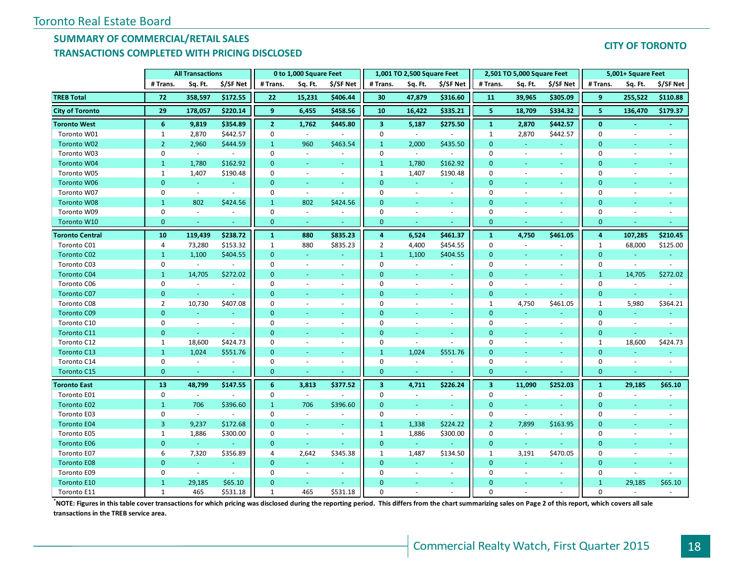Toronto Real Estate Board

## SUMMARY OF COMMERCIAL/RETAIL SALES
## TRANSACTIONS COMPLETED WITH PRICING DISCLOSED

**CITY OF TORONTO**

| | All Transactions | | | 0 to 1,000 Square Feet | | | 1,001 TO 2,500 Square Feet | | | 2,501 TO 5,000 Square Feet | | | 5,001+ Square Feet | | |
|---|---|---|---|---|---|---|---|---|---|---|---|---|---|---|---|
| | # Trans. | Sq. Ft. | $/SF Net | # Trans. | Sq. Ft. | $/SF Net | # Trans. | Sq. Ft. | $/SF Net | # Trans. | Sq. Ft. | $/SF Net | # Trans. | Sq. Ft. | $/SF Net |
| **TREB Total** | **72** | **358,597** | **$172.55** | **22** | **15,231** | **$406.44** | **30** | **47,879** | **$316.60** | **11** | **39,965** | **$305.09** | **9** | **255,522** | **$110.88** |
| **City of Toronto** | **29** | **178,057** | **$220.14** | **9** | **6,455** | **$458.56** | **10** | **16,422** | **$335.21** | **5** | **18,709** | **$334.32** | **5** | **136,470** | **$179.37** |
| **Toronto West** | **6** | **9,819** | **$354.89** | **2** | **1,762** | **$445.80** | **3** | **5,187** | **$275.50** | **1** | **2,870** | **$442.57** | **0** | **-** | **-** |
| Toronto W01 | 1 | 2,870 | $442.57 | 0 | - | - | 0 | - | - | 1 | 2,870 | $442.57 | 0 | - | - |
| Toronto W02 | 2 | 2,960 | $444.59 | 1 | 960 | $463.54 | 1 | 2,000 | $435.50 | 0 | - | - | 0 | - | - |
| Toronto W03 | 0 | - | - | 0 | - | - | 0 | - | - | 0 | - | - | 0 | - | - |
| Toronto W04 | 1 | 1,780 | $162.92 | 0 | - | - | 1 | 1,780 | $162.92 | 0 | - | - | 0 | - | - |
| Toronto W05 | 1 | 1,407 | $190.48 | 0 | - | - | 1 | 1,407 | $190.48 | 0 | - | - | 0 | - | - |
| Toronto W06 | 0 | - | - | 0 | - | - | 0 | - | - | 0 | - | - | 0 | - | - |
| Toronto W07 | 0 | - | - | 0 | - | - | 0 | - | - | 0 | - | - | 0 | - | - |
| Toronto W08 | 1 | 802 | $424.56 | 1 | 802 | $424.56 | 0 | - | - | 0 | - | - | 0 | - | - |
| Toronto W09 | 0 | - | - | 0 | - | - | 0 | - | - | 0 | - | - | 0 | - | - |
| Toronto W10 | 0 | - | - | 0 | - | - | 0 | - | - | 0 | - | - | 0 | - | - |
| **Toronto Central** | **10** | **119,439** | **$238.72** | **1** | **880** | **$835.23** | **4** | **6,524** | **$461.37** | **1** | **4,750** | **$461.05** | **4** | **107,285** | **$210.45** |
| Toronto C01 | 4 | 73,280 | $153.32 | 1 | 880 | $835.23 | 2 | 4,400 | $454.55 | 0 | - | - | 1 | 68,000 | $125.00 |
| Toronto C02 | 1 | 1,100 | $404.55 | 0 | - | - | 1 | 1,100 | $404.55 | 0 | - | - | 0 | - | - |
| Toronto C03 | 0 | - | - | 0 | - | - | 0 | - | - | 0 | - | - | 0 | - | - |
| Toronto C04 | 1 | 14,705 | $272.02 | 0 | - | - | 0 | - | - | 0 | - | - | 1 | 14,705 | $272.02 |
| Toronto C06 | 0 | - | - | 0 | - | - | 0 | - | - | 0 | - | - | 0 | - | - |
| Toronto C07 | 0 | - | - | 0 | - | - | 0 | - | - | 0 | - | - | 0 | - | - |
| Toronto C08 | 2 | 10,730 | $407.08 | 0 | - | - | 0 | - | - | 1 | 4,750 | $461.05 | 1 | 5,980 | $364.21 |
| Toronto C09 | 0 | - | - | 0 | - | - | 0 | - | - | 0 | - | - | 0 | - | - |
| Toronto C10 | 0 | - | - | 0 | - | - | 0 | - | - | 0 | - | - | 0 | - | - |
| Toronto C11 | 0 | - | - | 0 | - | - | 0 | - | - | 0 | - | - | 0 | - | - |
| Toronto C12 | 1 | 18,600 | $424.73 | 0 | - | - | 0 | - | - | 0 | - | - | 1 | 18,600 | $424.73 |
| Toronto C13 | 1 | 1,024 | $551.76 | 0 | - | - | 1 | 1,024 | $551.76 | 0 | - | - | 0 | - | - |
| Toronto C14 | 0 | - | - | 0 | - | - | 0 | - | - | 0 | - | - | 0 | - | - |
| Toronto C15 | 0 | - | - | 0 | - | - | 0 | - | - | 0 | - | - | 0 | - | - |
| **Toronto East** | **13** | **48,799** | **$147.55** | **6** | **3,813** | **$377.52** | **3** | **4,711** | **$226.24** | **3** | **11,090** | **$252.03** | **1** | **29,185** | **$65.10** |
| Toronto E01 | 0 | - | - | 0 | - | - | 0 | - | - | 0 | - | - | 0 | - | - |
| Toronto E02 | 1 | 706 | $396.60 | 1 | 706 | $396.60 | 0 | - | - | 0 | - | - | 0 | - | - |
| Toronto E03 | 0 | - | - | 0 | - | - | 0 | - | - | 0 | - | - | 0 | - | - |
| Toronto E04 | 3 | 9,237 | $172.68 | 0 | - | - | 1 | 1,338 | $224.22 | 2 | 7,899 | $163.95 | 0 | - | - |
| Toronto E05 | 1 | 1,886 | $300.00 | 0 | - | - | 1 | 1,886 | $300.00 | 0 | - | - | 0 | - | - |
| Toronto E06 | 0 | - | - | 0 | - | - | 0 | - | - | 0 | - | - | 0 | - | - |
| Toronto E07 | 6 | 7,320 | $356.89 | 4 | 2,642 | $345.38 | 1 | 1,487 | $134.50 | 1 | 3,191 | $470.05 | 0 | - | - |
| Toronto E08 | 0 | - | - | 0 | - | - | 0 | - | - | 0 | - | - | 0 | - | - |
| Toronto E09 | 0 | - | - | 0 | - | - | 0 | - | - | 0 | - | - | 0 | - | - |
| Toronto E10 | 1 | 29,185 | $65.10 | 0 | - | - | 0 | - | - | 0 | - | - | 1 | 29,185 | $65.10 |
| Toronto E11 | 1 | 465 | $531.18 | 1 | 465 | $531.18 | 0 | - | - | 0 | - | - | 0 | - | - |

**[*]NOTE: Figures in this table cover transactions for which pricing was disclosed during the reporting period. This differs from the chart summarizing sales on Page 2 of this report, which covers all sale transactions in the TREB service area.**

Commercial Realty Watch, First Quarter 2015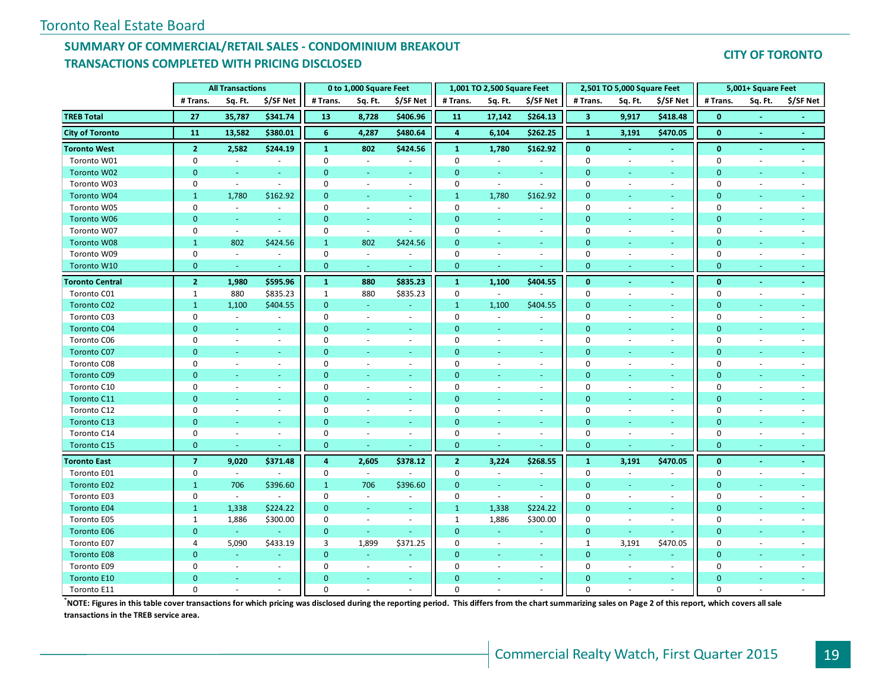Toronto Real Estate Board

## SUMMARY OF COMMERCIAL/RETAIL SALES - CONDOMINIUM BREAKOUT
## TRANSACTIONS COMPLETED WITH PRICING DISCLOSED

**CITY OF TORONTO**

| | All Transactions | | | 0 to 1,000 Square Feet | | | 1,001 TO 2,500 Square Feet | | | 2,501 TO 5,000 Square Feet | | | 5,001+ Square Feet | | |
|---|---|---|---|---|---|---|---|---|---|---|---|---|---|---|---|
| | # Trans. | Sq. Ft. | $/SF Net | # Trans. | Sq. Ft. | $/SF Net | # Trans. | Sq. Ft. | $/SF Net | # Trans. | Sq. Ft. | $/SF Net | # Trans. | Sq. Ft. | $/SF Net |
| **TREB Total** | **27** | **35,787** | **$341.74** | **13** | **8,728** | **$406.96** | **11** | **17,142** | **$264.13** | **3** | **9,917** | **$418.48** | **0** | **-** | **-** |
| **City of Toronto** | **11** | **13,582** | **$380.01** | **6** | **4,287** | **$480.64** | **4** | **6,104** | **$262.25** | **1** | **3,191** | **$470.05** | **0** | **-** | **-** |
| **Toronto West** | **2** | **2,582** | **$244.19** | **1** | **802** | **$424.56** | **1** | **1,780** | **$162.92** | **0** | **-** | **-** | **0** | **-** | **-** |
| Toronto W01 | 0 | - | - | 0 | - | - | 0 | - | - | 0 | - | - | 0 | - | - |
| Toronto W02 | 0 | - | - | 0 | - | - | 0 | - | - | 0 | - | - | 0 | - | - |
| Toronto W03 | 0 | - | - | 0 | - | - | 0 | - | - | 0 | - | - | 0 | - | - |
| Toronto W04 | 1 | 1,780 | $162.92 | 0 | - | - | 1 | 1,780 | $162.92 | 0 | - | - | 0 | - | - |
| Toronto W05 | 0 | - | - | 0 | - | - | 0 | - | - | 0 | - | - | 0 | - | - |
| Toronto W06 | 0 | - | - | 0 | - | - | 0 | - | - | 0 | - | - | 0 | - | - |
| Toronto W07 | 0 | - | - | 0 | - | - | 0 | - | - | 0 | - | - | 0 | - | - |
| Toronto W08 | 1 | 802 | $424.56 | 1 | 802 | $424.56 | 0 | - | - | 0 | - | - | 0 | - | - |
| Toronto W09 | 0 | - | - | 0 | - | - | 0 | - | - | 0 | - | - | 0 | - | - |
| Toronto W10 | 0 | - | - | 0 | - | - | 0 | - | - | 0 | - | - | 0 | - | - |
| **Toronto Central** | **2** | **1,980** | **$595.96** | **1** | **880** | **$835.23** | **1** | **1,100** | **$404.55** | **0** | **-** | **-** | **0** | **-** | **-** |
| Toronto C01 | 1 | 880 | $835.23 | 1 | 880 | $835.23 | 0 | - | - | 0 | - | - | 0 | - | - |
| Toronto C02 | 1 | 1,100 | $404.55 | 0 | - | - | 1 | 1,100 | $404.55 | 0 | - | - | 0 | - | - |
| Toronto C03 | 0 | - | - | 0 | - | - | 0 | - | - | 0 | - | - | 0 | - | - |
| Toronto C04 | 0 | - | - | 0 | - | - | 0 | - | - | 0 | - | - | 0 | - | - |
| Toronto C06 | 0 | - | - | 0 | - | - | 0 | - | - | 0 | - | - | 0 | - | - |
| Toronto C07 | 0 | - | - | 0 | - | - | 0 | - | - | 0 | - | - | 0 | - | - |
| Toronto C08 | 0 | - | - | 0 | - | - | 0 | - | - | 0 | - | - | 0 | - | - |
| Toronto C09 | 0 | - | - | 0 | - | - | 0 | - | - | 0 | - | - | 0 | - | - |
| Toronto C10 | 0 | - | - | 0 | - | - | 0 | - | - | 0 | - | - | 0 | - | - |
| Toronto C11 | 0 | - | - | 0 | - | - | 0 | - | - | 0 | - | - | 0 | - | - |
| Toronto C12 | 0 | - | - | 0 | - | - | 0 | - | - | 0 | - | - | 0 | - | - |
| Toronto C13 | 0 | - | - | 0 | - | - | 0 | - | - | 0 | - | - | 0 | - | - |
| Toronto C14 | 0 | - | - | 0 | - | - | 0 | - | - | 0 | - | - | 0 | - | - |
| Toronto C15 | 0 | - | - | 0 | - | - | 0 | - | - | 0 | - | - | 0 | - | - |
| **Toronto East** | **7** | **9,020** | **$371.48** | **4** | **2,605** | **$378.12** | **2** | **3,224** | **$268.55** | **1** | **3,191** | **$470.05** | **0** | **-** | **-** |
| Toronto E01 | 0 | - | - | 0 | - | - | 0 | - | - | 0 | - | - | 0 | - | - |
| Toronto E02 | 1 | 706 | $396.60 | 1 | 706 | $396.60 | 0 | - | - | 0 | - | - | 0 | - | - |
| Toronto E03 | 0 | - | - | 0 | - | - | 0 | - | - | 0 | - | - | 0 | - | - |
| Toronto E04 | 1 | 1,338 | $224.22 | 0 | - | - | 1 | 1,338 | $224.22 | 0 | - | - | 0 | - | - |
| Toronto E05 | 1 | 1,886 | $300.00 | 0 | - | - | 1 | 1,886 | $300.00 | 0 | - | - | 0 | - | - |
| Toronto E06 | 0 | - | - | 0 | - | - | 0 | - | - | 0 | - | - | 0 | - | - |
| Toronto E07 | 4 | 5,090 | $433.19 | 3 | 1,899 | $371.25 | 0 | - | - | 1 | 3,191 | $470.05 | 0 | - | - |
| Toronto E08 | 0 | - | - | 0 | - | - | 0 | - | - | 0 | - | - | 0 | - | - |
| Toronto E09 | 0 | - | - | 0 | - | - | 0 | - | - | 0 | - | - | 0 | - | - |
| Toronto E10 | 0 | - | - | 0 | - | - | 0 | - | - | 0 | - | - | 0 | - | - |
| Toronto E11 | 0 | - | - | 0 | - | - | 0 | - | - | 0 | - | - | 0 | - | - |

**\*NOTE: Figures in this table cover transactions for which pricing was disclosed during the reporting period. This differs from the chart summarizing sales on Page 2 of this report, which covers all sale transactions in the TREB service area.**

Commercial Realty Watch, First Quarter 2015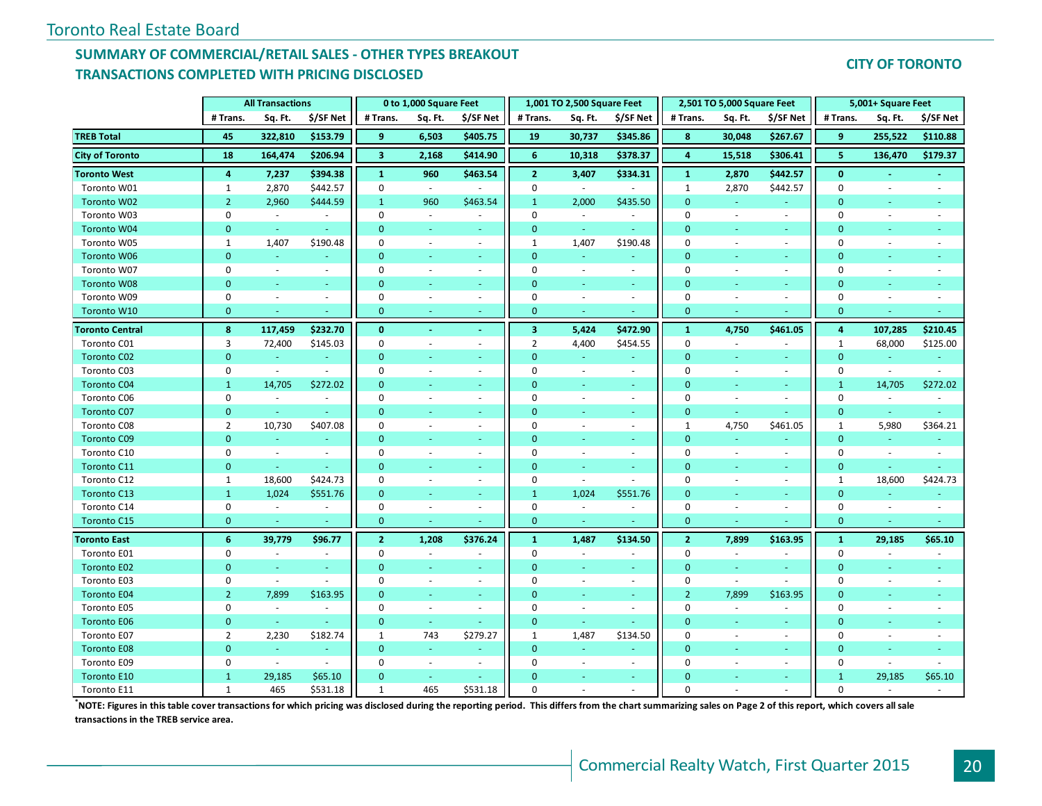## SUMMARY OF COMMERCIAL/RETAIL SALES - OTHER TYPES BREAKOUT
## TRANSACTIONS COMPLETED WITH PRICING DISCLOSED

**CITY OF TORONTO**

| | All Transactions | | | 0 to 1,000 Square Feet | | | 1,001 TO 2,500 Square Feet | | | 2,501 TO 5,000 Square Feet | | | 5,001+ Square Feet | | |
|---|---|---|---|---|---|---|---|---|---|---|---|---|---|---|---|
| | # Trans. | Sq. Ft. | $/SF Net | # Trans. | Sq. Ft. | $/SF Net | # Trans. | Sq. Ft. | $/SF Net | # Trans. | Sq. Ft. | $/SF Net | # Trans. | Sq. Ft. | $/SF Net |
| **TREB Total** | **45** | **322,810** | **$153.79** | **9** | **6,503** | **$405.75** | **19** | **30,737** | **$345.86** | **8** | **30,048** | **$267.67** | **9** | **255,522** | **$110.88** |
| **City of Toronto** | **18** | **164,474** | **$206.94** | **3** | **2,168** | **$414.90** | **6** | **10,318** | **$378.37** | **4** | **15,518** | **$306.41** | **5** | **136,470** | **$179.37** |
| **Toronto West** | **4** | **7,237** | **$394.38** | **1** | **960** | **$463.54** | **2** | **3,407** | **$334.31** | **1** | **2,870** | **$442.57** | **0** | **-** | **-** |
| Toronto W01 | 1 | 2,870 | $442.57 | 0 | - | - | 0 | - | - | 1 | 2,870 | $442.57 | 0 | - | - |
| Toronto W02 | 2 | 2,960 | $444.59 | 1 | 960 | $463.54 | 1 | 2,000 | $435.50 | 0 | - | - | 0 | - | - |
| Toronto W03 | 0 | - | - | 0 | - | - | 0 | - | - | 0 | - | - | 0 | - | - |
| Toronto W04 | 0 | - | - | 0 | - | - | 0 | - | - | 0 | - | - | 0 | - | - |
| Toronto W05 | 1 | 1,407 | $190.48 | 0 | - | - | 1 | 1,407 | $190.48 | 0 | - | - | 0 | - | - |
| Toronto W06 | 0 | - | - | 0 | - | - | 0 | - | - | 0 | - | - | 0 | - | - |
| Toronto W07 | 0 | - | - | 0 | - | - | 0 | - | - | 0 | - | - | 0 | - | - |
| Toronto W08 | 0 | - | - | 0 | - | - | 0 | - | - | 0 | - | - | 0 | - | - |
| Toronto W09 | 0 | - | - | 0 | - | - | 0 | - | - | 0 | - | - | 0 | - | - |
| Toronto W10 | 0 | - | - | 0 | - | - | 0 | - | - | 0 | - | - | 0 | - | - |
| **Toronto Central** | **8** | **117,459** | **$232.70** | **0** | **-** | **-** | **3** | **5,424** | **$472.90** | **1** | **4,750** | **$461.05** | **4** | **107,285** | **$210.45** |
| Toronto C01 | 3 | 72,400 | $145.03 | 0 | - | - | 2 | 4,400 | $454.55 | 0 | - | - | 1 | 68,000 | $125.00 |
| Toronto C02 | 0 | - | - | 0 | - | - | 0 | - | - | 0 | - | - | 0 | - | - |
| Toronto C03 | 0 | - | - | 0 | - | - | 0 | - | - | 0 | - | - | 0 | - | - |
| Toronto C04 | 1 | 14,705 | $272.02 | 0 | - | - | 0 | - | - | 0 | - | - | 1 | 14,705 | $272.02 |
| Toronto C06 | 0 | - | - | 0 | - | - | 0 | - | - | 0 | - | - | 0 | - | - |
| Toronto C07 | 0 | - | - | 0 | - | - | 0 | - | - | 0 | - | - | 0 | - | - |
| Toronto C08 | 2 | 10,730 | $407.08 | 0 | - | - | 0 | - | - | 1 | 4,750 | $461.05 | 1 | 5,980 | $364.21 |
| Toronto C09 | 0 | - | - | 0 | - | - | 0 | - | - | 0 | - | - | 0 | - | - |
| Toronto C10 | 0 | - | - | 0 | - | - | 0 | - | - | 0 | - | - | 0 | - | - |
| Toronto C11 | 0 | - | - | 0 | - | - | 0 | - | - | 0 | - | - | 0 | - | - |
| Toronto C12 | 1 | 18,600 | $424.73 | 0 | - | - | 0 | - | - | 0 | - | - | 1 | 18,600 | $424.73 |
| Toronto C13 | 1 | 1,024 | $551.76 | 0 | - | - | 1 | 1,024 | $551.76 | 0 | - | - | 0 | - | - |
| Toronto C14 | 0 | - | - | 0 | - | - | 0 | - | - | 0 | - | - | 0 | - | - |
| Toronto C15 | 0 | - | - | 0 | - | - | 0 | - | - | 0 | - | - | 0 | - | - |
| **Toronto East** | **6** | **39,779** | **$96.77** | **2** | **1,208** | **$376.24** | **1** | **1,487** | **$134.50** | **2** | **7,899** | **$163.95** | **1** | **29,185** | **$65.10** |
| Toronto E01 | 0 | - | - | 0 | - | - | 0 | - | - | 0 | - | - | 0 | - | - |
| Toronto E02 | 0 | - | - | 0 | - | - | 0 | - | - | 0 | - | - | 0 | - | - |
| Toronto E03 | 0 | - | - | 0 | - | - | 0 | - | - | 0 | - | - | 0 | - | - |
| Toronto E04 | 2 | 7,899 | $163.95 | 0 | - | - | 0 | - | - | 2 | 7,899 | $163.95 | 0 | - | - |
| Toronto E05 | 0 | - | - | 0 | - | - | 0 | - | - | 0 | - | - | 0 | - | - |
| Toronto E06 | 0 | - | - | 0 | - | - | 0 | - | - | 0 | - | - | 0 | - | - |
| Toronto E07 | 2 | 2,230 | $182.74 | 1 | 743 | $279.27 | 1 | 1,487 | $134.50 | 0 | - | - | 0 | - | - |
| Toronto E08 | 0 | - | - | 0 | - | - | 0 | - | - | 0 | - | - | 0 | - | - |
| Toronto E09 | 0 | - | - | 0 | - | - | 0 | - | - | 0 | - | - | 0 | - | - |
| Toronto E10 | 1 | 29,185 | $65.10 | 0 | - | - | 0 | - | - | 0 | - | - | 1 | 29,185 | $65.10 |
| Toronto E11 | 1 | 465 | $531.18 | 1 | 465 | $531.18 | 0 | - | - | 0 | - | - | 0 | - | - |

**\*NOTE: Figures in this table cover transactions for which pricing was disclosed during the reporting period. This differs from the chart summarizing sales on Page 2 of this report, which covers all sale transactions in the TREB service area.**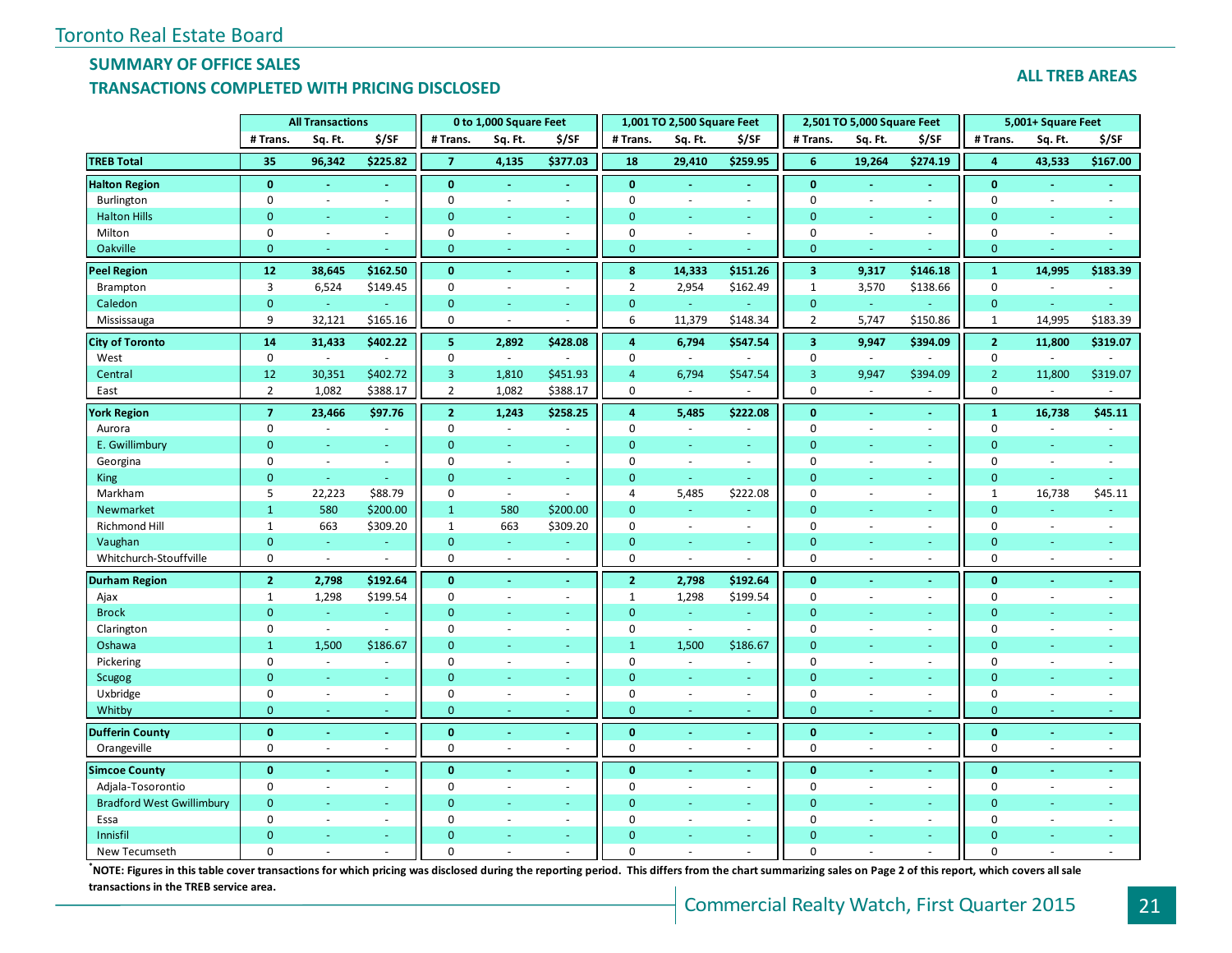Toronto Real Estate Board

## SUMMARY OF OFFICE SALES
## TRANSACTIONS COMPLETED WITH PRICING DISCLOSED

**ALL TREB AREAS**

| | All Transactions | | | 0 to 1,000 Square Feet | | | 1,001 TO 2,500 Square Feet | | | 2,501 TO 5,000 Square Feet | | | 5,001+ Square Feet | | |
|---|---|---|---|---|---|---|---|---|---|---|---|---|---|---|---|
| | # Trans. | Sq. Ft. | $/SF | # Trans. | Sq. Ft. | $/SF | # Trans. | Sq. Ft. | $/SF | # Trans. | Sq. Ft. | $/SF | # Trans. | Sq. Ft. | $/SF |
| **TREB Total** | **35** | **96,342** | **$225.82** | **7** | **4,135** | **$377.03** | **18** | **29,410** | **$259.95** | **6** | **19,264** | **$274.19** | **4** | **43,533** | **$167.00** |
| **Halton Region** | **0** | **-** | **-** | **0** | **-** | **-** | **0** | **-** | **-** | **0** | **-** | **-** | **0** | **-** | **-** |
| Burlington | 0 | - | - | 0 | - | - | 0 | - | - | 0 | - | - | 0 | - | - |
| Halton Hills | 0 | - | - | 0 | - | - | 0 | - | - | 0 | - | - | 0 | - | - |
| Milton | 0 | - | - | 0 | - | - | 0 | - | - | 0 | - | - | 0 | - | - |
| Oakville | 0 | - | - | 0 | - | - | 0 | - | - | 0 | - | - | 0 | - | - |
| **Peel Region** | **12** | **38,645** | **$162.50** | **0** | **-** | **-** | **8** | **14,333** | **$151.26** | **3** | **9,317** | **$146.18** | **1** | **14,995** | **$183.39** |
| Brampton | 3 | 6,524 | $149.45 | 0 | - | - | 2 | 2,954 | $162.49 | 1 | 3,570 | $138.66 | 0 | - | - |
| Caledon | 0 | - | - | 0 | - | - | 0 | - | - | 0 | - | - | 0 | - | - |
| Mississauga | 9 | 32,121 | $165.16 | 0 | - | - | 6 | 11,379 | $148.34 | 2 | 5,747 | $150.86 | 1 | 14,995 | $183.39 |
| **City of Toronto** | **14** | **31,433** | **$402.22** | **5** | **2,892** | **$428.08** | **4** | **6,794** | **$547.54** | **3** | **9,947** | **$394.09** | **2** | **11,800** | **$319.07** |
| West | 0 | - | - | 0 | - | - | 0 | - | - | 0 | - | - | 0 | - | - |
| Central | 12 | 30,351 | $402.72 | 3 | 1,810 | $451.93 | 4 | 6,794 | $547.54 | 3 | 9,947 | $394.09 | 2 | 11,800 | $319.07 |
| East | 2 | 1,082 | $388.17 | 2 | 1,082 | $388.17 | 0 | - | - | 0 | - | - | 0 | - | - |
| **York Region** | **7** | **23,466** | **$97.76** | **2** | **1,243** | **$258.25** | **4** | **5,485** | **$222.08** | **0** | **-** | **-** | **1** | **16,738** | **$45.11** |
| Aurora | 0 | - | - | 0 | - | - | 0 | - | - | 0 | - | - | 0 | - | - |
| E. Gwillimbury | 0 | - | - | 0 | - | - | 0 | - | - | 0 | - | - | 0 | - | - |
| Georgina | 0 | - | - | 0 | - | - | 0 | - | - | 0 | - | - | 0 | - | - |
| King | 0 | - | - | 0 | - | - | 0 | - | - | 0 | - | - | 0 | - | - |
| Markham | 5 | 22,223 | $88.79 | 0 | - | - | 4 | 5,485 | $222.08 | 0 | - | - | 1 | 16,738 | $45.11 |
| Newmarket | 1 | 580 | $200.00 | 1 | 580 | $200.00 | 0 | - | - | 0 | - | - | 0 | - | - |
| Richmond Hill | 1 | 663 | $309.20 | 1 | 663 | $309.20 | 0 | - | - | 0 | - | - | 0 | - | - |
| Vaughan | 0 | - | - | 0 | - | - | 0 | - | - | 0 | - | - | 0 | - | - |
| Whitchurch-Stouffville | 0 | - | - | 0 | - | - | 0 | - | - | 0 | - | - | 0 | - | - |
| **Durham Region** | **2** | **2,798** | **$192.64** | **0** | **-** | **-** | **2** | **2,798** | **$192.64** | **0** | **-** | **-** | **0** | **-** | **-** |
| Ajax | 1 | 1,298 | $199.54 | 0 | - | - | 1 | 1,298 | $199.54 | 0 | - | - | 0 | - | - |
| Brock | 0 | - | - | 0 | - | - | 0 | - | - | 0 | - | - | 0 | - | - |
| Clarington | 0 | - | - | 0 | - | - | 0 | - | - | 0 | - | - | 0 | - | - |
| Oshawa | 1 | 1,500 | $186.67 | 0 | - | - | 1 | 1,500 | $186.67 | 0 | - | - | 0 | - | - |
| Pickering | 0 | - | - | 0 | - | - | 0 | - | - | 0 | - | - | 0 | - | - |
| Scugog | 0 | - | - | 0 | - | - | 0 | - | - | 0 | - | - | 0 | - | - |
| Uxbridge | 0 | - | - | 0 | - | - | 0 | - | - | 0 | - | - | 0 | - | - |
| Whitby | 0 | - | - | 0 | - | - | 0 | - | - | 0 | - | - | 0 | - | - |
| **Dufferin County** | **0** | **-** | **-** | **0** | **-** | **-** | **0** | **-** | **-** | **0** | **-** | **-** | **0** | **-** | **-** |
| Orangeville | 0 | - | - | 0 | - | - | 0 | - | - | 0 | - | - | 0 | - | - |
| **Simcoe County** | **0** | **-** | **-** | **0** | **-** | **-** | **0** | **-** | **-** | **0** | **-** | **-** | **0** | **-** | **-** |
| Adjala-Tosorontio | 0 | - | - | 0 | - | - | 0 | - | - | 0 | - | - | 0 | - | - |
| Bradford West Gwillimbury | 0 | - | - | 0 | - | - | 0 | - | - | 0 | - | - | 0 | - | - |
| Essa | 0 | - | - | 0 | - | - | 0 | - | - | 0 | - | - | 0 | - | - |
| Innisfil | 0 | - | - | 0 | - | - | 0 | - | - | 0 | - | - | 0 | - | - |
| New Tecumseth | 0 | - | - | 0 | - | - | 0 | - | - | 0 | - | - | 0 | - | - |

**[*] NOTE: Figures in this table cover transactions for which pricing was disclosed during the reporting period. This differs from the chart summarizing sales on Page 2 of this report, which covers all sale transactions in the TREB service area.**

Commercial Realty Watch, First Quarter 2015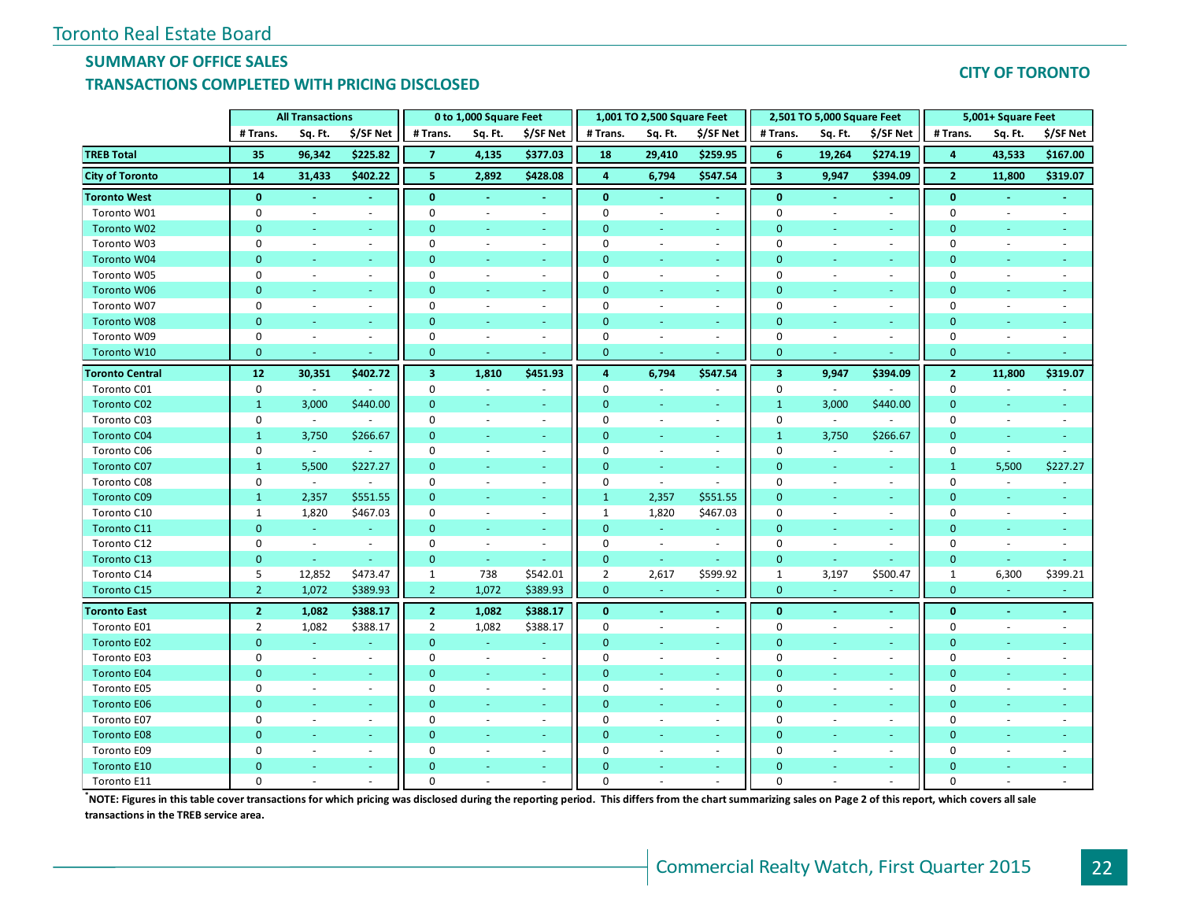Toronto Real Estate Board

## SUMMARY OF OFFICE SALES
## TRANSACTIONS COMPLETED WITH PRICING DISCLOSED

**CITY OF TORONTO**

| | All Transactions | | | 0 to 1,000 Square Feet | | | 1,001 TO 2,500 Square Feet | | | 2,501 TO 5,000 Square Feet | | | 5,001+ Square Feet | | |
|---|---|---|---|---|---|---|---|---|---|---|---|---|---|---|---|
| | # Trans. | Sq. Ft. | $/SF Net | # Trans. | Sq. Ft. | $/SF Net | # Trans. | Sq. Ft. | $/SF Net | # Trans. | Sq. Ft. | $/SF Net | # Trans. | Sq. Ft. | $/SF Net |
| **TREB Total** | **35** | **96,342** | **$225.82** | **7** | **4,135** | **$377.03** | **18** | **29,410** | **$259.95** | **6** | **19,264** | **$274.19** | **4** | **43,533** | **$167.00** |
| **City of Toronto** | **14** | **31,433** | **$402.22** | **5** | **2,892** | **$428.08** | **4** | **6,794** | **$547.54** | **3** | **9,947** | **$394.09** | **2** | **11,800** | **$319.07** |
| **Toronto West** | **0** | **-** | **-** | **0** | **-** | **-** | **0** | **-** | **-** | **0** | **-** | **-** | **0** | **-** | **-** |
| Toronto W01 | 0 | - | - | 0 | - | - | 0 | - | - | 0 | - | - | 0 | - | - |
| Toronto W02 | 0 | - | - | 0 | - | - | 0 | - | - | 0 | - | - | 0 | - | - |
| Toronto W03 | 0 | - | - | 0 | - | - | 0 | - | - | 0 | - | - | 0 | - | - |
| Toronto W04 | 0 | - | - | 0 | - | - | 0 | - | - | 0 | - | - | 0 | - | - |
| Toronto W05 | 0 | - | - | 0 | - | - | 0 | - | - | 0 | - | - | 0 | - | - |
| Toronto W06 | 0 | - | - | 0 | - | - | 0 | - | - | 0 | - | - | 0 | - | - |
| Toronto W07 | 0 | - | - | 0 | - | - | 0 | - | - | 0 | - | - | 0 | - | - |
| Toronto W08 | 0 | - | - | 0 | - | - | 0 | - | - | 0 | - | - | 0 | - | - |
| Toronto W09 | 0 | - | - | 0 | - | - | 0 | - | - | 0 | - | - | 0 | - | - |
| Toronto W10 | 0 | - | - | 0 | - | - | 0 | - | - | 0 | - | - | 0 | - | - |
| **Toronto Central** | **12** | **30,351** | **$402.72** | **3** | **1,810** | **$451.93** | **4** | **6,794** | **$547.54** | **3** | **9,947** | **$394.09** | **2** | **11,800** | **$319.07** |
| Toronto C01 | 0 | - | - | 0 | - | - | 0 | - | - | 0 | - | - | 0 | - | - |
| Toronto C02 | 1 | 3,000 | $440.00 | 0 | - | - | 0 | - | - | 1 | 3,000 | $440.00 | 0 | - | - |
| Toronto C03 | 0 | - | - | 0 | - | - | 0 | - | - | 0 | - | - | 0 | - | - |
| Toronto C04 | 1 | 3,750 | $266.67 | 0 | - | - | 0 | - | - | 1 | 3,750 | $266.67 | 0 | - | - |
| Toronto C06 | 0 | - | - | 0 | - | - | 0 | - | - | 0 | - | - | 0 | - | - |
| Toronto C07 | 1 | 5,500 | $227.27 | 0 | - | - | 0 | - | - | 0 | - | - | 1 | 5,500 | $227.27 |
| Toronto C08 | 0 | - | - | 0 | - | - | 0 | - | - | 0 | - | - | 0 | - | - |
| Toronto C09 | 1 | 2,357 | $551.55 | 0 | - | - | 1 | 2,357 | $551.55 | 0 | - | - | 0 | - | - |
| Toronto C10 | 1 | 1,820 | $467.03 | 0 | - | - | 1 | 1,820 | $467.03 | 0 | - | - | 0 | - | - |
| Toronto C11 | 0 | - | - | 0 | - | - | 0 | - | - | 0 | - | - | 0 | - | - |
| Toronto C12 | 0 | - | - | 0 | - | - | 0 | - | - | 0 | - | - | 0 | - | - |
| Toronto C13 | 0 | - | - | 0 | - | - | 0 | - | - | 0 | - | - | 0 | - | - |
| Toronto C14 | 5 | 12,852 | $473.47 | 1 | 738 | $542.01 | 2 | 2,617 | $599.92 | 1 | 3,197 | $500.47 | 1 | 6,300 | $399.21 |
| Toronto C15 | 2 | 1,072 | $389.93 | 2 | 1,072 | $389.93 | 0 | - | - | 0 | - | - | 0 | - | - |
| **Toronto East** | **2** | **1,082** | **$388.17** | **2** | **1,082** | **$388.17** | **0** | **-** | **-** | **0** | **-** | **-** | **0** | **-** | **-** |
| Toronto E01 | 2 | 1,082 | $388.17 | 2 | 1,082 | $388.17 | 0 | - | - | 0 | - | - | 0 | - | - |
| Toronto E02 | 0 | - | - | 0 | - | - | 0 | - | - | 0 | - | - | 0 | - | - |
| Toronto E03 | 0 | - | - | 0 | - | - | 0 | - | - | 0 | - | - | 0 | - | - |
| Toronto E04 | 0 | - | - | 0 | - | - | 0 | - | - | 0 | - | - | 0 | - | - |
| Toronto E05 | 0 | - | - | 0 | - | - | 0 | - | - | 0 | - | - | 0 | - | - |
| Toronto E06 | 0 | - | - | 0 | - | - | 0 | - | - | 0 | - | - | 0 | - | - |
| Toronto E07 | 0 | - | - | 0 | - | - | 0 | - | - | 0 | - | - | 0 | - | - |
| Toronto E08 | 0 | - | - | 0 | - | - | 0 | - | - | 0 | - | - | 0 | - | - |
| Toronto E09 | 0 | - | - | 0 | - | - | 0 | - | - | 0 | - | - | 0 | - | - |
| Toronto E10 | 0 | - | - | 0 | - | - | 0 | - | - | 0 | - | - | 0 | - | - |
| Toronto E11 | 0 | - | - | 0 | - | - | 0 | - | - | 0 | - | - | 0 | - | - |

**[*]NOTE: Figures in this table cover transactions for which pricing was disclosed during the reporting period. This differs from the chart summarizing sales on Page 2 of this report, which covers all sale transactions in the TREB service area.**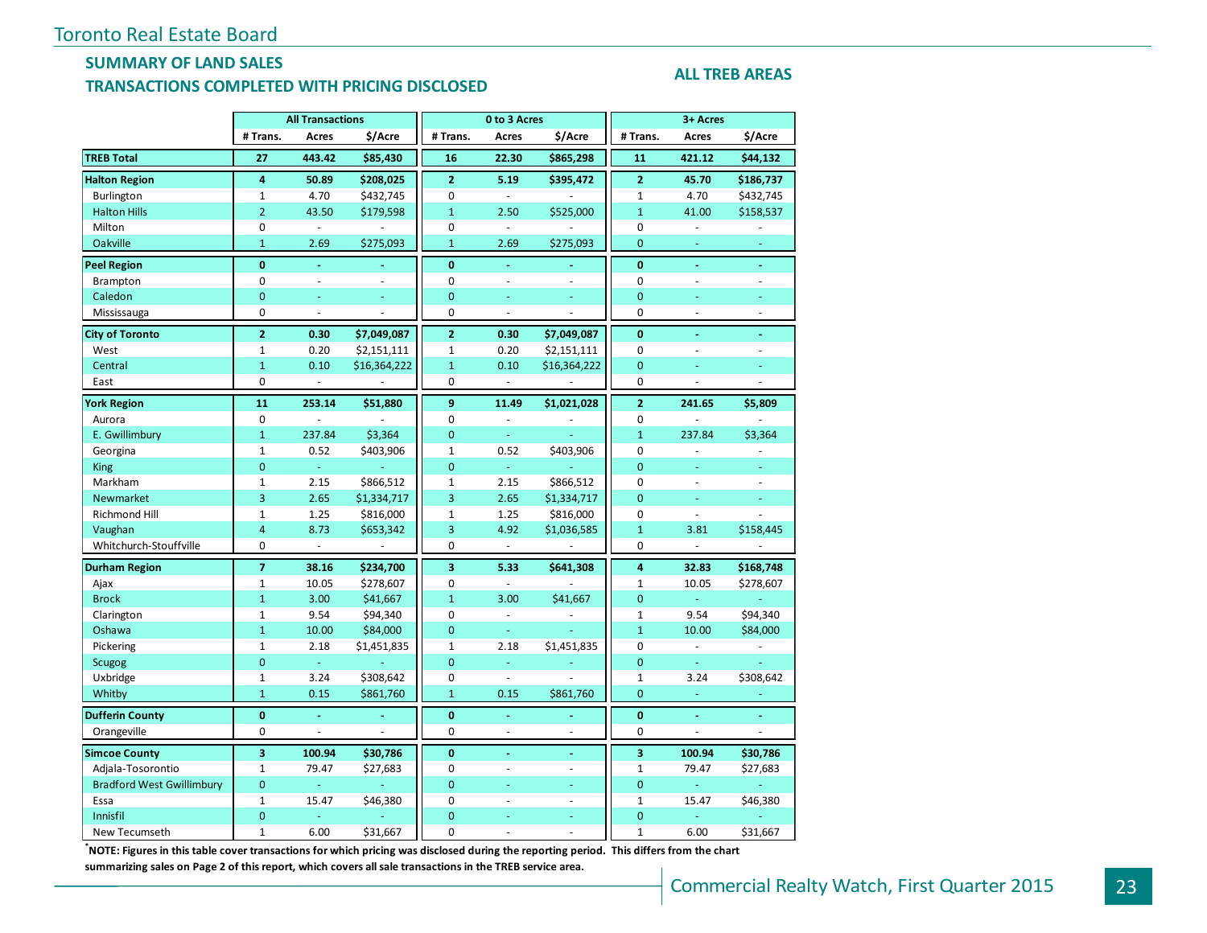## SUMMARY OF LAND SALES

## TRANSACTIONS COMPLETED WITH PRICING DISCLOSED

**ALL TREB AREAS**

| | All Transactions | | | 0 to 3 Acres | | | 3+ Acres | | |
|---|---|---|---|---|---|---|---|---|---|
| | # Trans. | Acres | $/Acre | # Trans. | Acres | $/Acre | # Trans. | Acres | $/Acre |
| **TREB Total** | **27** | **443.42** | **$85,430** | **16** | **22.30** | **$865,298** | **11** | **421.12** | **$44,132** |
| **Halton Region** | **4** | **50.89** | **$208,025** | **2** | **5.19** | **$395,472** | **2** | **45.70** | **$186,737** |
| Burlington | 1 | 4.70 | $432,745 | 0 | - | - | 1 | 4.70 | $432,745 |
| Halton Hills | 2 | 43.50 | $179,598 | 1 | 2.50 | $525,000 | 1 | 41.00 | $158,537 |
| Milton | 0 | - | - | 0 | - | - | 0 | - | - |
| Oakville | 1 | 2.69 | $275,093 | 1 | 2.69 | $275,093 | 0 | - | - |
| **Peel Region** | **0** | **-** | **-** | **0** | **-** | **-** | **0** | **-** | **-** |
| Brampton | 0 | - | - | 0 | - | - | 0 | - | - |
| Caledon | 0 | - | - | 0 | - | - | 0 | - | - |
| Mississauga | 0 | - | - | 0 | - | - | 0 | - | - |
| **City of Toronto** | **2** | **0.30** | **$7,049,087** | **2** | **0.30** | **$7,049,087** | **0** | **-** | **-** |
| West | 1 | 0.20 | $2,151,111 | 1 | 0.20 | $2,151,111 | 0 | - | - |
| Central | 1 | 0.10 | $16,364,222 | 1 | 0.10 | $16,364,222 | 0 | - | - |
| East | 0 | - | - | 0 | - | - | 0 | - | - |
| **York Region** | **11** | **253.14** | **$51,880** | **9** | **11.49** | **$1,021,028** | **2** | **241.65** | **$5,809** |
| Aurora | 0 | - | - | 0 | - | - | 0 | - | - |
| E. Gwillimbury | 1 | 237.84 | $3,364 | 0 | - | - | 1 | 237.84 | $3,364 |
| Georgina | 1 | 0.52 | $403,906 | 1 | 0.52 | $403,906 | 0 | - | - |
| King | 0 | - | - | 0 | - | - | 0 | - | - |
| Markham | 1 | 2.15 | $866,512 | 1 | 2.15 | $866,512 | 0 | - | - |
| Newmarket | 3 | 2.65 | $1,334,717 | 3 | 2.65 | $1,334,717 | 0 | - | - |
| Richmond Hill | 1 | 1.25 | $816,000 | 1 | 1.25 | $816,000 | 0 | - | - |
| Vaughan | 4 | 8.73 | $653,342 | 3 | 4.92 | $1,036,585 | 1 | 3.81 | $158,445 |
| Whitchurch-Stouffville | 0 | - | - | 0 | - | - | 0 | - | - |
| **Durham Region** | **7** | **38.16** | **$234,700** | **3** | **5.33** | **$641,308** | **4** | **32.83** | **$168,748** |
| Ajax | 1 | 10.05 | $278,607 | 0 | - | - | 1 | 10.05 | $278,607 |
| Brock | 1 | 3.00 | $41,667 | 1 | 3.00 | $41,667 | 0 | - | - |
| Clarington | 1 | 9.54 | $94,340 | 0 | - | - | 1 | 9.54 | $94,340 |
| Oshawa | 1 | 10.00 | $84,000 | 0 | - | - | 1 | 10.00 | $84,000 |
| Pickering | 1 | 2.18 | $1,451,835 | 1 | 2.18 | $1,451,835 | 0 | - | - |
| Scugog | 0 | - | - | 0 | - | - | 0 | - | - |
| Uxbridge | 1 | 3.24 | $308,642 | 0 | - | - | 1 | 3.24 | $308,642 |
| Whitby | 1 | 0.15 | $861,760 | 1 | 0.15 | $861,760 | 0 | - | - |
| **Dufferin County** | **0** | **-** | **-** | **0** | **-** | **-** | **0** | **-** | **-** |
| Orangeville | 0 | - | - | 0 | - | - | 0 | - | - |
| **Simcoe County** | **3** | **100.94** | **$30,786** | **0** | **-** | **-** | **3** | **100.94** | **$30,786** |
| Adjala-Tosorontio | 1 | 79.47 | $27,683 | 0 | - | - | 1 | 79.47 | $27,683 |
| Bradford West Gwillimbury | 0 | - | - | 0 | - | - | 0 | - | - |
| Essa | 1 | 15.47 | $46,380 | 0 | - | - | 1 | 15.47 | $46,380 |
| Innisfil | 0 | - | - | 0 | - | - | 0 | - | - |
| New Tecumseth | 1 | 6.00 | $31,667 | 0 | - | - | 1 | 6.00 | $31,667 |

**\*NOTE: Figures in this table cover transactions for which pricing was disclosed during the reporting period. This differs from the chart summarizing sales on Page 2 of this report, which covers all sale transactions in the TREB service area.**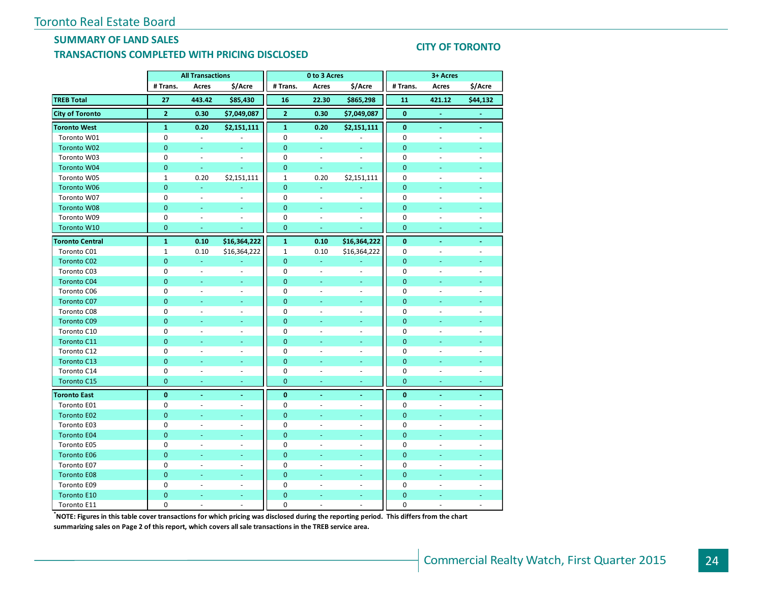Toronto Real Estate Board

## SUMMARY OF LAND SALES
## TRANSACTIONS COMPLETED WITH PRICING DISCLOSED

**CITY OF TORONTO**

| | All Transactions | | | 0 to 3 Acres | | | 3+ Acres | | |
|---|---|---|---|---|---|---|---|---|---|
| | # Trans. | Acres | $/Acre | # Trans. | Acres | $/Acre | # Trans. | Acres | $/Acre |
| **TREB Total** | **27** | **443.42** | **$85,430** | **16** | **22.30** | **$865,298** | **11** | **421.12** | **$44,132** |
| **City of Toronto** | **2** | **0.30** | **$7,049,087** | **2** | **0.30** | **$7,049,087** | **0** | **-** | **-** |
| **Toronto West** | **1** | **0.20** | **$2,151,111** | **1** | **0.20** | **$2,151,111** | **0** | **-** | **-** |
| Toronto W01 | 0 | - | - | 0 | - | - | 0 | - | - |
| Toronto W02 | 0 | - | - | 0 | - | - | 0 | - | - |
| Toronto W03 | 0 | - | - | 0 | - | - | 0 | - | - |
| Toronto W04 | 0 | - | - | 0 | - | - | 0 | - | - |
| Toronto W05 | 1 | 0.20 | $2,151,111 | 1 | 0.20 | $2,151,111 | 0 | - | - |
| Toronto W06 | 0 | - | - | 0 | - | - | 0 | - | - |
| Toronto W07 | 0 | - | - | 0 | - | - | 0 | - | - |
| Toronto W08 | 0 | - | - | 0 | - | - | 0 | - | - |
| Toronto W09 | 0 | - | - | 0 | - | - | 0 | - | - |
| Toronto W10 | 0 | - | - | 0 | - | - | 0 | - | - |
| **Toronto Central** | **1** | **0.10** | **$16,364,222** | **1** | **0.10** | **$16,364,222** | **0** | **-** | **-** |
| Toronto C01 | 1 | 0.10 | $16,364,222 | 1 | 0.10 | $16,364,222 | 0 | - | - |
| Toronto C02 | 0 | - | - | 0 | - | - | 0 | - | - |
| Toronto C03 | 0 | - | - | 0 | - | - | 0 | - | - |
| Toronto C04 | 0 | - | - | 0 | - | - | 0 | - | - |
| Toronto C06 | 0 | - | - | 0 | - | - | 0 | - | - |
| Toronto C07 | 0 | - | - | 0 | - | - | 0 | - | - |
| Toronto C08 | 0 | - | - | 0 | - | - | 0 | - | - |
| Toronto C09 | 0 | - | - | 0 | - | - | 0 | - | - |
| Toronto C10 | 0 | - | - | 0 | - | - | 0 | - | - |
| Toronto C11 | 0 | - | - | 0 | - | - | 0 | - | - |
| Toronto C12 | 0 | - | - | 0 | - | - | 0 | - | - |
| Toronto C13 | 0 | - | - | 0 | - | - | 0 | - | - |
| Toronto C14 | 0 | - | - | 0 | - | - | 0 | - | - |
| Toronto C15 | 0 | - | - | 0 | - | - | 0 | - | - |
| **Toronto East** | **0** | **-** | **-** | **0** | **-** | **-** | **0** | **-** | **-** |
| Toronto E01 | 0 | - | - | 0 | - | - | 0 | - | - |
| Toronto E02 | 0 | - | - | 0 | - | - | 0 | - | - |
| Toronto E03 | 0 | - | - | 0 | - | - | 0 | - | - |
| Toronto E04 | 0 | - | - | 0 | - | - | 0 | - | - |
| Toronto E05 | 0 | - | - | 0 | - | - | 0 | - | - |
| Toronto E06 | 0 | - | - | 0 | - | - | 0 | - | - |
| Toronto E07 | 0 | - | - | 0 | - | - | 0 | - | - |
| Toronto E08 | 0 | - | - | 0 | - | - | 0 | - | - |
| Toronto E09 | 0 | - | - | 0 | - | - | 0 | - | - |
| Toronto E10 | 0 | - | - | 0 | - | - | 0 | - | - |
| Toronto E11 | 0 | - | - | 0 | - | - | 0 | - | - |

*NOTE: Figures in this table cover transactions for which pricing was disclosed during the reporting period. This differs from the chart summarizing sales on Page 2 of this report, which covers all sale transactions in the TREB service area.**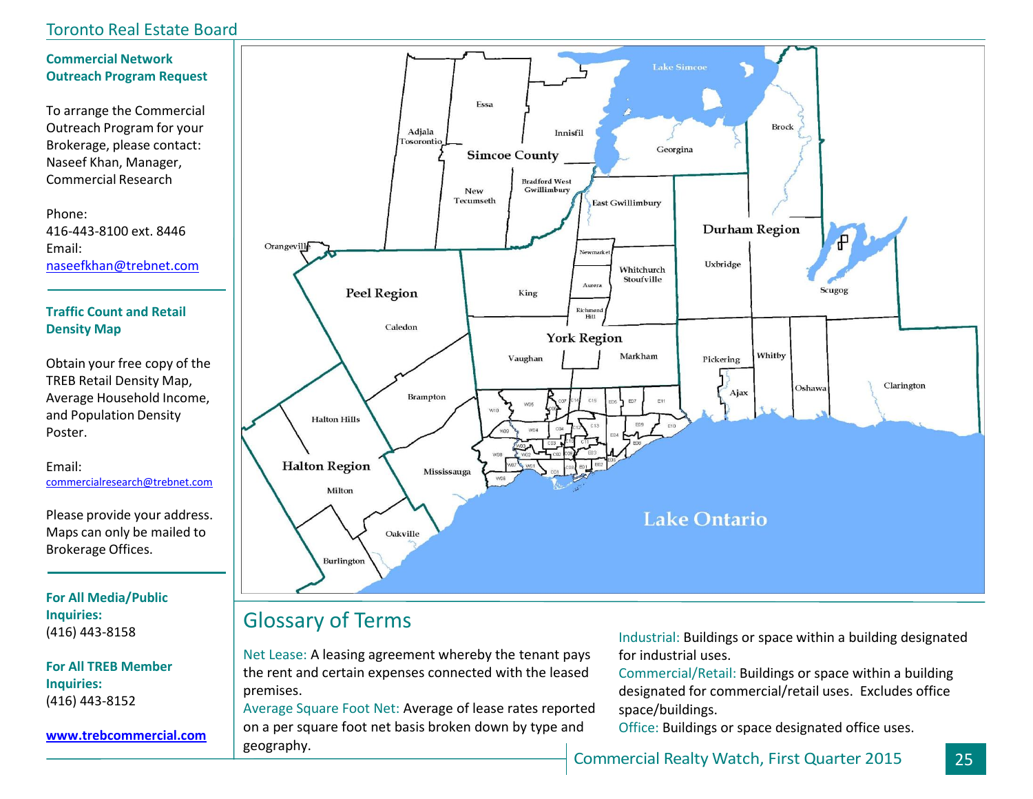## Commercial Network Outreach Program Request

To arrange the Commercial Outreach Program for your Brokerage, please contact: Naseef Khan, Manager, Commercial Research

Phone:
416-443-8100 ext. 8446
Email:
naseefkhan@trebnet.com

## Traffic Count and Retail Density Map

Obtain your free copy of the TREB Retail Density Map, Average Household Income, and Population Density Poster.

Email:
commercialresearch@trebnet.com

Please provide your address. Maps can only be mailed to Brokerage Offices.

**For All Media/Public Inquiries:**
(416) 443-8158

**For All TREB Member Inquiries:**
(416) 443-8152

**www.trebcommercial.com**

Lake Simcoe
Essa
Adjala Tosorontio
Innisfil
Brock
Simcoe County
Georgina
Bradford West Gwillimbury
New Tecumseth
East Gwillimbury
Durham Region
Orangeville
Newmarket
Whitchurch Stoufville
Uxbridge
Peel Region
King
Aurora
Scugog
Richmond Hill
Caledon
York Region
Vaughan
Markham
Pickering
Whitby
Ajax
Oshawa
Clarington
Brampton
Halton Hills
Halton Region
Mississauga
Milton
Oakville
Burlington
Lake Ontario
W10 W05 C07 C14 C15 E05 E07 E11 C06 W09 W04 C04 C12 C13 E09 E10 E04 W03 C03 C10 C11 E08 W08 W02 C02 C09 E03 E06 W07 W01 C01 C08 E01 E02 W06

# Glossary of Terms

Net Lease: A leasing agreement whereby the tenant pays the rent and certain expenses connected with the leased premises.

Average Square Foot Net: Average of lease rates reported on a per square foot net basis broken down by type and geography.

Industrial: Buildings or space within a building designated for industrial uses.

Commercial/Retail: Buildings or space within a building designated for commercial/retail uses. Excludes office space/buildings.

Office: Buildings or space designated office uses.